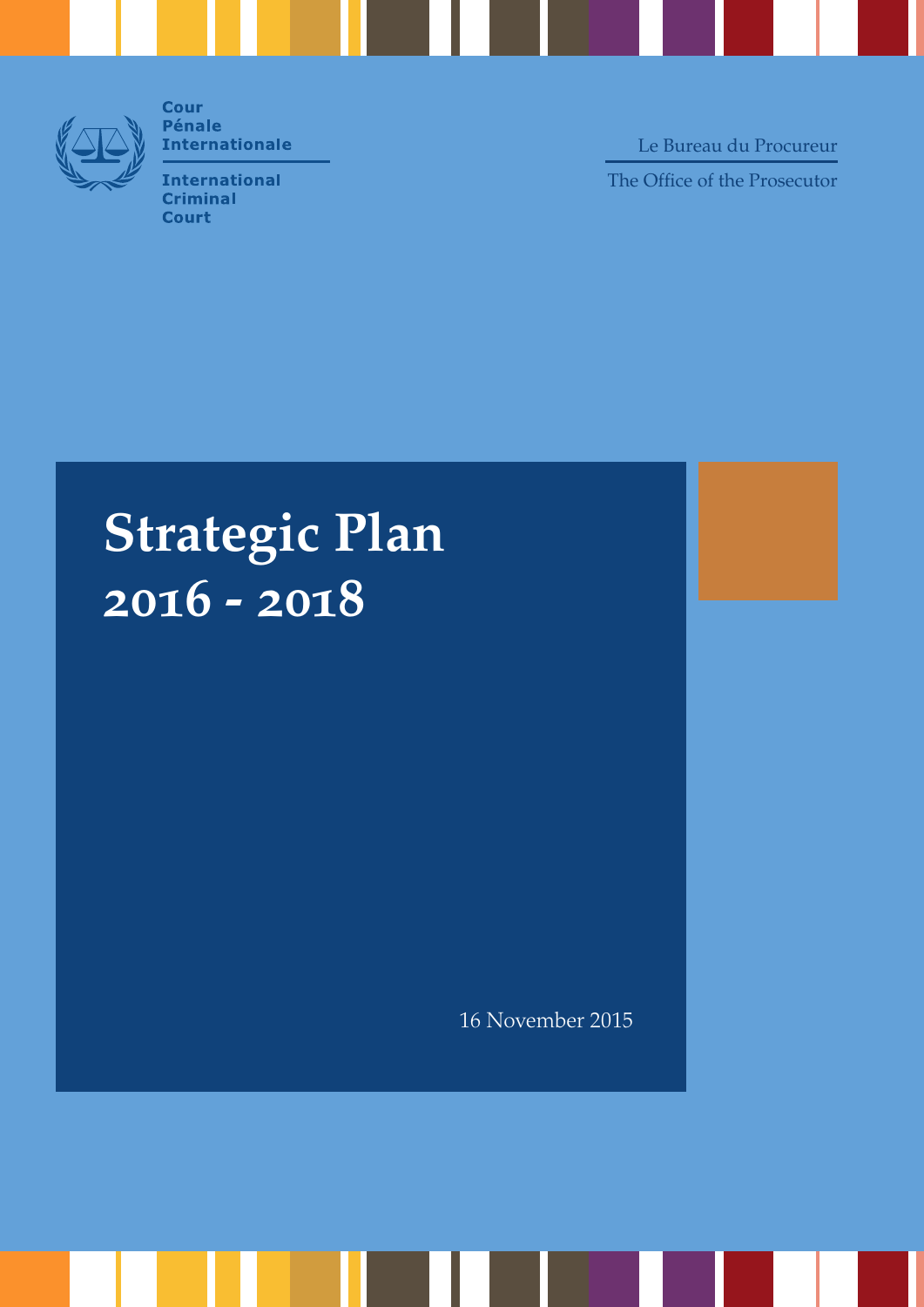Cour
Pénale
Internationale

International
Criminal
Court

Le Bureau du Procureur

The Office of the Prosecutor

# Strategic Plan 2016 - 2018

16 November 2015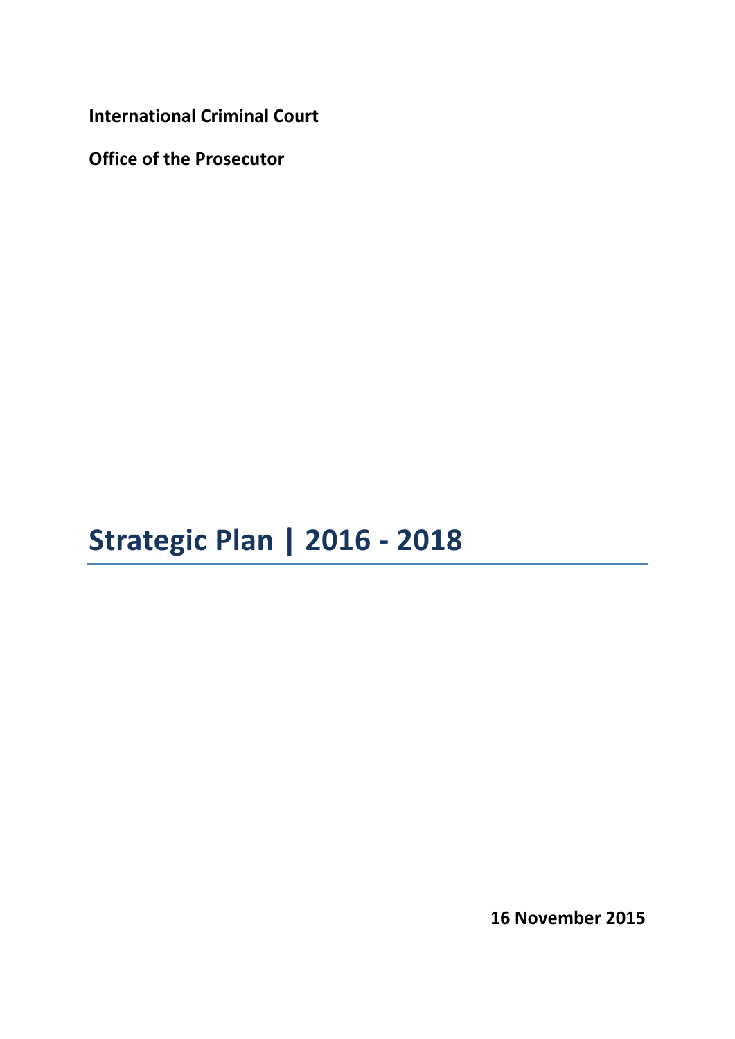**International Criminal Court**

**Office of the Prosecutor**

# Strategic Plan | 2016 - 2018

**16 November 2015**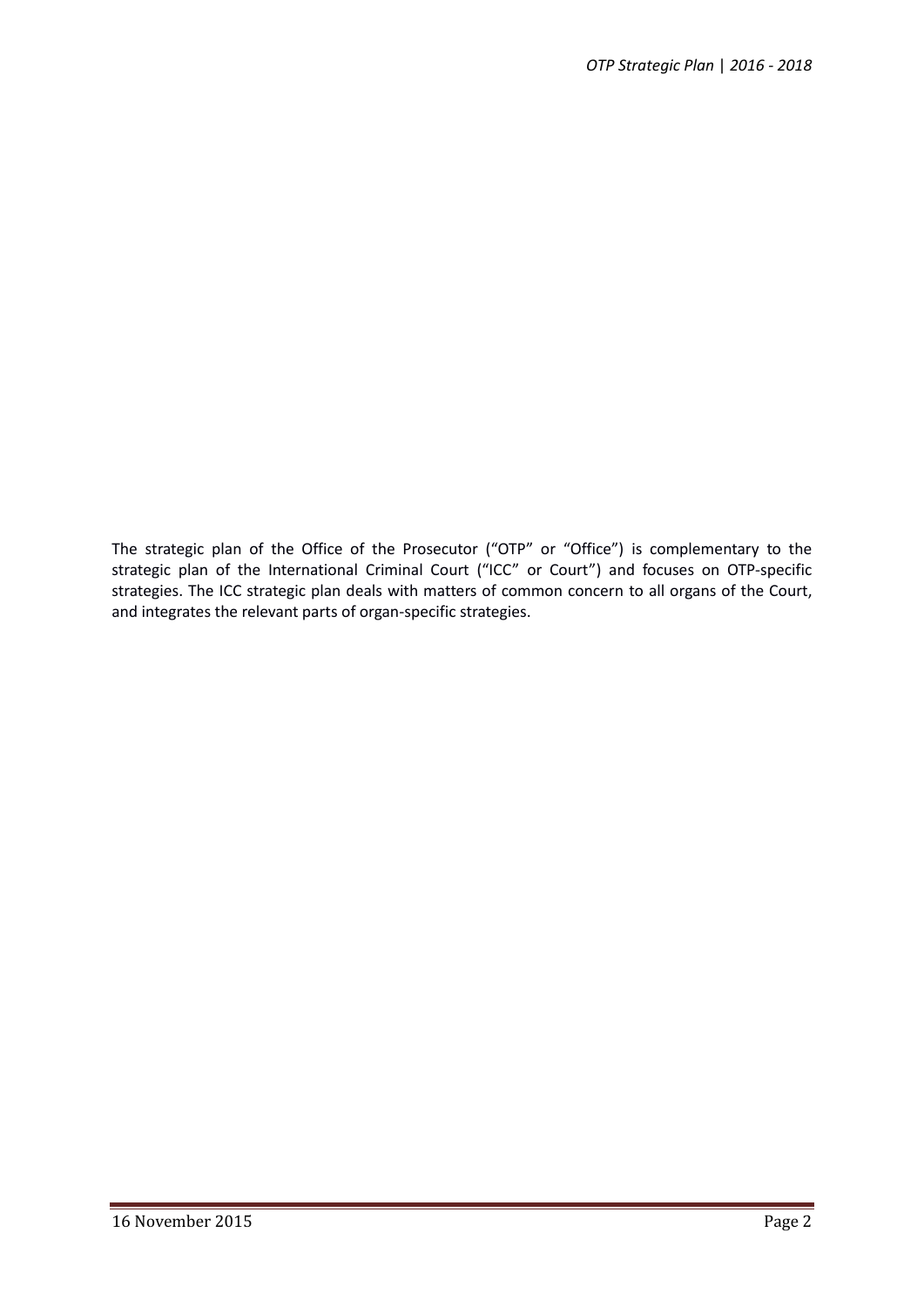The strategic plan of the Office of the Prosecutor ("OTP" or "Office") is complementary to the strategic plan of the International Criminal Court ("ICC" or Court") and focuses on OTP-specific strategies. The ICC strategic plan deals with matters of common concern to all organs of the Court, and integrates the relevant parts of organ-specific strategies.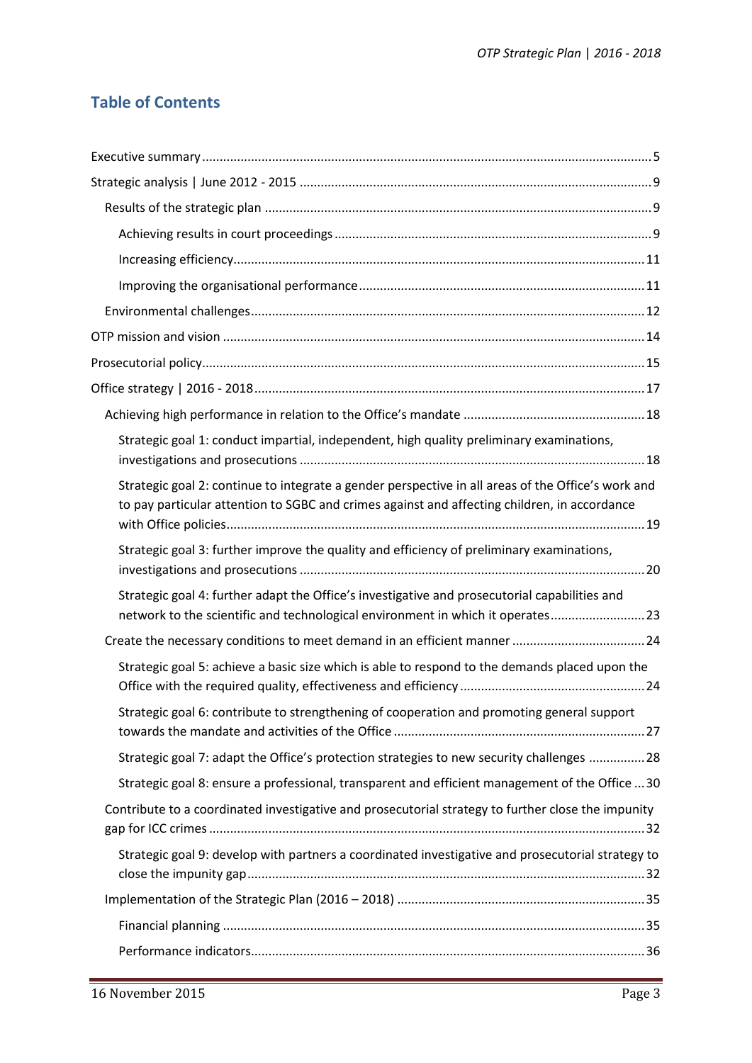## Table of Contents

- Executive summary ..... 5
- Strategic analysis | June 2012 - 2015 ..... 9
  - Results of the strategic plan ..... 9
    - Achieving results in court proceedings ..... 9
    - Increasing efficiency ..... 11
    - Improving the organisational performance ..... 11
  - Environmental challenges ..... 12
- OTP mission and vision ..... 14
- Prosecutorial policy ..... 15
- Office strategy | 2016 - 2018 ..... 17
  - Achieving high performance in relation to the Office's mandate ..... 18
    - Strategic goal 1: conduct impartial, independent, high quality preliminary examinations, investigations and prosecutions ..... 18
    - Strategic goal 2: continue to integrate a gender perspective in all areas of the Office's work and to pay particular attention to SGBC and crimes against and affecting children, in accordance with Office policies ..... 19
    - Strategic goal 3: further improve the quality and efficiency of preliminary examinations, investigations and prosecutions ..... 20
    - Strategic goal 4: further adapt the Office's investigative and prosecutorial capabilities and network to the scientific and technological environment in which it operates ..... 23
  - Create the necessary conditions to meet demand in an efficient manner ..... 24
    - Strategic goal 5: achieve a basic size which is able to respond to the demands placed upon the Office with the required quality, effectiveness and efficiency ..... 24
    - Strategic goal 6: contribute to strengthening of cooperation and promoting general support towards the mandate and activities of the Office ..... 27
    - Strategic goal 7: adapt the Office's protection strategies to new security challenges ..... 28
    - Strategic goal 8: ensure a professional, transparent and efficient management of the Office ..... 30
  - Contribute to a coordinated investigative and prosecutorial strategy to further close the impunity gap for ICC crimes ..... 32
    - Strategic goal 9: develop with partners a coordinated investigative and prosecutorial strategy to close the impunity gap ..... 32
  - Implementation of the Strategic Plan (2016 – 2018) ..... 35
    - Financial planning ..... 35
    - Performance indicators ..... 36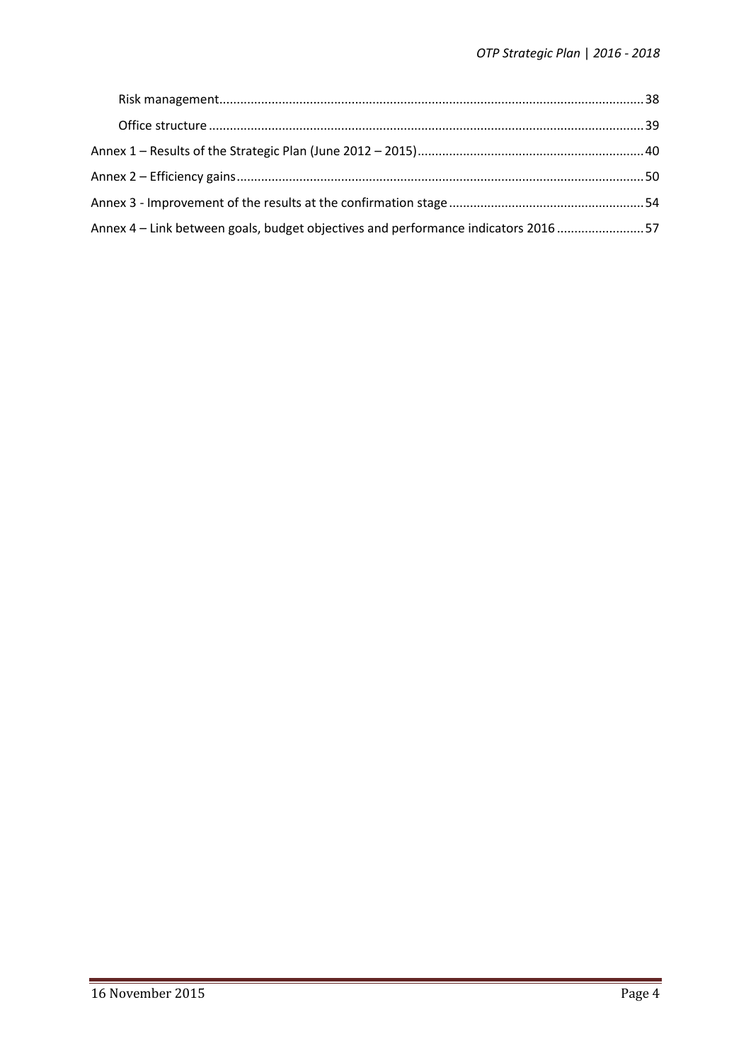Risk management ........................................................................................................................ 38

Office structure ........................................................................................................................... 39

Annex 1 – Results of the Strategic Plan (June 2012 – 2015) ................................................................. 40

Annex 2 – Efficiency gains .................................................................................................................... 50

Annex 3 - Improvement of the results at the confirmation stage ........................................................ 54

Annex 4 – Link between goals, budget objectives and performance indicators 2016 ......................... 57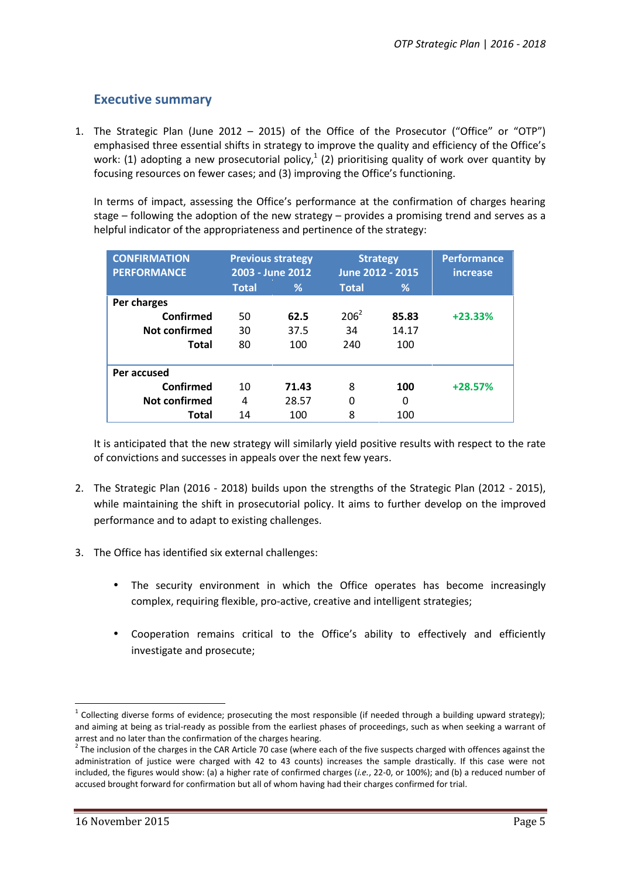## Executive summary

1. The Strategic Plan (June 2012 – 2015) of the Office of the Prosecutor ("Office" or "OTP") emphasised three essential shifts in strategy to improve the quality and efficiency of the Office's work: (1) adopting a new prosecutorial policy,[1] (2) prioritising quality of work over quantity by focusing resources on fewer cases; and (3) improving the Office's functioning.

   In terms of impact, assessing the Office's performance at the confirmation of charges hearing stage – following the adoption of the new strategy – provides a promising trend and serves as a helpful indicator of the appropriateness and pertinence of the strategy:

| CONFIRMATION PERFORMANCE | Previous strategy 2003 - June 2012 | | Strategy June 2012 - 2015 | | Performance increase |
|---|---|---|---|---|---|
| | Total | % | Total | % | |
| **Per charges** | | | | | |
| **Confirmed** | 50 | **62.5** | 206[2] | **85.83** | **+23.33%** |
| **Not confirmed** | 30 | 37.5 | 34 | 14.17 | |
| **Total** | 80 | 100 | 240 | 100 | |
| **Per accused** | | | | | |
| **Confirmed** | 10 | **71.43** | 8 | **100** | **+28.57%** |
| **Not confirmed** | 4 | 28.57 | 0 | 0 | |
| **Total** | 14 | 100 | 8 | 100 | |

   It is anticipated that the new strategy will similarly yield positive results with respect to the rate of convictions and successes in appeals over the next few years.

2. The Strategic Plan (2016 - 2018) builds upon the strengths of the Strategic Plan (2012 - 2015), while maintaining the shift in prosecutorial policy. It aims to further develop on the improved performance and to adapt to existing challenges.

3. The Office has identified six external challenges:

   - The security environment in which the Office operates has become increasingly complex, requiring flexible, pro-active, creative and intelligent strategies;

   - Cooperation remains critical to the Office's ability to effectively and efficiently investigate and prosecute;

---

[1] Collecting diverse forms of evidence; prosecuting the most responsible (if needed through a building upward strategy); and aiming at being as trial-ready as possible from the earliest phases of proceedings, such as when seeking a warrant of arrest and no later than the confirmation of the charges hearing.

[2] The inclusion of the charges in the CAR Article 70 case (where each of the five suspects charged with offences against the administration of justice were charged with 42 to 43 counts) increases the sample drastically. If this case were not included, the figures would show: (a) a higher rate of confirmed charges (*i.e.*, 22-0, or 100%); and (b) a reduced number of accused brought forward for confirmation but all of whom having had their charges confirmed for trial.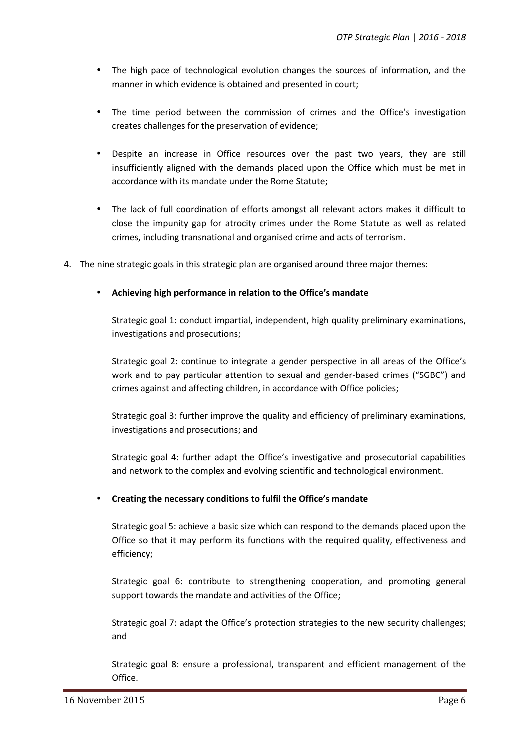- The high pace of technological evolution changes the sources of information, and the manner in which evidence is obtained and presented in court;

- The time period between the commission of crimes and the Office's investigation creates challenges for the preservation of evidence;

- Despite an increase in Office resources over the past two years, they are still insufficiently aligned with the demands placed upon the Office which must be met in accordance with its mandate under the Rome Statute;

- The lack of full coordination of efforts amongst all relevant actors makes it difficult to close the impunity gap for atrocity crimes under the Rome Statute as well as related crimes, including transnational and organised crime and acts of terrorism.

4. The nine strategic goals in this strategic plan are organised around three major themes:

   - **Achieving high performance in relation to the Office's mandate**

     Strategic goal 1: conduct impartial, independent, high quality preliminary examinations, investigations and prosecutions;

     Strategic goal 2: continue to integrate a gender perspective in all areas of the Office's work and to pay particular attention to sexual and gender-based crimes ("SGBC") and crimes against and affecting children, in accordance with Office policies;

     Strategic goal 3: further improve the quality and efficiency of preliminary examinations, investigations and prosecutions; and

     Strategic goal 4: further adapt the Office's investigative and prosecutorial capabilities and network to the complex and evolving scientific and technological environment.

   - **Creating the necessary conditions to fulfil the Office's mandate**

     Strategic goal 5: achieve a basic size which can respond to the demands placed upon the Office so that it may perform its functions with the required quality, effectiveness and efficiency;

     Strategic goal 6: contribute to strengthening cooperation, and promoting general support towards the mandate and activities of the Office;

     Strategic goal 7: adapt the Office's protection strategies to the new security challenges; and

     Strategic goal 8: ensure a professional, transparent and efficient management of the Office.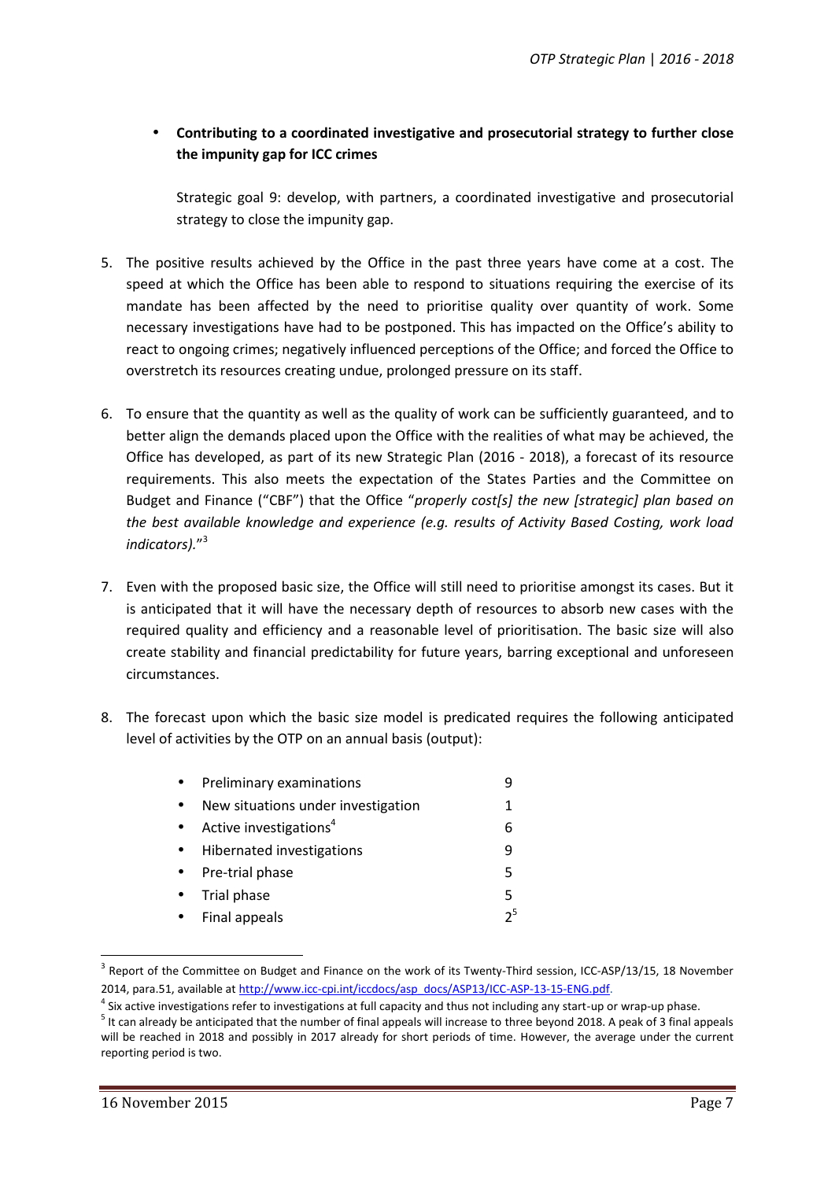- **Contributing to a coordinated investigative and prosecutorial strategy to further close the impunity gap for ICC crimes**

  Strategic goal 9: develop, with partners, a coordinated investigative and prosecutorial strategy to close the impunity gap.

5. The positive results achieved by the Office in the past three years have come at a cost. The speed at which the Office has been able to respond to situations requiring the exercise of its mandate has been affected by the need to prioritise quality over quantity of work. Some necessary investigations have had to be postponed. This has impacted on the Office's ability to react to ongoing crimes; negatively influenced perceptions of the Office; and forced the Office to overstretch its resources creating undue, prolonged pressure on its staff.

6. To ensure that the quantity as well as the quality of work can be sufficiently guaranteed, and to better align the demands placed upon the Office with the realities of what may be achieved, the Office has developed, as part of its new Strategic Plan (2016 - 2018), a forecast of its resource requirements. This also meets the expectation of the States Parties and the Committee on Budget and Finance ("CBF") that the Office "*properly cost[s] the new [strategic] plan based on the best available knowledge and experience (e.g. results of Activity Based Costing, work load indicators).*"[3]

7. Even with the proposed basic size, the Office will still need to prioritise amongst its cases. But it is anticipated that it will have the necessary depth of resources to absorb new cases with the required quality and efficiency and a reasonable level of prioritisation. The basic size will also create stability and financial predictability for future years, barring exceptional and unforeseen circumstances.

8. The forecast upon which the basic size model is predicated requires the following anticipated level of activities by the OTP on an annual basis (output):

| | |
|---|---|
| • Preliminary examinations | 9 |
| • New situations under investigation | 1 |
| • Active investigations[4] | 6 |
| • Hibernated investigations | 9 |
| • Pre-trial phase | 5 |
| • Trial phase | 5 |
| • Final appeals | 2[5] |

---

[3] Report of the Committee on Budget and Finance on the work of its Twenty-Third session, ICC-ASP/13/15, 18 November 2014, para.51, available at http://www.icc-cpi.int/iccdocs/asp_docs/ASP13/ICC-ASP-13-15-ENG.pdf.

[4] Six active investigations refer to investigations at full capacity and thus not including any start-up or wrap-up phase.

[5] It can already be anticipated that the number of final appeals will increase to three beyond 2018. A peak of 3 final appeals will be reached in 2018 and possibly in 2017 already for short periods of time. However, the average under the current reporting period is two.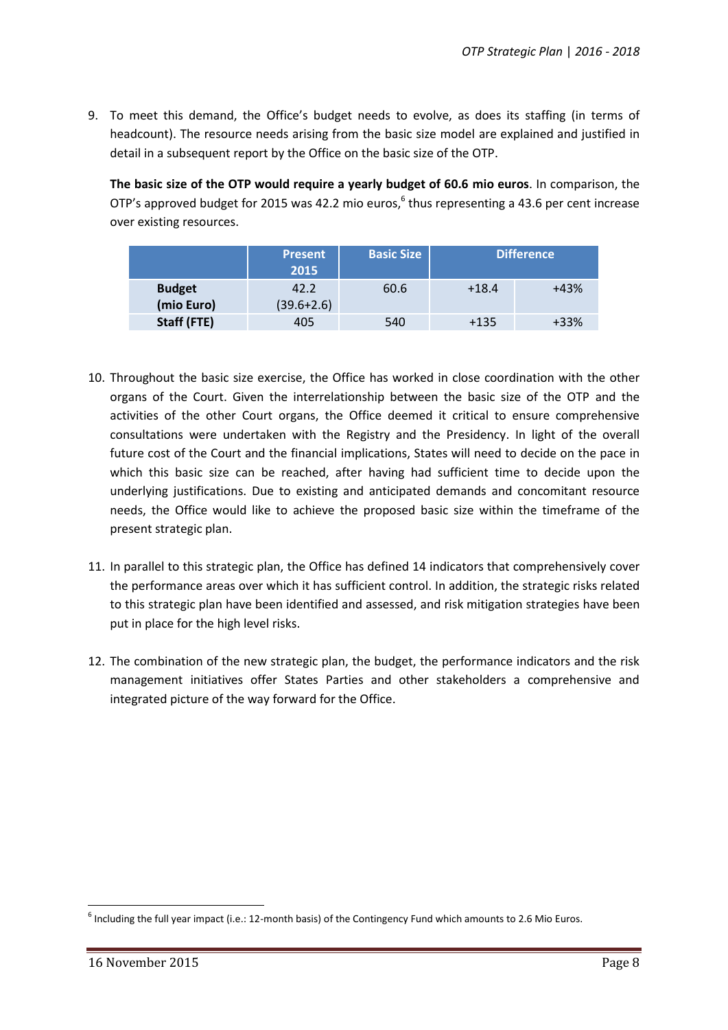9. To meet this demand, the Office's budget needs to evolve, as does its staffing (in terms of headcount). The resource needs arising from the basic size model are explained and justified in detail in a subsequent report by the Office on the basic size of the OTP.

   **The basic size of the OTP would require a yearly budget of 60.6 mio euros**. In comparison, the OTP's approved budget for 2015 was 42.2 mio euros,[6] thus representing a 43.6 per cent increase over existing resources.

| | Present 2015 | Basic Size | Difference | |
|---|---|---|---|---|
| **Budget (mio Euro)** | 42.2 (39.6+2.6) | 60.6 | +18.4 | +43% |
| **Staff (FTE)** | 405 | 540 | +135 | +33% |

10. Throughout the basic size exercise, the Office has worked in close coordination with the other organs of the Court. Given the interrelationship between the basic size of the OTP and the activities of the other Court organs, the Office deemed it critical to ensure comprehensive consultations were undertaken with the Registry and the Presidency. In light of the overall future cost of the Court and the financial implications, States will need to decide on the pace in which this basic size can be reached, after having had sufficient time to decide upon the underlying justifications. Due to existing and anticipated demands and concomitant resource needs, the Office would like to achieve the proposed basic size within the timeframe of the present strategic plan.

11. In parallel to this strategic plan, the Office has defined 14 indicators that comprehensively cover the performance areas over which it has sufficient control. In addition, the strategic risks related to this strategic plan have been identified and assessed, and risk mitigation strategies have been put in place for the high level risks.

12. The combination of the new strategic plan, the budget, the performance indicators and the risk management initiatives offer States Parties and other stakeholders a comprehensive and integrated picture of the way forward for the Office.

[6] Including the full year impact (i.e.: 12-month basis) of the Contingency Fund which amounts to 2.6 Mio Euros.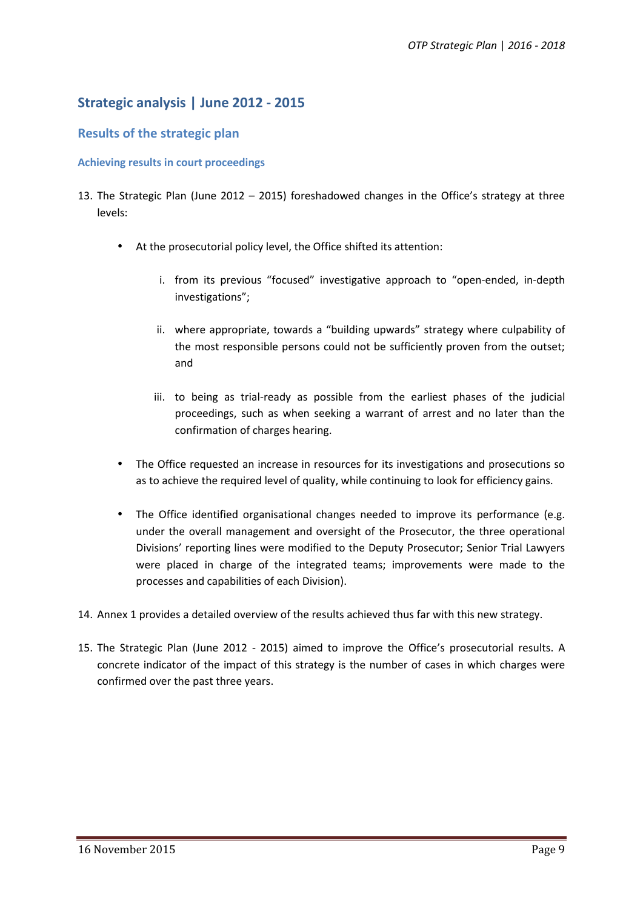## Strategic analysis | June 2012 - 2015

### Results of the strategic plan

#### Achieving results in court proceedings

13. The Strategic Plan (June 2012 – 2015) foreshadowed changes in the Office's strategy at three levels:

    - At the prosecutorial policy level, the Office shifted its attention:

        i. from its previous "focused" investigative approach to "open-ended, in-depth investigations";

        ii. where appropriate, towards a "building upwards" strategy where culpability of the most responsible persons could not be sufficiently proven from the outset; and

        iii. to being as trial-ready as possible from the earliest phases of the judicial proceedings, such as when seeking a warrant of arrest and no later than the confirmation of charges hearing.

    - The Office requested an increase in resources for its investigations and prosecutions so as to achieve the required level of quality, while continuing to look for efficiency gains.

    - The Office identified organisational changes needed to improve its performance (e.g. under the overall management and oversight of the Prosecutor, the three operational Divisions' reporting lines were modified to the Deputy Prosecutor; Senior Trial Lawyers were placed in charge of the integrated teams; improvements were made to the processes and capabilities of each Division).

14. Annex 1 provides a detailed overview of the results achieved thus far with this new strategy.

15. The Strategic Plan (June 2012 - 2015) aimed to improve the Office's prosecutorial results. A concrete indicator of the impact of this strategy is the number of cases in which charges were confirmed over the past three years.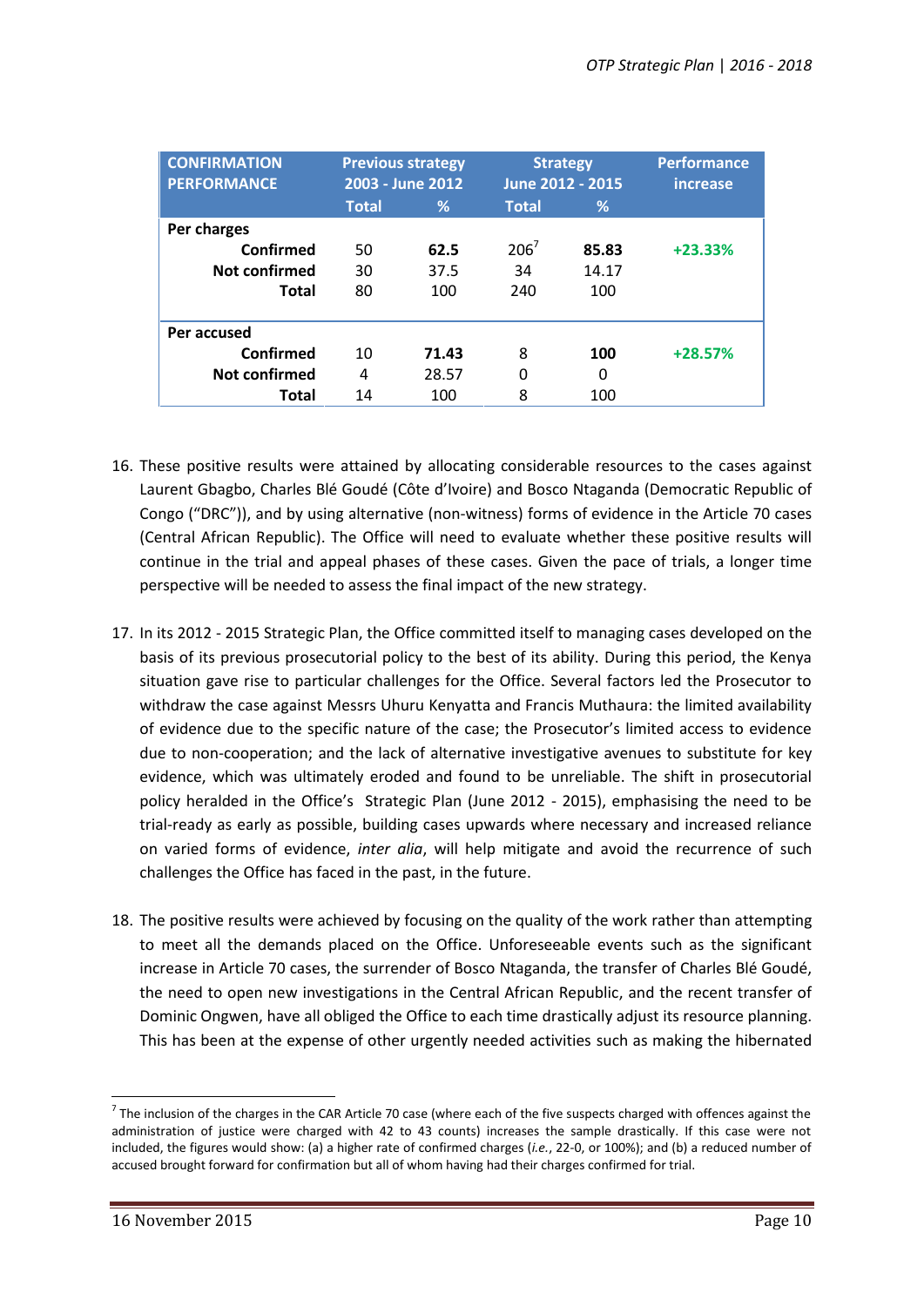| CONFIRMATION PERFORMANCE | Previous strategy 2003 - June 2012 | | Strategy June 2012 - 2015 | | Performance increase |
|---|---|---|---|---|---|
| | Total | % | Total | % | |
| **Per charges** | | | | | |
| **Confirmed** | 50 | **62.5** | 206[7] | **85.83** | **+23.33%** |
| **Not confirmed** | 30 | 37.5 | 34 | 14.17 | |
| **Total** | 80 | 100 | 240 | 100 | |
| **Per accused** | | | | | |
| **Confirmed** | 10 | **71.43** | 8 | **100** | **+28.57%** |
| **Not confirmed** | 4 | 28.57 | 0 | 0 | |
| **Total** | 14 | 100 | 8 | 100 | |

16. These positive results were attained by allocating considerable resources to the cases against Laurent Gbagbo, Charles Blé Goudé (Côte d'Ivoire) and Bosco Ntaganda (Democratic Republic of Congo ("DRC")), and by using alternative (non-witness) forms of evidence in the Article 70 cases (Central African Republic). The Office will need to evaluate whether these positive results will continue in the trial and appeal phases of these cases. Given the pace of trials, a longer time perspective will be needed to assess the final impact of the new strategy.

17. In its 2012 - 2015 Strategic Plan, the Office committed itself to managing cases developed on the basis of its previous prosecutorial policy to the best of its ability. During this period, the Kenya situation gave rise to particular challenges for the Office. Several factors led the Prosecutor to withdraw the case against Messrs Uhuru Kenyatta and Francis Muthaura: the limited availability of evidence due to the specific nature of the case; the Prosecutor's limited access to evidence due to non-cooperation; and the lack of alternative investigative avenues to substitute for key evidence, which was ultimately eroded and found to be unreliable. The shift in prosecutorial policy heralded in the Office's Strategic Plan (June 2012 - 2015), emphasising the need to be trial-ready as early as possible, building cases upwards where necessary and increased reliance on varied forms of evidence, *inter alia*, will help mitigate and avoid the recurrence of such challenges the Office has faced in the past, in the future.

18. The positive results were achieved by focusing on the quality of the work rather than attempting to meet all the demands placed on the Office. Unforeseeable events such as the significant increase in Article 70 cases, the surrender of Bosco Ntaganda, the transfer of Charles Blé Goudé, the need to open new investigations in the Central African Republic, and the recent transfer of Dominic Ongwen, have all obliged the Office to each time drastically adjust its resource planning. This has been at the expense of other urgently needed activities such as making the hibernated

[7] The inclusion of the charges in the CAR Article 70 case (where each of the five suspects charged with offences against the administration of justice were charged with 42 to 43 counts) increases the sample drastically. If this case were not included, the figures would show: (a) a higher rate of confirmed charges (*i.e.*, 22-0, or 100%); and (b) a reduced number of accused brought forward for confirmation but all of whom having had their charges confirmed for trial.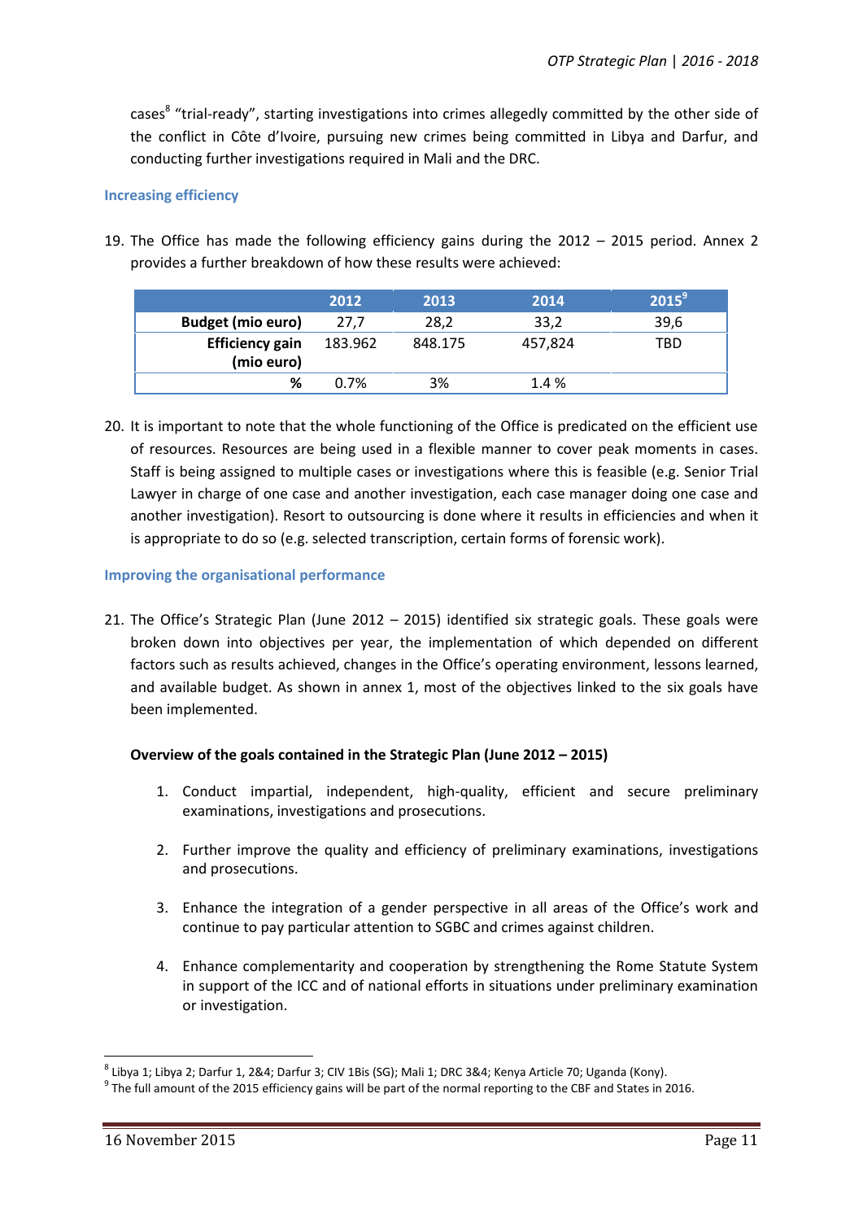cases[8] "trial-ready", starting investigations into crimes allegedly committed by the other side of the conflict in Côte d'Ivoire, pursuing new crimes being committed in Libya and Darfur, and conducting further investigations required in Mali and the DRC.

### Increasing efficiency

19. The Office has made the following efficiency gains during the 2012 – 2015 period. Annex 2 provides a further breakdown of how these results were achieved:

| | 2012 | 2013 | 2014 | 2015[9] |
|---|---|---|---|---|
| **Budget (mio euro)** | 27,7 | 28,2 | 33,2 | 39,6 |
| **Efficiency gain (mio euro)** | 183.962 | 848.175 | 457,824 | TBD |
| **%** | 0.7% | 3% | 1.4 % | |

20. It is important to note that the whole functioning of the Office is predicated on the efficient use of resources. Resources are being used in a flexible manner to cover peak moments in cases. Staff is being assigned to multiple cases or investigations where this is feasible (e.g. Senior Trial Lawyer in charge of one case and another investigation, each case manager doing one case and another investigation). Resort to outsourcing is done where it results in efficiencies and when it is appropriate to do so (e.g. selected transcription, certain forms of forensic work).

### Improving the organisational performance

21. The Office's Strategic Plan (June 2012 – 2015) identified six strategic goals. These goals were broken down into objectives per year, the implementation of which depended on different factors such as results achieved, changes in the Office's operating environment, lessons learned, and available budget. As shown in annex 1, most of the objectives linked to the six goals have been implemented.

**Overview of the goals contained in the Strategic Plan (June 2012 – 2015)**

1. Conduct impartial, independent, high-quality, efficient and secure preliminary examinations, investigations and prosecutions.

2. Further improve the quality and efficiency of preliminary examinations, investigations and prosecutions.

3. Enhance the integration of a gender perspective in all areas of the Office's work and continue to pay particular attention to SGBC and crimes against children.

4. Enhance complementarity and cooperation by strengthening the Rome Statute System in support of the ICC and of national efforts in situations under preliminary examination or investigation.

[8] Libya 1; Libya 2; Darfur 1, 2&4; Darfur 3; CIV 1Bis (SG); Mali 1; DRC 3&4; Kenya Article 70; Uganda (Kony).

[9] The full amount of the 2015 efficiency gains will be part of the normal reporting to the CBF and States in 2016.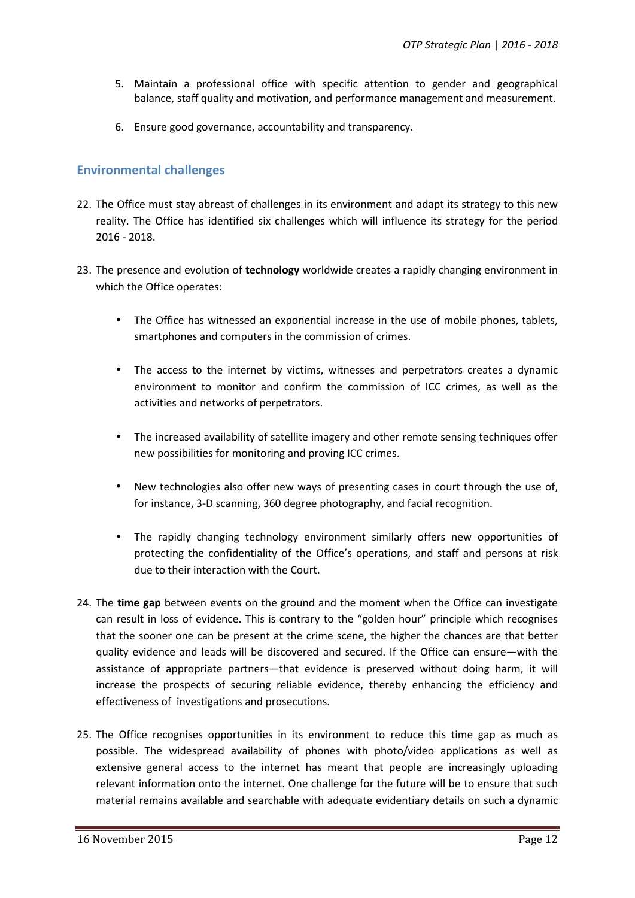5. Maintain a professional office with specific attention to gender and geographical balance, staff quality and motivation, and performance management and measurement.

6. Ensure good governance, accountability and transparency.

## Environmental challenges

22. The Office must stay abreast of challenges in its environment and adapt its strategy to this new reality. The Office has identified six challenges which will influence its strategy for the period 2016 - 2018.

23. The presence and evolution of **technology** worldwide creates a rapidly changing environment in which the Office operates:

    - The Office has witnessed an exponential increase in the use of mobile phones, tablets, smartphones and computers in the commission of crimes.

    - The access to the internet by victims, witnesses and perpetrators creates a dynamic environment to monitor and confirm the commission of ICC crimes, as well as the activities and networks of perpetrators.

    - The increased availability of satellite imagery and other remote sensing techniques offer new possibilities for monitoring and proving ICC crimes.

    - New technologies also offer new ways of presenting cases in court through the use of, for instance, 3-D scanning, 360 degree photography, and facial recognition.

    - The rapidly changing technology environment similarly offers new opportunities of protecting the confidentiality of the Office's operations, and staff and persons at risk due to their interaction with the Court.

24. The **time gap** between events on the ground and the moment when the Office can investigate can result in loss of evidence. This is contrary to the "golden hour" principle which recognises that the sooner one can be present at the crime scene, the higher the chances are that better quality evidence and leads will be discovered and secured. If the Office can ensure—with the assistance of appropriate partners—that evidence is preserved without doing harm, it will increase the prospects of securing reliable evidence, thereby enhancing the efficiency and effectiveness of investigations and prosecutions.

25. The Office recognises opportunities in its environment to reduce this time gap as much as possible. The widespread availability of phones with photo/video applications as well as extensive general access to the internet has meant that people are increasingly uploading relevant information onto the internet. One challenge for the future will be to ensure that such material remains available and searchable with adequate evidentiary details on such a dynamic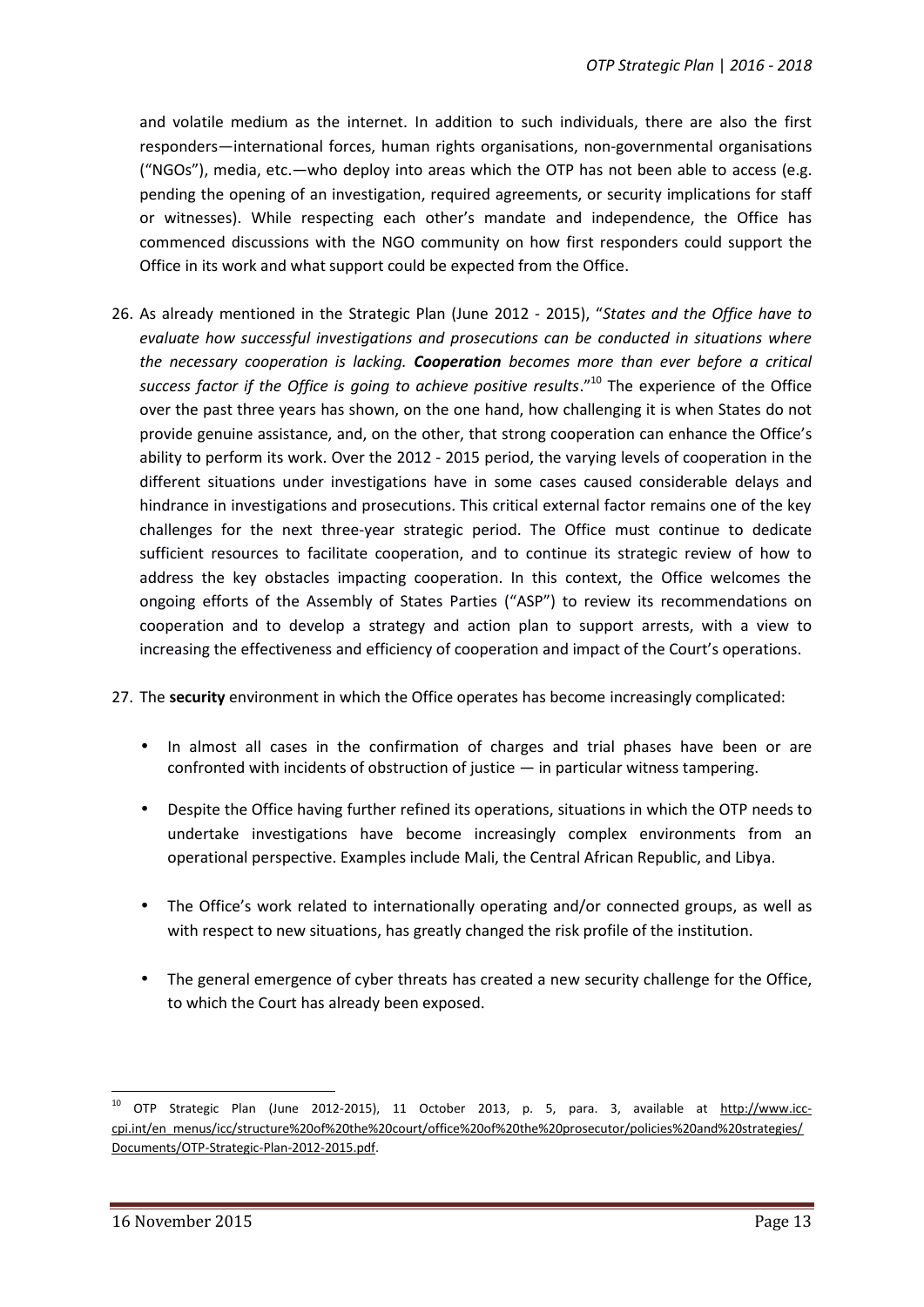and volatile medium as the internet. In addition to such individuals, there are also the first responders—international forces, human rights organisations, non-governmental organisations ("NGOs"), media, etc.—who deploy into areas which the OTP has not been able to access (e.g. pending the opening of an investigation, required agreements, or security implications for staff or witnesses). While respecting each other's mandate and independence, the Office has commenced discussions with the NGO community on how first responders could support the Office in its work and what support could be expected from the Office.

26. As already mentioned in the Strategic Plan (June 2012 - 2015), "*States and the Office have to evaluate how successful investigations and prosecutions can be conducted in situations where the necessary cooperation is lacking. **Cooperation** becomes more than ever before a critical success factor if the Office is going to achieve positive results*."[10] The experience of the Office over the past three years has shown, on the one hand, how challenging it is when States do not provide genuine assistance, and, on the other, that strong cooperation can enhance the Office's ability to perform its work. Over the 2012 - 2015 period, the varying levels of cooperation in the different situations under investigations have in some cases caused considerable delays and hindrance in investigations and prosecutions. This critical external factor remains one of the key challenges for the next three-year strategic period. The Office must continue to dedicate sufficient resources to facilitate cooperation, and to continue its strategic review of how to address the key obstacles impacting cooperation. In this context, the Office welcomes the ongoing efforts of the Assembly of States Parties ("ASP") to review its recommendations on cooperation and to develop a strategy and action plan to support arrests, with a view to increasing the effectiveness and efficiency of cooperation and impact of the Court's operations.

27. The **security** environment in which the Office operates has become increasingly complicated:

   - In almost all cases in the confirmation of charges and trial phases have been or are confronted with incidents of obstruction of justice — in particular witness tampering.
   - Despite the Office having further refined its operations, situations in which the OTP needs to undertake investigations have become increasingly complex environments from an operational perspective. Examples include Mali, the Central African Republic, and Libya.
   - The Office's work related to internationally operating and/or connected groups, as well as with respect to new situations, has greatly changed the risk profile of the institution.
   - The general emergence of cyber threats has created a new security challenge for the Office, to which the Court has already been exposed.

---

[10] OTP Strategic Plan (June 2012-2015), 11 October 2013, p. 5, para. 3, available at http://www.icc-cpi.int/en_menus/icc/structure%20of%20the%20court/office%20of%20the%20prosecutor/policies%20and%20strategies/Documents/OTP-Strategic-Plan-2012-2015.pdf.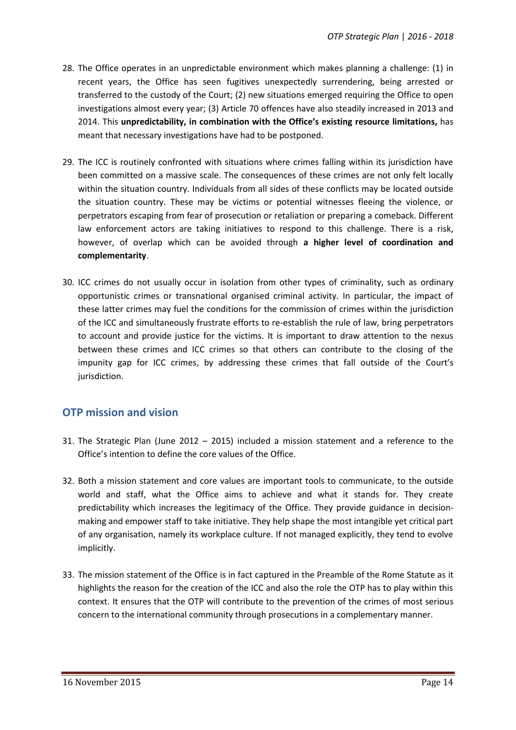28. The Office operates in an unpredictable environment which makes planning a challenge: (1) in recent years, the Office has seen fugitives unexpectedly surrendering, being arrested or transferred to the custody of the Court; (2) new situations emerged requiring the Office to open investigations almost every year; (3) Article 70 offences have also steadily increased in 2013 and 2014. This **unpredictability, in combination with the Office's existing resource limitations,** has meant that necessary investigations have had to be postponed.

29. The ICC is routinely confronted with situations where crimes falling within its jurisdiction have been committed on a massive scale. The consequences of these crimes are not only felt locally within the situation country. Individuals from all sides of these conflicts may be located outside the situation country. These may be victims or potential witnesses fleeing the violence, or perpetrators escaping from fear of prosecution or retaliation or preparing a comeback. Different law enforcement actors are taking initiatives to respond to this challenge. There is a risk, however, of overlap which can be avoided through **a higher level of coordination and complementarity**.

30. ICC crimes do not usually occur in isolation from other types of criminality, such as ordinary opportunistic crimes or transnational organised criminal activity. In particular, the impact of these latter crimes may fuel the conditions for the commission of crimes within the jurisdiction of the ICC and simultaneously frustrate efforts to re-establish the rule of law, bring perpetrators to account and provide justice for the victims. It is important to draw attention to the nexus between these crimes and ICC crimes so that others can contribute to the closing of the impunity gap for ICC crimes, by addressing these crimes that fall outside of the Court's jurisdiction.

## OTP mission and vision

31. The Strategic Plan (June 2012 – 2015) included a mission statement and a reference to the Office's intention to define the core values of the Office.

32. Both a mission statement and core values are important tools to communicate, to the outside world and staff, what the Office aims to achieve and what it stands for. They create predictability which increases the legitimacy of the Office. They provide guidance in decision-making and empower staff to take initiative. They help shape the most intangible yet critical part of any organisation, namely its workplace culture. If not managed explicitly, they tend to evolve implicitly.

33. The mission statement of the Office is in fact captured in the Preamble of the Rome Statute as it highlights the reason for the creation of the ICC and also the role the OTP has to play within this context. It ensures that the OTP will contribute to the prevention of the crimes of most serious concern to the international community through prosecutions in a complementary manner.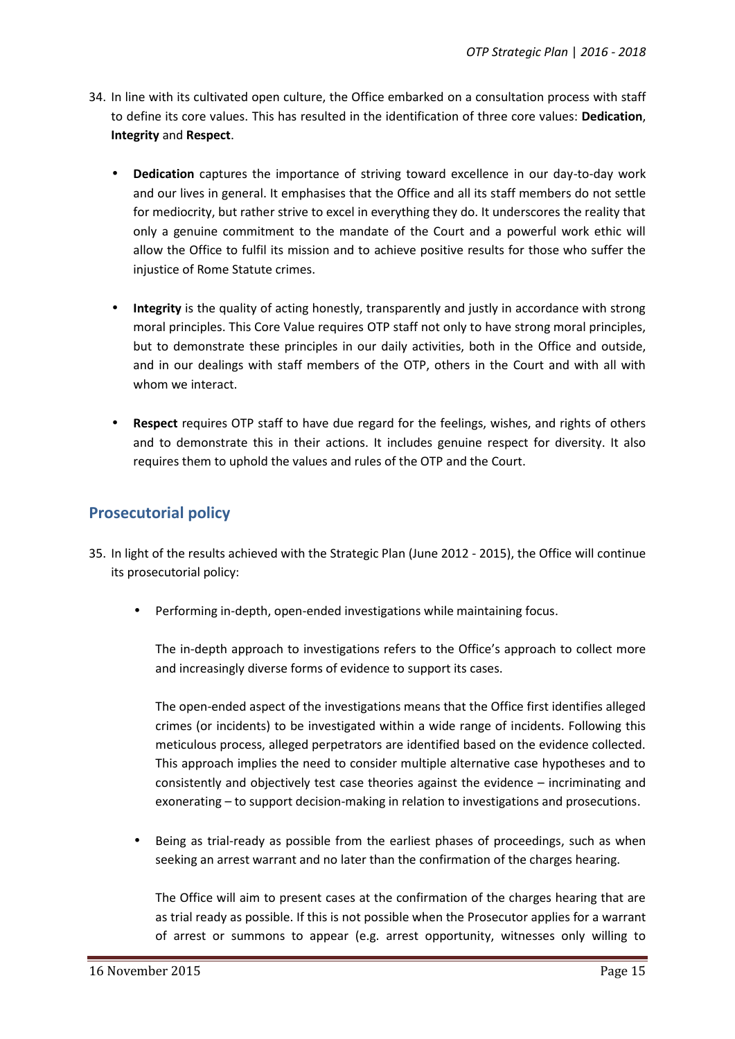34. In line with its cultivated open culture, the Office embarked on a consultation process with staff to define its core values. This has resulted in the identification of three core values: **Dedication**, **Integrity** and **Respect**.

    - **Dedication** captures the importance of striving toward excellence in our day-to-day work and our lives in general. It emphasises that the Office and all its staff members do not settle for mediocrity, but rather strive to excel in everything they do. It underscores the reality that only a genuine commitment to the mandate of the Court and a powerful work ethic will allow the Office to fulfil its mission and to achieve positive results for those who suffer the injustice of Rome Statute crimes.

    - **Integrity** is the quality of acting honestly, transparently and justly in accordance with strong moral principles. This Core Value requires OTP staff not only to have strong moral principles, but to demonstrate these principles in our daily activities, both in the Office and outside, and in our dealings with staff members of the OTP, others in the Court and with all with whom we interact.

    - **Respect** requires OTP staff to have due regard for the feelings, wishes, and rights of others and to demonstrate this in their actions. It includes genuine respect for diversity. It also requires them to uphold the values and rules of the OTP and the Court.

## Prosecutorial policy

35. In light of the results achieved with the Strategic Plan (June 2012 - 2015), the Office will continue its prosecutorial policy:

    - Performing in-depth, open-ended investigations while maintaining focus.

      The in-depth approach to investigations refers to the Office's approach to collect more and increasingly diverse forms of evidence to support its cases.

      The open-ended aspect of the investigations means that the Office first identifies alleged crimes (or incidents) to be investigated within a wide range of incidents. Following this meticulous process, alleged perpetrators are identified based on the evidence collected. This approach implies the need to consider multiple alternative case hypotheses and to consistently and objectively test case theories against the evidence – incriminating and exonerating – to support decision-making in relation to investigations and prosecutions.

    - Being as trial-ready as possible from the earliest phases of proceedings, such as when seeking an arrest warrant and no later than the confirmation of the charges hearing.

      The Office will aim to present cases at the confirmation of the charges hearing that are as trial ready as possible. If this is not possible when the Prosecutor applies for a warrant of arrest or summons to appear (e.g. arrest opportunity, witnesses only willing to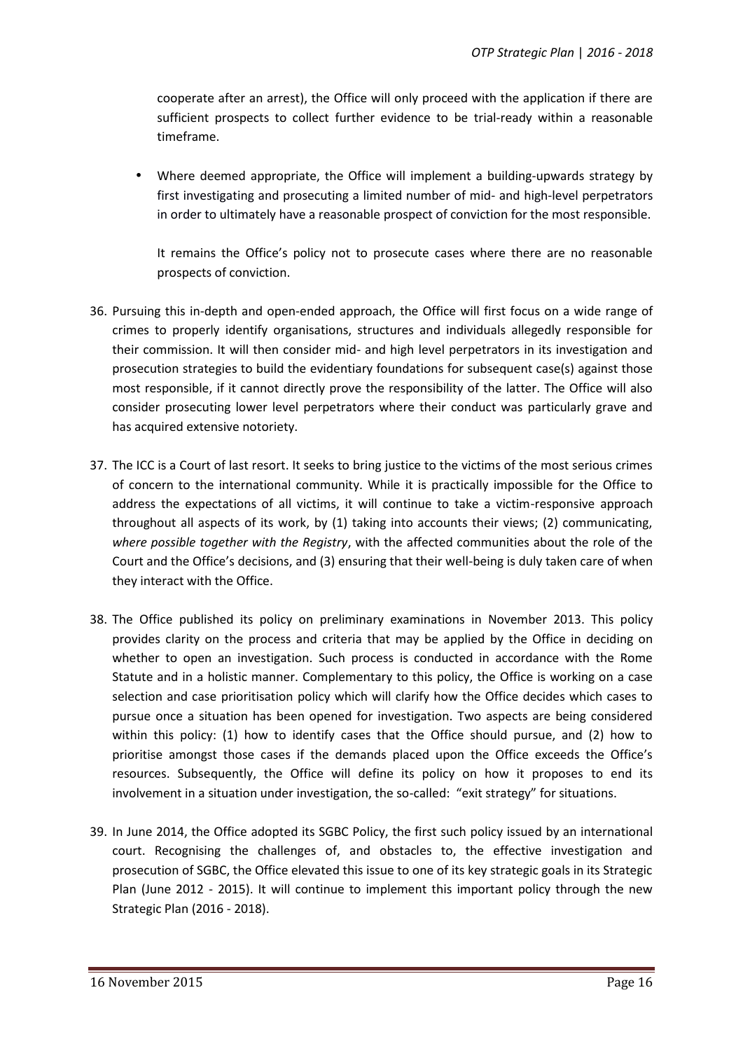cooperate after an arrest), the Office will only proceed with the application if there are sufficient prospects to collect further evidence to be trial-ready within a reasonable timeframe.

- Where deemed appropriate, the Office will implement a building-upwards strategy by first investigating and prosecuting a limited number of mid- and high-level perpetrators in order to ultimately have a reasonable prospect of conviction for the most responsible.

  It remains the Office's policy not to prosecute cases where there are no reasonable prospects of conviction.

36. Pursuing this in-depth and open-ended approach, the Office will first focus on a wide range of crimes to properly identify organisations, structures and individuals allegedly responsible for their commission. It will then consider mid- and high level perpetrators in its investigation and prosecution strategies to build the evidentiary foundations for subsequent case(s) against those most responsible, if it cannot directly prove the responsibility of the latter. The Office will also consider prosecuting lower level perpetrators where their conduct was particularly grave and has acquired extensive notoriety.

37. The ICC is a Court of last resort. It seeks to bring justice to the victims of the most serious crimes of concern to the international community. While it is practically impossible for the Office to address the expectations of all victims, it will continue to take a victim-responsive approach throughout all aspects of its work, by (1) taking into accounts their views; (2) communicating, *where possible together with the Registry*, with the affected communities about the role of the Court and the Office's decisions, and (3) ensuring that their well-being is duly taken care of when they interact with the Office.

38. The Office published its policy on preliminary examinations in November 2013. This policy provides clarity on the process and criteria that may be applied by the Office in deciding on whether to open an investigation. Such process is conducted in accordance with the Rome Statute and in a holistic manner. Complementary to this policy, the Office is working on a case selection and case prioritisation policy which will clarify how the Office decides which cases to pursue once a situation has been opened for investigation. Two aspects are being considered within this policy: (1) how to identify cases that the Office should pursue, and (2) how to prioritise amongst those cases if the demands placed upon the Office exceeds the Office's resources. Subsequently, the Office will define its policy on how it proposes to end its involvement in a situation under investigation, the so-called: "exit strategy" for situations.

39. In June 2014, the Office adopted its SGBC Policy, the first such policy issued by an international court. Recognising the challenges of, and obstacles to, the effective investigation and prosecution of SGBC, the Office elevated this issue to one of its key strategic goals in its Strategic Plan (June 2012 - 2015). It will continue to implement this important policy through the new Strategic Plan (2016 - 2018).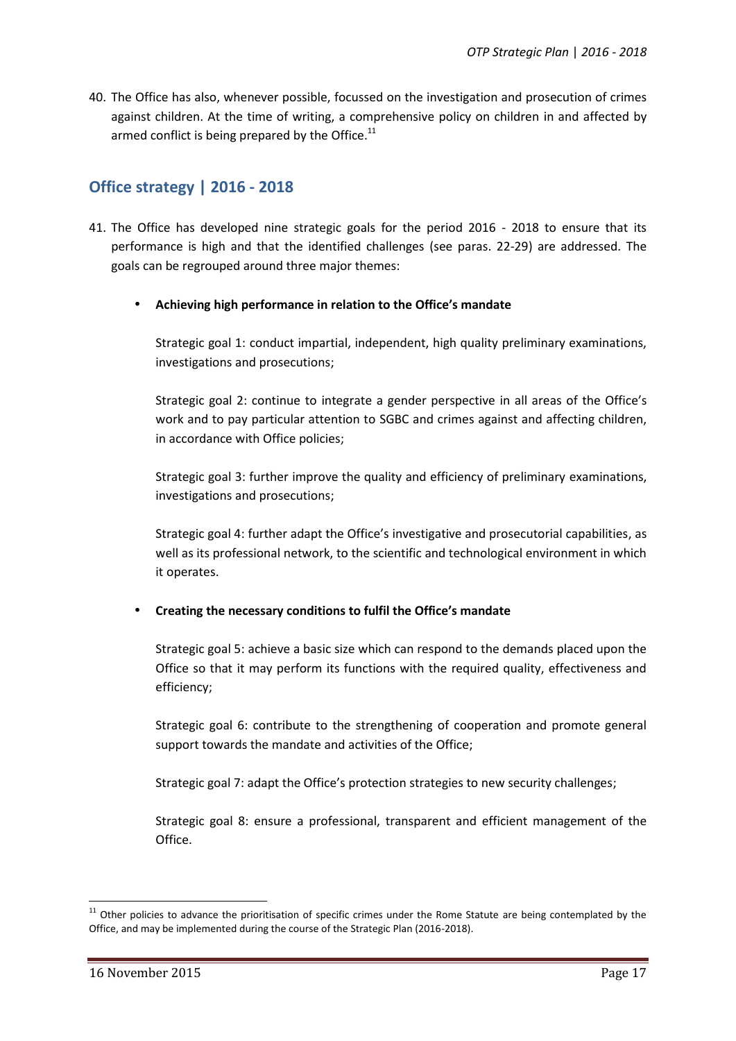40. The Office has also, whenever possible, focussed on the investigation and prosecution of crimes against children. At the time of writing, a comprehensive policy on children in and affected by armed conflict is being prepared by the Office.[11]

## Office strategy | 2016 - 2018

41. The Office has developed nine strategic goals for the period 2016 - 2018 to ensure that its performance is high and that the identified challenges (see paras. 22-29) are addressed. The goals can be regrouped around three major themes:

- **Achieving high performance in relation to the Office's mandate**

  Strategic goal 1: conduct impartial, independent, high quality preliminary examinations, investigations and prosecutions;

  Strategic goal 2: continue to integrate a gender perspective in all areas of the Office's work and to pay particular attention to SGBC and crimes against and affecting children, in accordance with Office policies;

  Strategic goal 3: further improve the quality and efficiency of preliminary examinations, investigations and prosecutions;

  Strategic goal 4: further adapt the Office's investigative and prosecutorial capabilities, as well as its professional network, to the scientific and technological environment in which it operates.

- **Creating the necessary conditions to fulfil the Office's mandate**

  Strategic goal 5: achieve a basic size which can respond to the demands placed upon the Office so that it may perform its functions with the required quality, effectiveness and efficiency;

  Strategic goal 6: contribute to the strengthening of cooperation and promote general support towards the mandate and activities of the Office;

  Strategic goal 7: adapt the Office's protection strategies to new security challenges;

  Strategic goal 8: ensure a professional, transparent and efficient management of the Office.

[11] Other policies to advance the prioritisation of specific crimes under the Rome Statute are being contemplated by the Office, and may be implemented during the course of the Strategic Plan (2016-2018).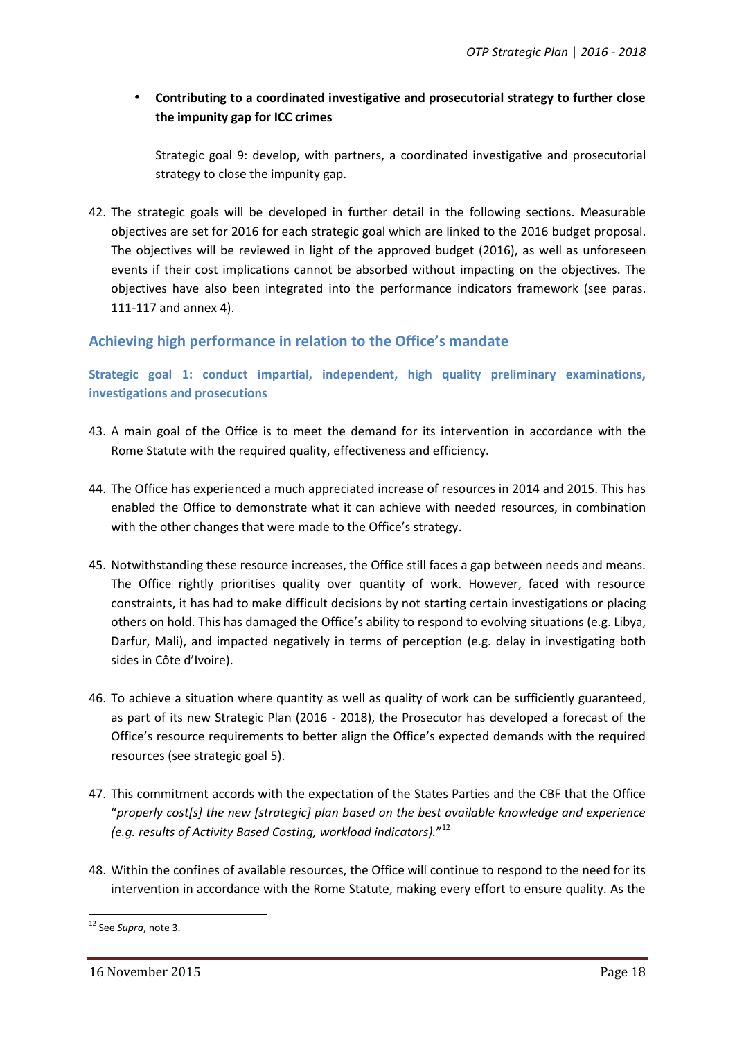- **Contributing to a coordinated investigative and prosecutorial strategy to further close the impunity gap for ICC crimes**

  Strategic goal 9: develop, with partners, a coordinated investigative and prosecutorial strategy to close the impunity gap.

42. The strategic goals will be developed in further detail in the following sections. Measurable objectives are set for 2016 for each strategic goal which are linked to the 2016 budget proposal. The objectives will be reviewed in light of the approved budget (2016), as well as unforeseen events if their cost implications cannot be absorbed without impacting on the objectives. The objectives have also been integrated into the performance indicators framework (see paras. 111-117 and annex 4).

## Achieving high performance in relation to the Office's mandate

### Strategic goal 1: conduct impartial, independent, high quality preliminary examinations, investigations and prosecutions

43. A main goal of the Office is to meet the demand for its intervention in accordance with the Rome Statute with the required quality, effectiveness and efficiency.

44. The Office has experienced a much appreciated increase of resources in 2014 and 2015. This has enabled the Office to demonstrate what it can achieve with needed resources, in combination with the other changes that were made to the Office's strategy.

45. Notwithstanding these resource increases, the Office still faces a gap between needs and means. The Office rightly prioritises quality over quantity of work. However, faced with resource constraints, it has had to make difficult decisions by not starting certain investigations or placing others on hold. This has damaged the Office's ability to respond to evolving situations (e.g. Libya, Darfur, Mali), and impacted negatively in terms of perception (e.g. delay in investigating both sides in Côte d'Ivoire).

46. To achieve a situation where quantity as well as quality of work can be sufficiently guaranteed, as part of its new Strategic Plan (2016 - 2018), the Prosecutor has developed a forecast of the Office's resource requirements to better align the Office's expected demands with the required resources (see strategic goal 5).

47. This commitment accords with the expectation of the States Parties and the CBF that the Office "*properly cost[s] the new [strategic] plan based on the best available knowledge and experience (e.g. results of Activity Based Costing, workload indicators).*"[12]

48. Within the confines of available resources, the Office will continue to respond to the need for its intervention in accordance with the Rome Statute, making every effort to ensure quality. As the

[12] See *Supra*, note 3.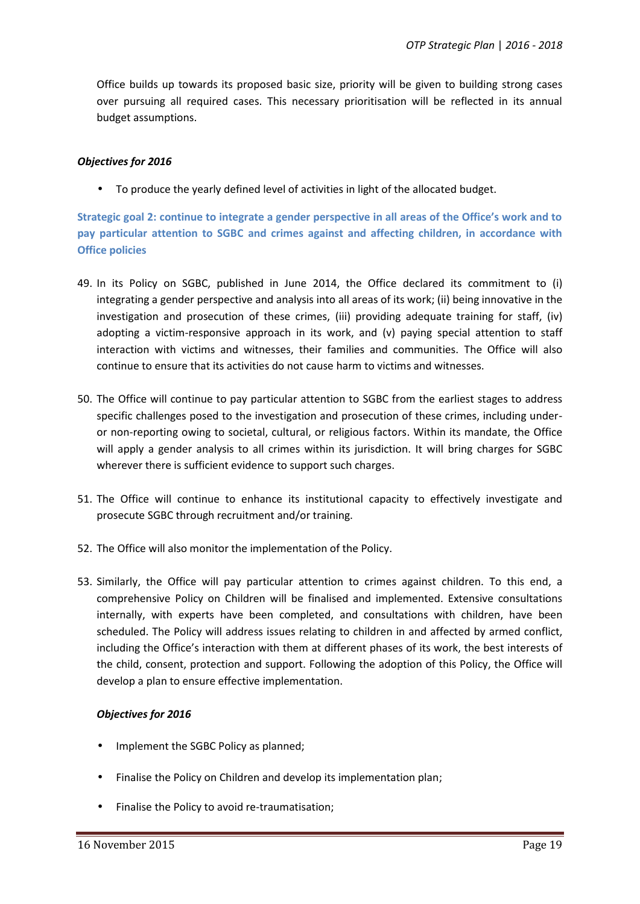Office builds up towards its proposed basic size, priority will be given to building strong cases over pursuing all required cases. This necessary prioritisation will be reflected in its annual budget assumptions.

***Objectives for 2016***

- To produce the yearly defined level of activities in light of the allocated budget.

### Strategic goal 2: continue to integrate a gender perspective in all areas of the Office's work and to pay particular attention to SGBC and crimes against and affecting children, in accordance with Office policies

49. In its Policy on SGBC, published in June 2014, the Office declared its commitment to (i) integrating a gender perspective and analysis into all areas of its work; (ii) being innovative in the investigation and prosecution of these crimes, (iii) providing adequate training for staff, (iv) adopting a victim-responsive approach in its work, and (v) paying special attention to staff interaction with victims and witnesses, their families and communities. The Office will also continue to ensure that its activities do not cause harm to victims and witnesses.

50. The Office will continue to pay particular attention to SGBC from the earliest stages to address specific challenges posed to the investigation and prosecution of these crimes, including under- or non-reporting owing to societal, cultural, or religious factors. Within its mandate, the Office will apply a gender analysis to all crimes within its jurisdiction. It will bring charges for SGBC wherever there is sufficient evidence to support such charges.

51. The Office will continue to enhance its institutional capacity to effectively investigate and prosecute SGBC through recruitment and/or training.

52. The Office will also monitor the implementation of the Policy.

53. Similarly, the Office will pay particular attention to crimes against children. To this end, a comprehensive Policy on Children will be finalised and implemented. Extensive consultations internally, with experts have been completed, and consultations with children, have been scheduled. The Policy will address issues relating to children in and affected by armed conflict, including the Office's interaction with them at different phases of its work, the best interests of the child, consent, protection and support. Following the adoption of this Policy, the Office will develop a plan to ensure effective implementation.

***Objectives for 2016***

- Implement the SGBC Policy as planned;
- Finalise the Policy on Children and develop its implementation plan;
- Finalise the Policy to avoid re-traumatisation;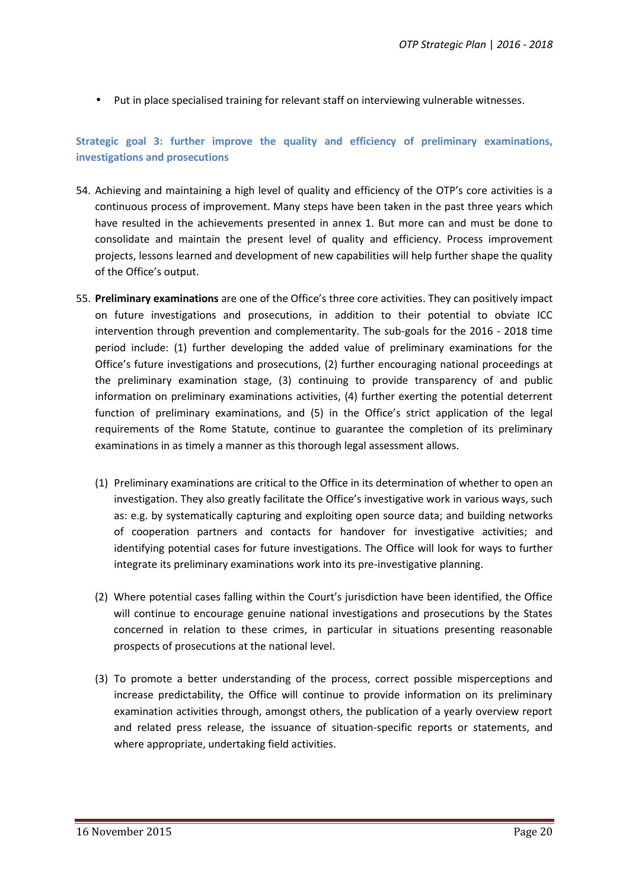- Put in place specialised training for relevant staff on interviewing vulnerable witnesses.

### Strategic goal 3: further improve the quality and efficiency of preliminary examinations, investigations and prosecutions

54. Achieving and maintaining a high level of quality and efficiency of the OTP's core activities is a continuous process of improvement. Many steps have been taken in the past three years which have resulted in the achievements presented in annex 1. But more can and must be done to consolidate and maintain the present level of quality and efficiency. Process improvement projects, lessons learned and development of new capabilities will help further shape the quality of the Office's output.

55. **Preliminary examinations** are one of the Office's three core activities. They can positively impact on future investigations and prosecutions, in addition to their potential to obviate ICC intervention through prevention and complementarity. The sub-goals for the 2016 - 2018 time period include: (1) further developing the added value of preliminary examinations for the Office's future investigations and prosecutions, (2) further encouraging national proceedings at the preliminary examination stage, (3) continuing to provide transparency of and public information on preliminary examinations activities, (4) further exerting the potential deterrent function of preliminary examinations, and (5) in the Office's strict application of the legal requirements of the Rome Statute, continue to guarantee the completion of its preliminary examinations in as timely a manner as this thorough legal assessment allows.

    (1) Preliminary examinations are critical to the Office in its determination of whether to open an investigation. They also greatly facilitate the Office's investigative work in various ways, such as: e.g. by systematically capturing and exploiting open source data; and building networks of cooperation partners and contacts for handover for investigative activities; and identifying potential cases for future investigations. The Office will look for ways to further integrate its preliminary examinations work into its pre-investigative planning.

    (2) Where potential cases falling within the Court's jurisdiction have been identified, the Office will continue to encourage genuine national investigations and prosecutions by the States concerned in relation to these crimes, in particular in situations presenting reasonable prospects of prosecutions at the national level.

    (3) To promote a better understanding of the process, correct possible misperceptions and increase predictability, the Office will continue to provide information on its preliminary examination activities through, amongst others, the publication of a yearly overview report and related press release, the issuance of situation-specific reports or statements, and where appropriate, undertaking field activities.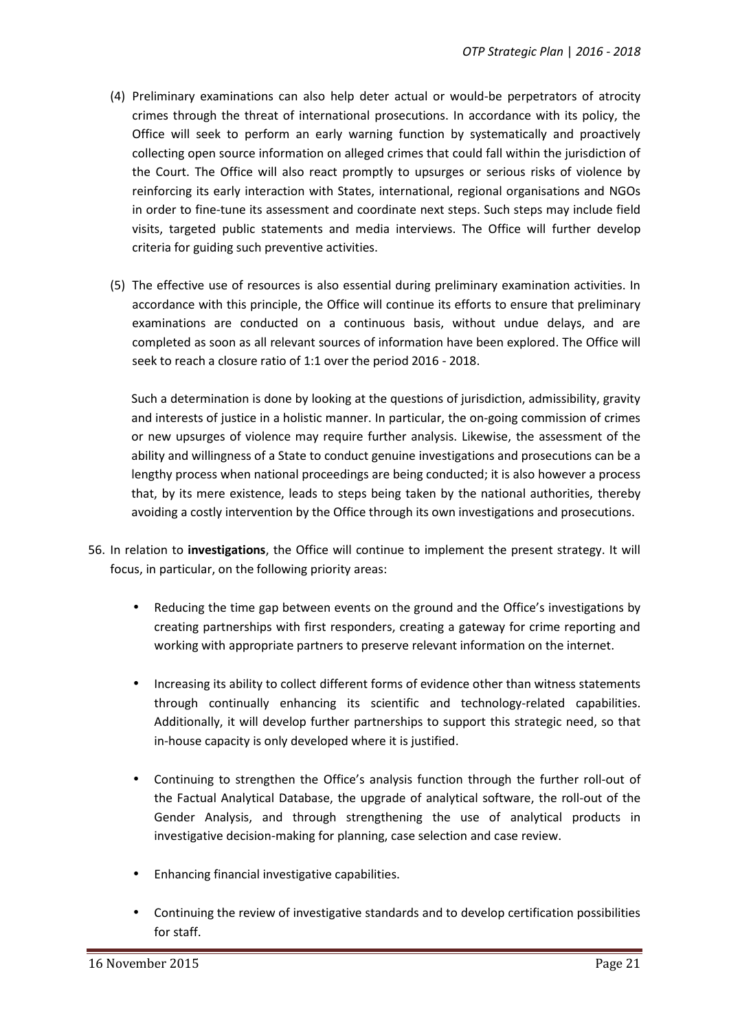(4) Preliminary examinations can also help deter actual or would-be perpetrators of atrocity crimes through the threat of international prosecutions. In accordance with its policy, the Office will seek to perform an early warning function by systematically and proactively collecting open source information on alleged crimes that could fall within the jurisdiction of the Court. The Office will also react promptly to upsurges or serious risks of violence by reinforcing its early interaction with States, international, regional organisations and NGOs in order to fine-tune its assessment and coordinate next steps. Such steps may include field visits, targeted public statements and media interviews. The Office will further develop criteria for guiding such preventive activities.

(5) The effective use of resources is also essential during preliminary examination activities. In accordance with this principle, the Office will continue its efforts to ensure that preliminary examinations are conducted on a continuous basis, without undue delays, and are completed as soon as all relevant sources of information have been explored. The Office will seek to reach a closure ratio of 1:1 over the period 2016 - 2018.

Such a determination is done by looking at the questions of jurisdiction, admissibility, gravity and interests of justice in a holistic manner. In particular, the on-going commission of crimes or new upsurges of violence may require further analysis. Likewise, the assessment of the ability and willingness of a State to conduct genuine investigations and prosecutions can be a lengthy process when national proceedings are being conducted; it is also however a process that, by its mere existence, leads to steps being taken by the national authorities, thereby avoiding a costly intervention by the Office through its own investigations and prosecutions.

56. In relation to **investigations**, the Office will continue to implement the present strategy. It will focus, in particular, on the following priority areas:

- Reducing the time gap between events on the ground and the Office's investigations by creating partnerships with first responders, creating a gateway for crime reporting and working with appropriate partners to preserve relevant information on the internet.

- Increasing its ability to collect different forms of evidence other than witness statements through continually enhancing its scientific and technology-related capabilities. Additionally, it will develop further partnerships to support this strategic need, so that in-house capacity is only developed where it is justified.

- Continuing to strengthen the Office's analysis function through the further roll-out of the Factual Analytical Database, the upgrade of analytical software, the roll-out of the Gender Analysis, and through strengthening the use of analytical products in investigative decision-making for planning, case selection and case review.

- Enhancing financial investigative capabilities.

- Continuing the review of investigative standards and to develop certification possibilities for staff.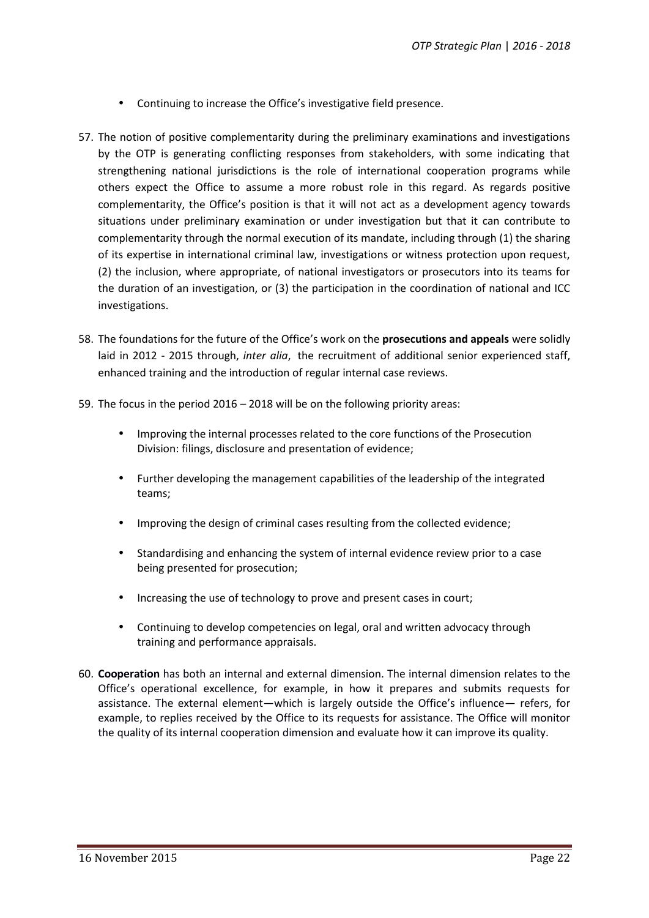- Continuing to increase the Office's investigative field presence.

57. The notion of positive complementarity during the preliminary examinations and investigations by the OTP is generating conflicting responses from stakeholders, with some indicating that strengthening national jurisdictions is the role of international cooperation programs while others expect the Office to assume a more robust role in this regard. As regards positive complementarity, the Office's position is that it will not act as a development agency towards situations under preliminary examination or under investigation but that it can contribute to complementarity through the normal execution of its mandate, including through (1) the sharing of its expertise in international criminal law, investigations or witness protection upon request, (2) the inclusion, where appropriate, of national investigators or prosecutors into its teams for the duration of an investigation, or (3) the participation in the coordination of national and ICC investigations.

58. The foundations for the future of the Office's work on the **prosecutions and appeals** were solidly laid in 2012 - 2015 through, *inter alia*, the recruitment of additional senior experienced staff, enhanced training and the introduction of regular internal case reviews.

59. The focus in the period 2016 – 2018 will be on the following priority areas:

    - Improving the internal processes related to the core functions of the Prosecution Division: filings, disclosure and presentation of evidence;
    - Further developing the management capabilities of the leadership of the integrated teams;
    - Improving the design of criminal cases resulting from the collected evidence;
    - Standardising and enhancing the system of internal evidence review prior to a case being presented for prosecution;
    - Increasing the use of technology to prove and present cases in court;
    - Continuing to develop competencies on legal, oral and written advocacy through training and performance appraisals.

60. **Cooperation** has both an internal and external dimension. The internal dimension relates to the Office's operational excellence, for example, in how it prepares and submits requests for assistance. The external element—which is largely outside the Office's influence— refers, for example, to replies received by the Office to its requests for assistance. The Office will monitor the quality of its internal cooperation dimension and evaluate how it can improve its quality.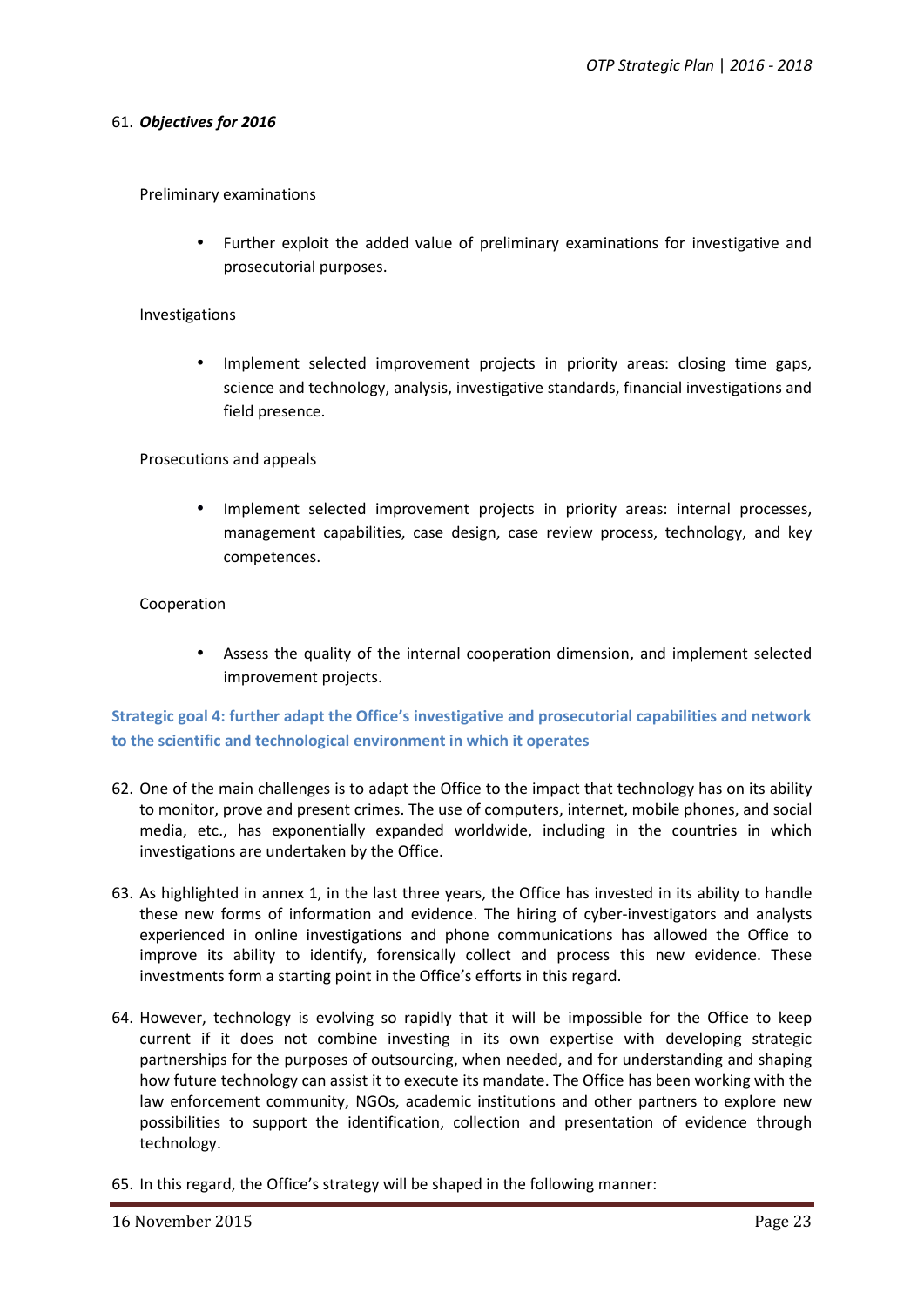61. ***Objectives for 2016***

Preliminary examinations

- Further exploit the added value of preliminary examinations for investigative and prosecutorial purposes.

Investigations

- Implement selected improvement projects in priority areas: closing time gaps, science and technology, analysis, investigative standards, financial investigations and field presence.

Prosecutions and appeals

- Implement selected improvement projects in priority areas: internal processes, management capabilities, case design, case review process, technology, and key competences.

Cooperation

- Assess the quality of the internal cooperation dimension, and implement selected improvement projects.

### Strategic goal 4: further adapt the Office's investigative and prosecutorial capabilities and network to the scientific and technological environment in which it operates

62. One of the main challenges is to adapt the Office to the impact that technology has on its ability to monitor, prove and present crimes. The use of computers, internet, mobile phones, and social media, etc., has exponentially expanded worldwide, including in the countries in which investigations are undertaken by the Office.

63. As highlighted in annex 1, in the last three years, the Office has invested in its ability to handle these new forms of information and evidence. The hiring of cyber-investigators and analysts experienced in online investigations and phone communications has allowed the Office to improve its ability to identify, forensically collect and process this new evidence. These investments form a starting point in the Office's efforts in this regard.

64. However, technology is evolving so rapidly that it will be impossible for the Office to keep current if it does not combine investing in its own expertise with developing strategic partnerships for the purposes of outsourcing, when needed, and for understanding and shaping how future technology can assist it to execute its mandate. The Office has been working with the law enforcement community, NGOs, academic institutions and other partners to explore new possibilities to support the identification, collection and presentation of evidence through technology.

65. In this regard, the Office's strategy will be shaped in the following manner: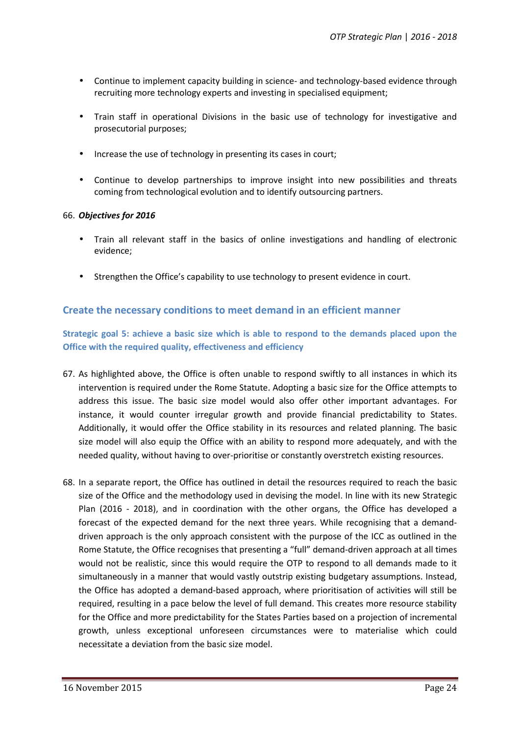- Continue to implement capacity building in science- and technology-based evidence through recruiting more technology experts and investing in specialised equipment;

- Train staff in operational Divisions in the basic use of technology for investigative and prosecutorial purposes;

- Increase the use of technology in presenting its cases in court;

- Continue to develop partnerships to improve insight into new possibilities and threats coming from technological evolution and to identify outsourcing partners.

66. ***Objectives for 2016***

- Train all relevant staff in the basics of online investigations and handling of electronic evidence;

- Strengthen the Office's capability to use technology to present evidence in court.

## Create the necessary conditions to meet demand in an efficient manner

### Strategic goal 5: achieve a basic size which is able to respond to the demands placed upon the Office with the required quality, effectiveness and efficiency

67. As highlighted above, the Office is often unable to respond swiftly to all instances in which its intervention is required under the Rome Statute. Adopting a basic size for the Office attempts to address this issue. The basic size model would also offer other important advantages. For instance, it would counter irregular growth and provide financial predictability to States. Additionally, it would offer the Office stability in its resources and related planning. The basic size model will also equip the Office with an ability to respond more adequately, and with the needed quality, without having to over-prioritise or constantly overstretch existing resources.

68. In a separate report, the Office has outlined in detail the resources required to reach the basic size of the Office and the methodology used in devising the model. In line with its new Strategic Plan (2016 - 2018), and in coordination with the other organs, the Office has developed a forecast of the expected demand for the next three years. While recognising that a demand-driven approach is the only approach consistent with the purpose of the ICC as outlined in the Rome Statute, the Office recognises that presenting a "full" demand-driven approach at all times would not be realistic, since this would require the OTP to respond to all demands made to it simultaneously in a manner that would vastly outstrip existing budgetary assumptions. Instead, the Office has adopted a demand-based approach, where prioritisation of activities will still be required, resulting in a pace below the level of full demand. This creates more resource stability for the Office and more predictability for the States Parties based on a projection of incremental growth, unless exceptional unforeseen circumstances were to materialise which could necessitate a deviation from the basic size model.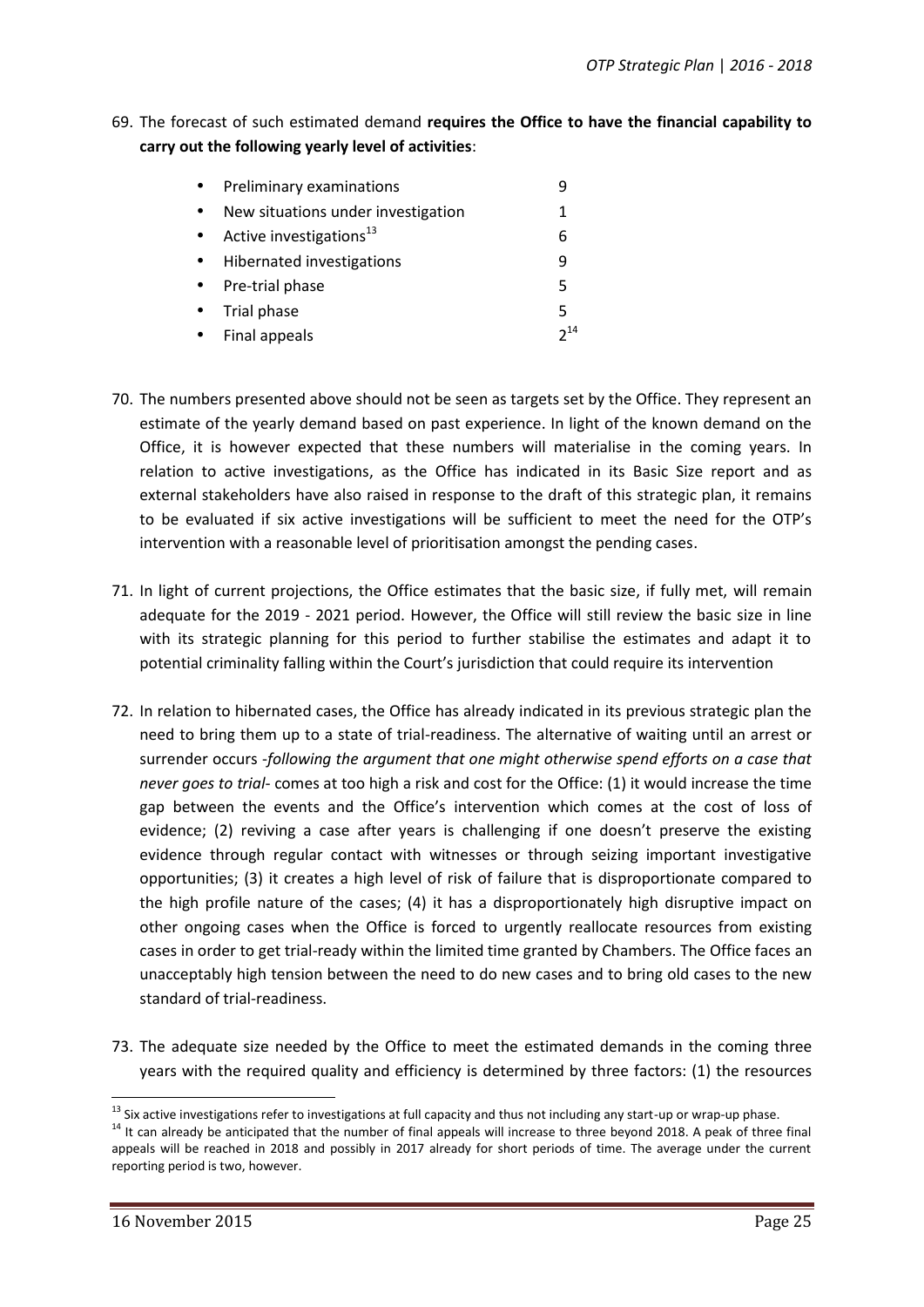69. The forecast of such estimated demand **requires the Office to have the financial capability to carry out the following yearly level of activities**:

   - Preliminary examinations 9
   - New situations under investigation 1
   - Active investigations[13] 6
   - Hibernated investigations 9
   - Pre-trial phase 5
   - Trial phase 5
   - Final appeals 2[14]

70. The numbers presented above should not be seen as targets set by the Office. They represent an estimate of the yearly demand based on past experience. In light of the known demand on the Office, it is however expected that these numbers will materialise in the coming years. In relation to active investigations, as the Office has indicated in its Basic Size report and as external stakeholders have also raised in response to the draft of this strategic plan, it remains to be evaluated if six active investigations will be sufficient to meet the need for the OTP's intervention with a reasonable level of prioritisation amongst the pending cases.

71. In light of current projections, the Office estimates that the basic size, if fully met, will remain adequate for the 2019 - 2021 period. However, the Office will still review the basic size in line with its strategic planning for this period to further stabilise the estimates and adapt it to potential criminality falling within the Court's jurisdiction that could require its intervention

72. In relation to hibernated cases, the Office has already indicated in its previous strategic plan the need to bring them up to a state of trial-readiness. The alternative of waiting until an arrest or surrender occurs -*following the argument that one might otherwise spend efforts on a case that never goes to trial*- comes at too high a risk and cost for the Office: (1) it would increase the time gap between the events and the Office's intervention which comes at the cost of loss of evidence; (2) reviving a case after years is challenging if one doesn't preserve the existing evidence through regular contact with witnesses or through seizing important investigative opportunities; (3) it creates a high level of risk of failure that is disproportionate compared to the high profile nature of the cases; (4) it has a disproportionately high disruptive impact on other ongoing cases when the Office is forced to urgently reallocate resources from existing cases in order to get trial-ready within the limited time granted by Chambers. The Office faces an unacceptably high tension between the need to do new cases and to bring old cases to the new standard of trial-readiness.

73. The adequate size needed by the Office to meet the estimated demands in the coming three years with the required quality and efficiency is determined by three factors: (1) the resources

---

[13] Six active investigations refer to investigations at full capacity and thus not including any start-up or wrap-up phase.

[14] It can already be anticipated that the number of final appeals will increase to three beyond 2018. A peak of three final appeals will be reached in 2018 and possibly in 2017 already for short periods of time. The average under the current reporting period is two, however.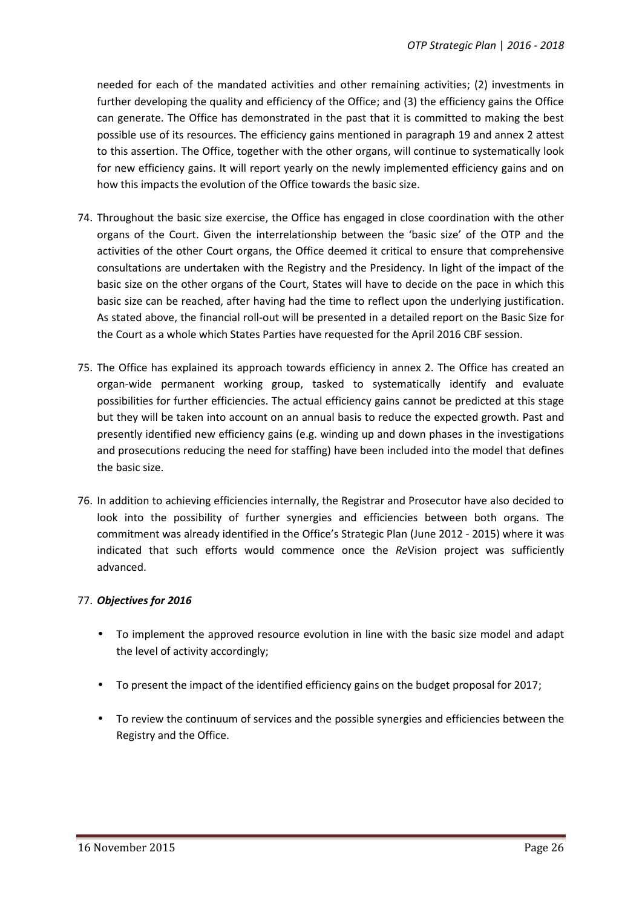needed for each of the mandated activities and other remaining activities; (2) investments in further developing the quality and efficiency of the Office; and (3) the efficiency gains the Office can generate. The Office has demonstrated in the past that it is committed to making the best possible use of its resources. The efficiency gains mentioned in paragraph 19 and annex 2 attest to this assertion. The Office, together with the other organs, will continue to systematically look for new efficiency gains. It will report yearly on the newly implemented efficiency gains and on how this impacts the evolution of the Office towards the basic size.

74. Throughout the basic size exercise, the Office has engaged in close coordination with the other organs of the Court. Given the interrelationship between the 'basic size' of the OTP and the activities of the other Court organs, the Office deemed it critical to ensure that comprehensive consultations are undertaken with the Registry and the Presidency. In light of the impact of the basic size on the other organs of the Court, States will have to decide on the pace in which this basic size can be reached, after having had the time to reflect upon the underlying justification. As stated above, the financial roll-out will be presented in a detailed report on the Basic Size for the Court as a whole which States Parties have requested for the April 2016 CBF session.

75. The Office has explained its approach towards efficiency in annex 2. The Office has created an organ-wide permanent working group, tasked to systematically identify and evaluate possibilities for further efficiencies. The actual efficiency gains cannot be predicted at this stage but they will be taken into account on an annual basis to reduce the expected growth. Past and presently identified new efficiency gains (e.g. winding up and down phases in the investigations and prosecutions reducing the need for staffing) have been included into the model that defines the basic size.

76. In addition to achieving efficiencies internally, the Registrar and Prosecutor have also decided to look into the possibility of further synergies and efficiencies between both organs. The commitment was already identified in the Office's Strategic Plan (June 2012 - 2015) where it was indicated that such efforts would commence once the *Re*Vision project was sufficiently advanced.

77. ***Objectives for 2016***

- To implement the approved resource evolution in line with the basic size model and adapt the level of activity accordingly;
- To present the impact of the identified efficiency gains on the budget proposal for 2017;
- To review the continuum of services and the possible synergies and efficiencies between the Registry and the Office.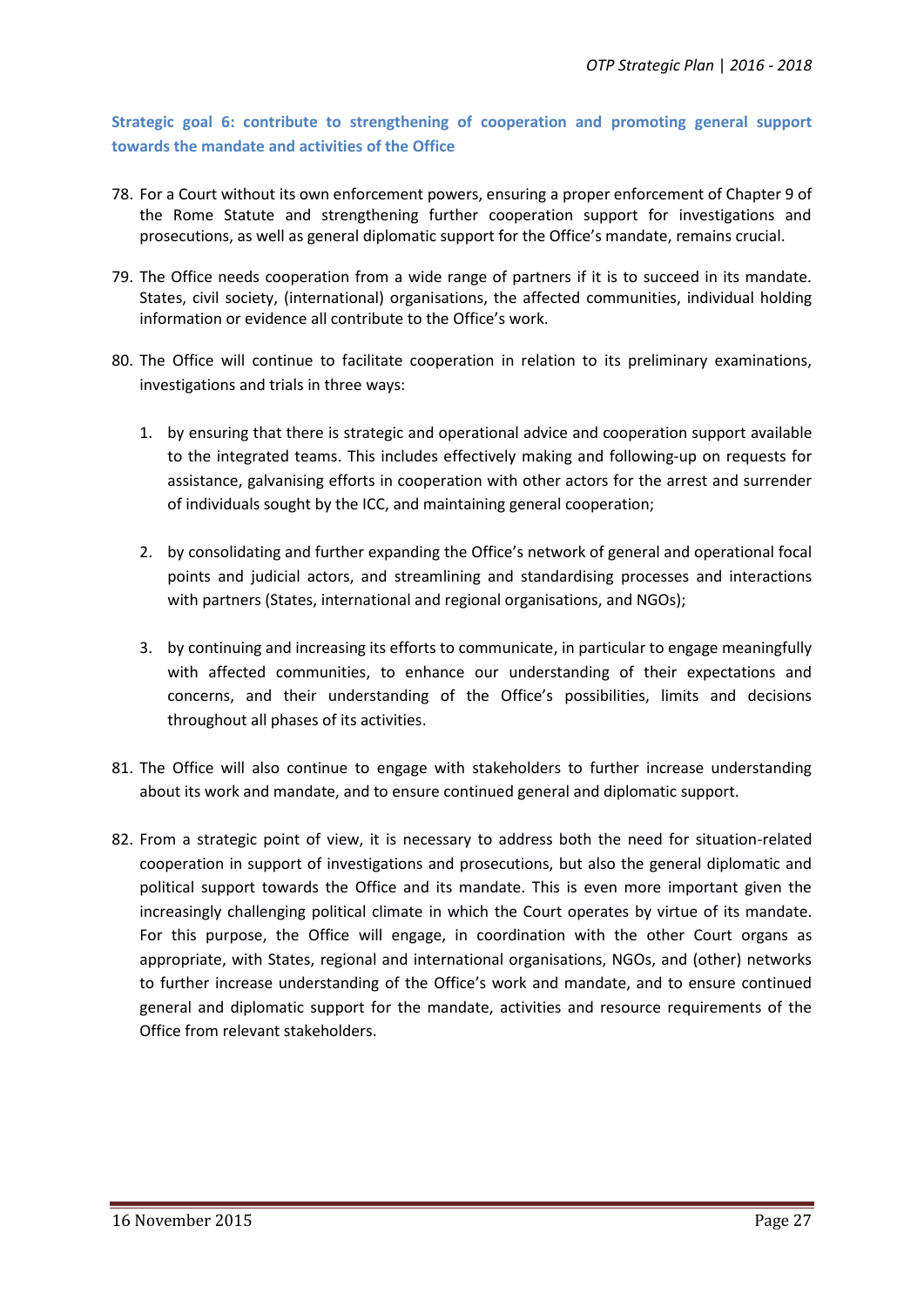### Strategic goal 6: contribute to strengthening of cooperation and promoting general support towards the mandate and activities of the Office

78. For a Court without its own enforcement powers, ensuring a proper enforcement of Chapter 9 of the Rome Statute and strengthening further cooperation support for investigations and prosecutions, as well as general diplomatic support for the Office's mandate, remains crucial.

79. The Office needs cooperation from a wide range of partners if it is to succeed in its mandate. States, civil society, (international) organisations, the affected communities, individual holding information or evidence all contribute to the Office's work.

80. The Office will continue to facilitate cooperation in relation to its preliminary examinations, investigations and trials in three ways:

    1. by ensuring that there is strategic and operational advice and cooperation support available to the integrated teams. This includes effectively making and following-up on requests for assistance, galvanising efforts in cooperation with other actors for the arrest and surrender of individuals sought by the ICC, and maintaining general cooperation;

    2. by consolidating and further expanding the Office's network of general and operational focal points and judicial actors, and streamlining and standardising processes and interactions with partners (States, international and regional organisations, and NGOs);

    3. by continuing and increasing its efforts to communicate, in particular to engage meaningfully with affected communities, to enhance our understanding of their expectations and concerns, and their understanding of the Office's possibilities, limits and decisions throughout all phases of its activities.

81. The Office will also continue to engage with stakeholders to further increase understanding about its work and mandate, and to ensure continued general and diplomatic support.

82. From a strategic point of view, it is necessary to address both the need for situation-related cooperation in support of investigations and prosecutions, but also the general diplomatic and political support towards the Office and its mandate. This is even more important given the increasingly challenging political climate in which the Court operates by virtue of its mandate. For this purpose, the Office will engage, in coordination with the other Court organs as appropriate, with States, regional and international organisations, NGOs, and (other) networks to further increase understanding of the Office's work and mandate, and to ensure continued general and diplomatic support for the mandate, activities and resource requirements of the Office from relevant stakeholders.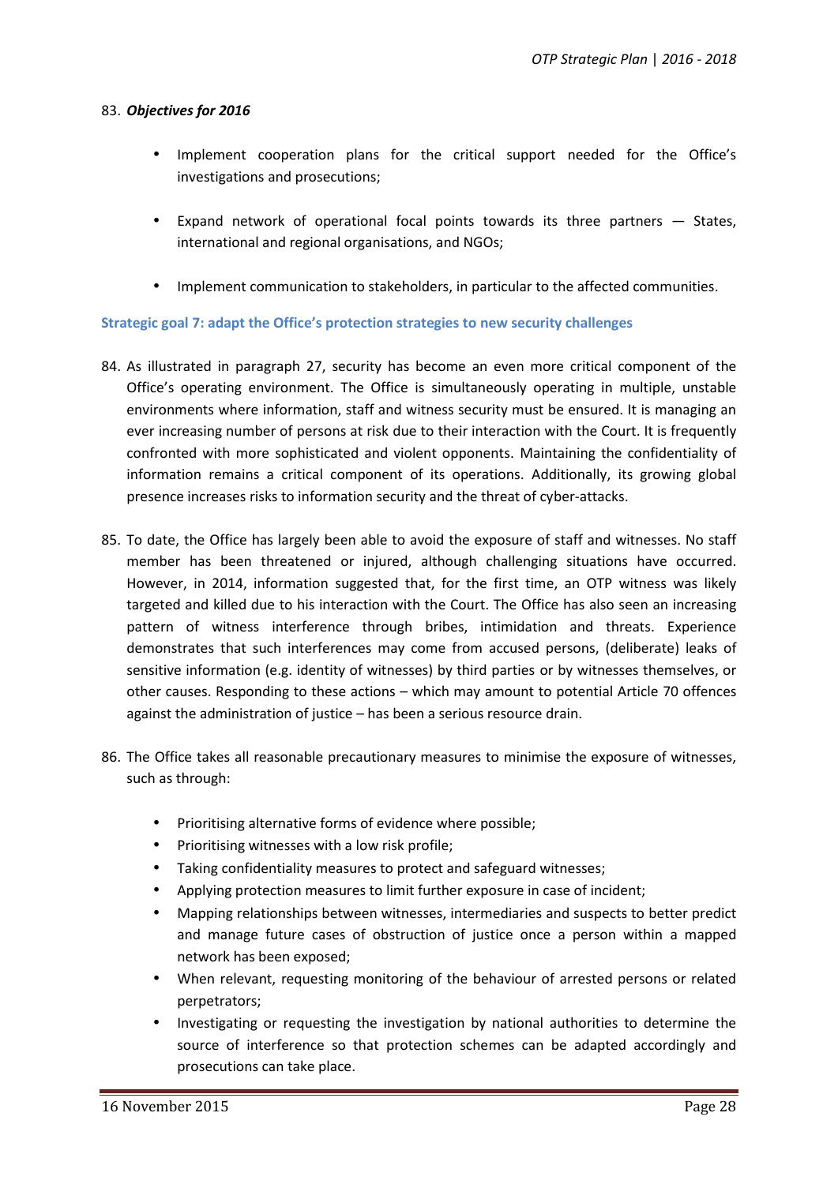83. ***Objectives for 2016***

- Implement cooperation plans for the critical support needed for the Office's investigations and prosecutions;
- Expand network of operational focal points towards its three partners — States, international and regional organisations, and NGOs;
- Implement communication to stakeholders, in particular to the affected communities.

### Strategic goal 7: adapt the Office's protection strategies to new security challenges

84. As illustrated in paragraph 27, security has become an even more critical component of the Office's operating environment. The Office is simultaneously operating in multiple, unstable environments where information, staff and witness security must be ensured. It is managing an ever increasing number of persons at risk due to their interaction with the Court. It is frequently confronted with more sophisticated and violent opponents. Maintaining the confidentiality of information remains a critical component of its operations. Additionally, its growing global presence increases risks to information security and the threat of cyber-attacks.

85. To date, the Office has largely been able to avoid the exposure of staff and witnesses. No staff member has been threatened or injured, although challenging situations have occurred. However, in 2014, information suggested that, for the first time, an OTP witness was likely targeted and killed due to his interaction with the Court. The Office has also seen an increasing pattern of witness interference through bribes, intimidation and threats. Experience demonstrates that such interferences may come from accused persons, (deliberate) leaks of sensitive information (e.g. identity of witnesses) by third parties or by witnesses themselves, or other causes. Responding to these actions – which may amount to potential Article 70 offences against the administration of justice – has been a serious resource drain.

86. The Office takes all reasonable precautionary measures to minimise the exposure of witnesses, such as through:

- Prioritising alternative forms of evidence where possible;
- Prioritising witnesses with a low risk profile;
- Taking confidentiality measures to protect and safeguard witnesses;
- Applying protection measures to limit further exposure in case of incident;
- Mapping relationships between witnesses, intermediaries and suspects to better predict and manage future cases of obstruction of justice once a person within a mapped network has been exposed;
- When relevant, requesting monitoring of the behaviour of arrested persons or related perpetrators;
- Investigating or requesting the investigation by national authorities to determine the source of interference so that protection schemes can be adapted accordingly and prosecutions can take place.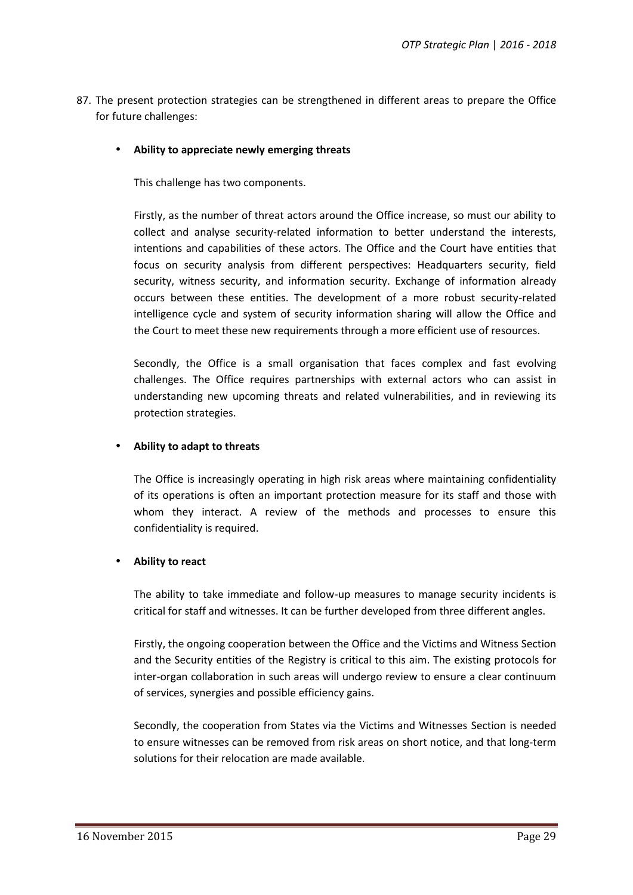87. The present protection strategies can be strengthened in different areas to prepare the Office for future challenges:

   - **Ability to appreciate newly emerging threats**

     This challenge has two components.

     Firstly, as the number of threat actors around the Office increase, so must our ability to collect and analyse security-related information to better understand the interests, intentions and capabilities of these actors. The Office and the Court have entities that focus on security analysis from different perspectives: Headquarters security, field security, witness security, and information security. Exchange of information already occurs between these entities. The development of a more robust security-related intelligence cycle and system of security information sharing will allow the Office and the Court to meet these new requirements through a more efficient use of resources.

     Secondly, the Office is a small organisation that faces complex and fast evolving challenges. The Office requires partnerships with external actors who can assist in understanding new upcoming threats and related vulnerabilities, and in reviewing its protection strategies.

   - **Ability to adapt to threats**

     The Office is increasingly operating in high risk areas where maintaining confidentiality of its operations is often an important protection measure for its staff and those with whom they interact. A review of the methods and processes to ensure this confidentiality is required.

   - **Ability to react**

     The ability to take immediate and follow-up measures to manage security incidents is critical for staff and witnesses. It can be further developed from three different angles.

     Firstly, the ongoing cooperation between the Office and the Victims and Witness Section and the Security entities of the Registry is critical to this aim. The existing protocols for inter-organ collaboration in such areas will undergo review to ensure a clear continuum of services, synergies and possible efficiency gains.

     Secondly, the cooperation from States via the Victims and Witnesses Section is needed to ensure witnesses can be removed from risk areas on short notice, and that long-term solutions for their relocation are made available.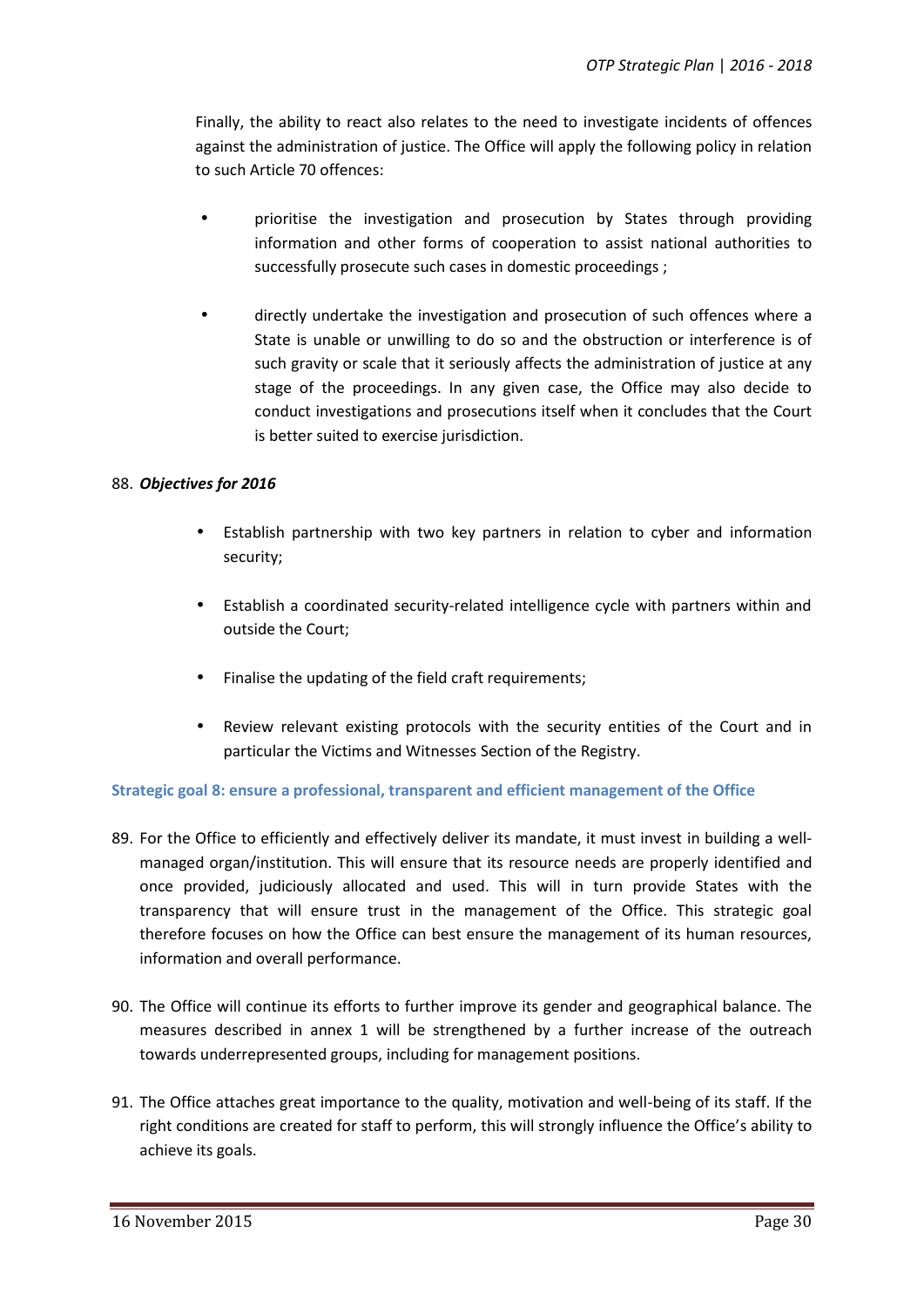Finally, the ability to react also relates to the need to investigate incidents of offences against the administration of justice. The Office will apply the following policy in relation to such Article 70 offences:

- prioritise the investigation and prosecution by States through providing information and other forms of cooperation to assist national authorities to successfully prosecute such cases in domestic proceedings ;
- directly undertake the investigation and prosecution of such offences where a State is unable or unwilling to do so and the obstruction or interference is of such gravity or scale that it seriously affects the administration of justice at any stage of the proceedings. In any given case, the Office may also decide to conduct investigations and prosecutions itself when it concludes that the Court is better suited to exercise jurisdiction.

88. ***Objectives for 2016***

- Establish partnership with two key partners in relation to cyber and information security;
- Establish a coordinated security-related intelligence cycle with partners within and outside the Court;
- Finalise the updating of the field craft requirements;
- Review relevant existing protocols with the security entities of the Court and in particular the Victims and Witnesses Section of the Registry.

### Strategic goal 8: ensure a professional, transparent and efficient management of the Office

89. For the Office to efficiently and effectively deliver its mandate, it must invest in building a well-managed organ/institution. This will ensure that its resource needs are properly identified and once provided, judiciously allocated and used. This will in turn provide States with the transparency that will ensure trust in the management of the Office. This strategic goal therefore focuses on how the Office can best ensure the management of its human resources, information and overall performance.

90. The Office will continue its efforts to further improve its gender and geographical balance. The measures described in annex 1 will be strengthened by a further increase of the outreach towards underrepresented groups, including for management positions.

91. The Office attaches great importance to the quality, motivation and well-being of its staff. If the right conditions are created for staff to perform, this will strongly influence the Office's ability to achieve its goals.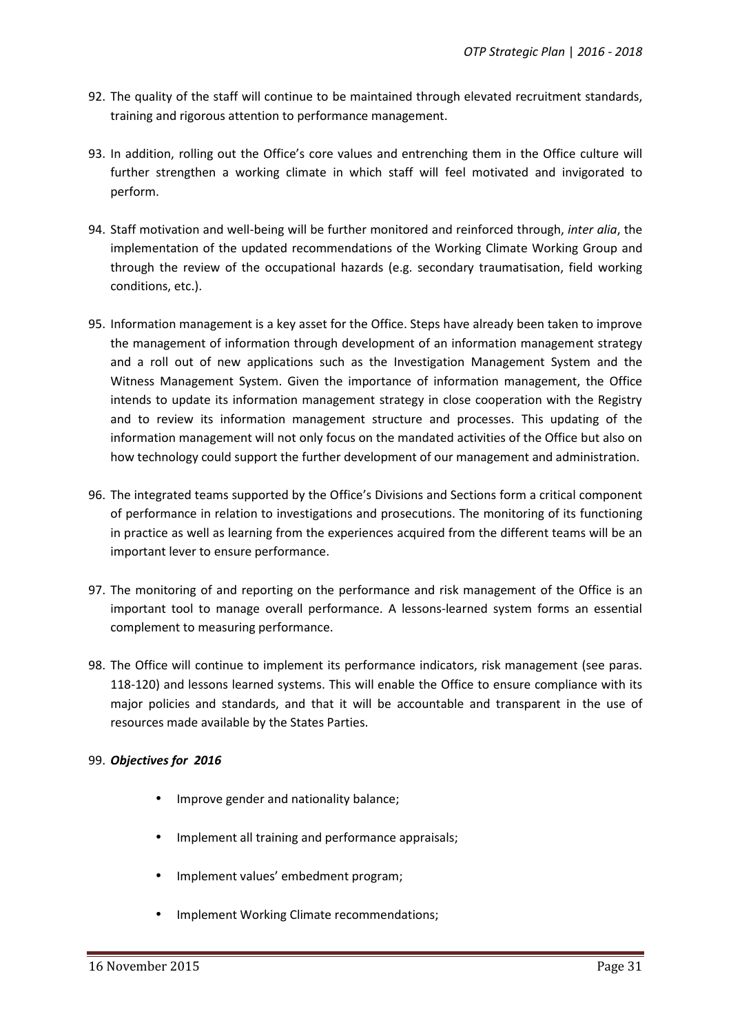92. The quality of the staff will continue to be maintained through elevated recruitment standards, training and rigorous attention to performance management.

93. In addition, rolling out the Office's core values and entrenching them in the Office culture will further strengthen a working climate in which staff will feel motivated and invigorated to perform.

94. Staff motivation and well-being will be further monitored and reinforced through, *inter alia*, the implementation of the updated recommendations of the Working Climate Working Group and through the review of the occupational hazards (e.g. secondary traumatisation, field working conditions, etc.).

95. Information management is a key asset for the Office. Steps have already been taken to improve the management of information through development of an information management strategy and a roll out of new applications such as the Investigation Management System and the Witness Management System. Given the importance of information management, the Office intends to update its information management strategy in close cooperation with the Registry and to review its information management structure and processes. This updating of the information management will not only focus on the mandated activities of the Office but also on how technology could support the further development of our management and administration.

96. The integrated teams supported by the Office's Divisions and Sections form a critical component of performance in relation to investigations and prosecutions. The monitoring of its functioning in practice as well as learning from the experiences acquired from the different teams will be an important lever to ensure performance.

97. The monitoring of and reporting on the performance and risk management of the Office is an important tool to manage overall performance. A lessons-learned system forms an essential complement to measuring performance.

98. The Office will continue to implement its performance indicators, risk management (see paras. 118-120) and lessons learned systems. This will enable the Office to ensure compliance with its major policies and standards, and that it will be accountable and transparent in the use of resources made available by the States Parties.

99. ***Objectives for 2016***

    - Improve gender and nationality balance;
    - Implement all training and performance appraisals;
    - Implement values' embedment program;
    - Implement Working Climate recommendations;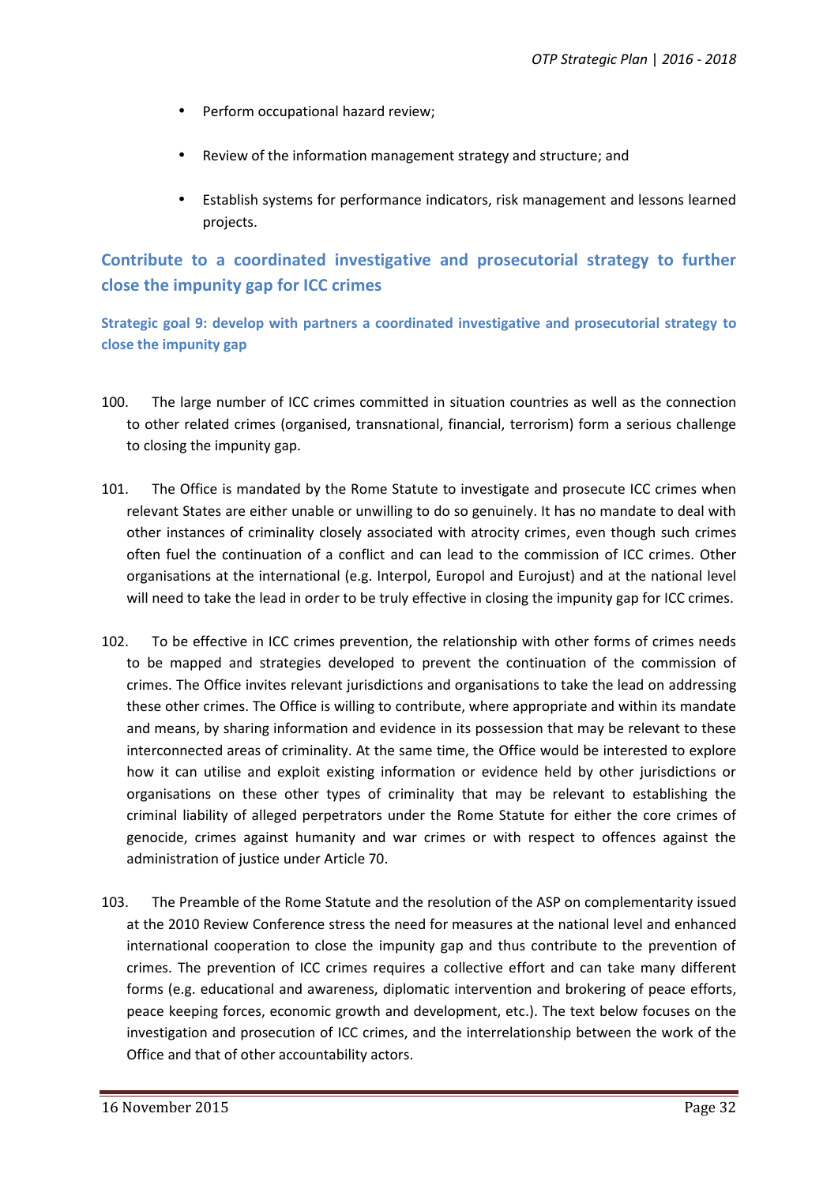- Perform occupational hazard review;
- Review of the information management strategy and structure; and
- Establish systems for performance indicators, risk management and lessons learned projects.

## Contribute to a coordinated investigative and prosecutorial strategy to further close the impunity gap for ICC crimes

### Strategic goal 9: develop with partners a coordinated investigative and prosecutorial strategy to close the impunity gap

100. The large number of ICC crimes committed in situation countries as well as the connection to other related crimes (organised, transnational, financial, terrorism) form a serious challenge to closing the impunity gap.

101. The Office is mandated by the Rome Statute to investigate and prosecute ICC crimes when relevant States are either unable or unwilling to do so genuinely. It has no mandate to deal with other instances of criminality closely associated with atrocity crimes, even though such crimes often fuel the continuation of a conflict and can lead to the commission of ICC crimes. Other organisations at the international (e.g. Interpol, Europol and Eurojust) and at the national level will need to take the lead in order to be truly effective in closing the impunity gap for ICC crimes.

102. To be effective in ICC crimes prevention, the relationship with other forms of crimes needs to be mapped and strategies developed to prevent the continuation of the commission of crimes. The Office invites relevant jurisdictions and organisations to take the lead on addressing these other crimes. The Office is willing to contribute, where appropriate and within its mandate and means, by sharing information and evidence in its possession that may be relevant to these interconnected areas of criminality. At the same time, the Office would be interested to explore how it can utilise and exploit existing information or evidence held by other jurisdictions or organisations on these other types of criminality that may be relevant to establishing the criminal liability of alleged perpetrators under the Rome Statute for either the core crimes of genocide, crimes against humanity and war crimes or with respect to offences against the administration of justice under Article 70.

103. The Preamble of the Rome Statute and the resolution of the ASP on complementarity issued at the 2010 Review Conference stress the need for measures at the national level and enhanced international cooperation to close the impunity gap and thus contribute to the prevention of crimes. The prevention of ICC crimes requires a collective effort and can take many different forms (e.g. educational and awareness, diplomatic intervention and brokering of peace efforts, peace keeping forces, economic growth and development, etc.). The text below focuses on the investigation and prosecution of ICC crimes, and the interrelationship between the work of the Office and that of other accountability actors.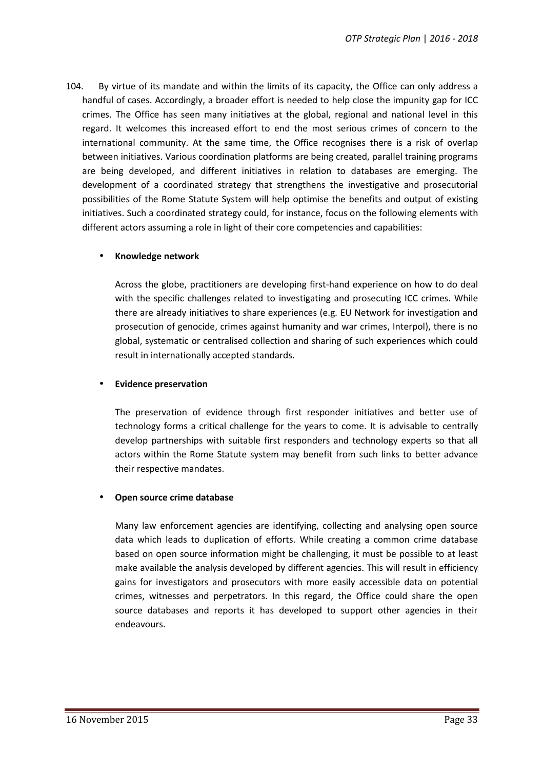104. By virtue of its mandate and within the limits of its capacity, the Office can only address a handful of cases. Accordingly, a broader effort is needed to help close the impunity gap for ICC crimes. The Office has seen many initiatives at the global, regional and national level in this regard. It welcomes this increased effort to end the most serious crimes of concern to the international community. At the same time, the Office recognises there is a risk of overlap between initiatives. Various coordination platforms are being created, parallel training programs are being developed, and different initiatives in relation to databases are emerging. The development of a coordinated strategy that strengthens the investigative and prosecutorial possibilities of the Rome Statute System will help optimise the benefits and output of existing initiatives. Such a coordinated strategy could, for instance, focus on the following elements with different actors assuming a role in light of their core competencies and capabilities:

- **Knowledge network**

  Across the globe, practitioners are developing first-hand experience on how to do deal with the specific challenges related to investigating and prosecuting ICC crimes. While there are already initiatives to share experiences (e.g. EU Network for investigation and prosecution of genocide, crimes against humanity and war crimes, Interpol), there is no global, systematic or centralised collection and sharing of such experiences which could result in internationally accepted standards.

- **Evidence preservation**

  The preservation of evidence through first responder initiatives and better use of technology forms a critical challenge for the years to come. It is advisable to centrally develop partnerships with suitable first responders and technology experts so that all actors within the Rome Statute system may benefit from such links to better advance their respective mandates.

- **Open source crime database**

  Many law enforcement agencies are identifying, collecting and analysing open source data which leads to duplication of efforts. While creating a common crime database based on open source information might be challenging, it must be possible to at least make available the analysis developed by different agencies. This will result in efficiency gains for investigators and prosecutors with more easily accessible data on potential crimes, witnesses and perpetrators. In this regard, the Office could share the open source databases and reports it has developed to support other agencies in their endeavours.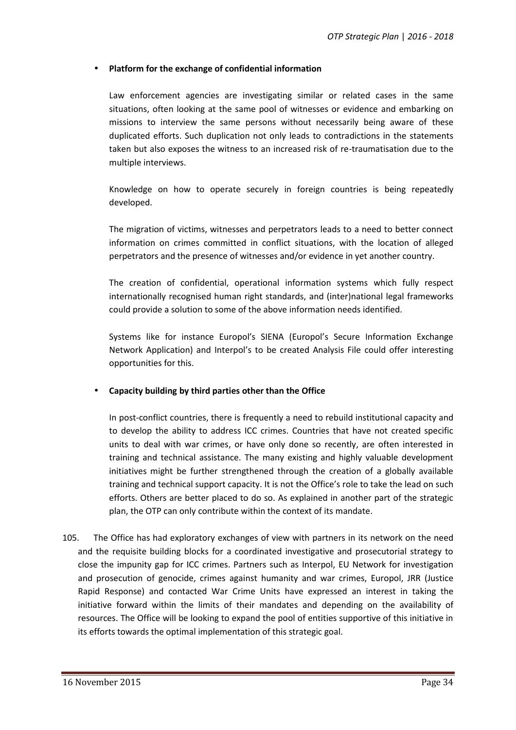- **Platform for the exchange of confidential information**

  Law enforcement agencies are investigating similar or related cases in the same situations, often looking at the same pool of witnesses or evidence and embarking on missions to interview the same persons without necessarily being aware of these duplicated efforts. Such duplication not only leads to contradictions in the statements taken but also exposes the witness to an increased risk of re-traumatisation due to the multiple interviews.

  Knowledge on how to operate securely in foreign countries is being repeatedly developed.

  The migration of victims, witnesses and perpetrators leads to a need to better connect information on crimes committed in conflict situations, with the location of alleged perpetrators and the presence of witnesses and/or evidence in yet another country.

  The creation of confidential, operational information systems which fully respect internationally recognised human right standards, and (inter)national legal frameworks could provide a solution to some of the above information needs identified.

  Systems like for instance Europol's SIENA (Europol's Secure Information Exchange Network Application) and Interpol's to be created Analysis File could offer interesting opportunities for this.

- **Capacity building by third parties other than the Office**

  In post-conflict countries, there is frequently a need to rebuild institutional capacity and to develop the ability to address ICC crimes. Countries that have not created specific units to deal with war crimes, or have only done so recently, are often interested in training and technical assistance. The many existing and highly valuable development initiatives might be further strengthened through the creation of a globally available training and technical support capacity. It is not the Office's role to take the lead on such efforts. Others are better placed to do so. As explained in another part of the strategic plan, the OTP can only contribute within the context of its mandate.

105. The Office has had exploratory exchanges of view with partners in its network on the need and the requisite building blocks for a coordinated investigative and prosecutorial strategy to close the impunity gap for ICC crimes. Partners such as Interpol, EU Network for investigation and prosecution of genocide, crimes against humanity and war crimes, Europol, JRR (Justice Rapid Response) and contacted War Crime Units have expressed an interest in taking the initiative forward within the limits of their mandates and depending on the availability of resources. The Office will be looking to expand the pool of entities supportive of this initiative in its efforts towards the optimal implementation of this strategic goal.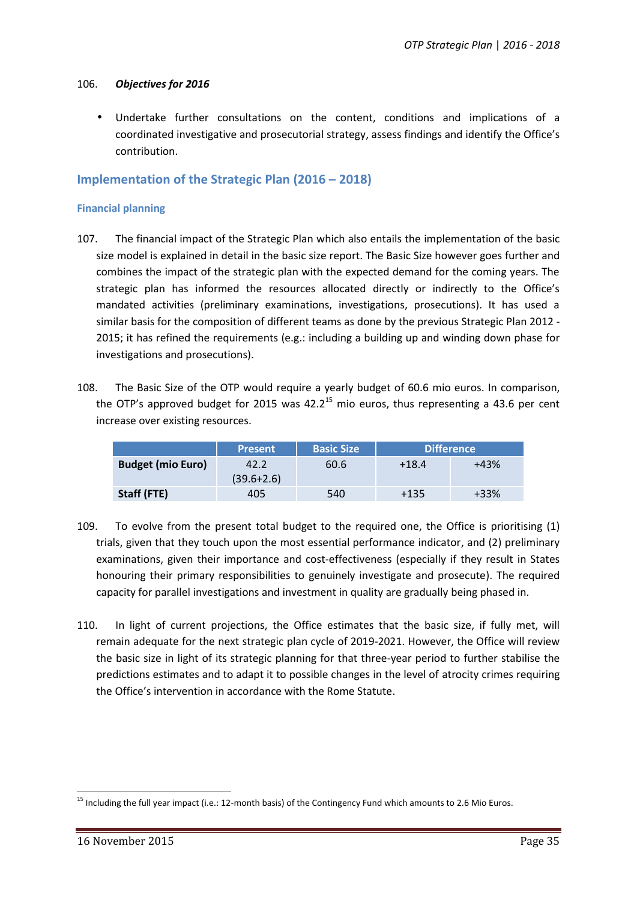106. ***Objectives for 2016***

- Undertake further consultations on the content, conditions and implications of a coordinated investigative and prosecutorial strategy, assess findings and identify the Office's contribution.

## Implementation of the Strategic Plan (2016 – 2018)

### Financial planning

107. The financial impact of the Strategic Plan which also entails the implementation of the basic size model is explained in detail in the basic size report. The Basic Size however goes further and combines the impact of the strategic plan with the expected demand for the coming years. The strategic plan has informed the resources allocated directly or indirectly to the Office's mandated activities (preliminary examinations, investigations, prosecutions). It has used a similar basis for the composition of different teams as done by the previous Strategic Plan 2012 - 2015; it has refined the requirements (e.g.: including a building up and winding down phase for investigations and prosecutions).

108. The Basic Size of the OTP would require a yearly budget of 60.6 mio euros. In comparison, the OTP's approved budget for 2015 was 42.2[15] mio euros, thus representing a 43.6 per cent increase over existing resources.

| | Present | Basic Size | Difference | |
|---|---|---|---|---|
| **Budget (mio Euro)** | 42.2 (39.6+2.6) | 60.6 | +18.4 | +43% |
| **Staff (FTE)** | 405 | 540 | +135 | +33% |

109. To evolve from the present total budget to the required one, the Office is prioritising (1) trials, given that they touch upon the most essential performance indicator, and (2) preliminary examinations, given their importance and cost-effectiveness (especially if they result in States honouring their primary responsibilities to genuinely investigate and prosecute). The required capacity for parallel investigations and investment in quality are gradually being phased in.

110. In light of current projections, the Office estimates that the basic size, if fully met, will remain adequate for the next strategic plan cycle of 2019-2021. However, the Office will review the basic size in light of its strategic planning for that three-year period to further stabilise the predictions estimates and to adapt it to possible changes in the level of atrocity crimes requiring the Office's intervention in accordance with the Rome Statute.

[15] Including the full year impact (i.e.: 12-month basis) of the Contingency Fund which amounts to 2.6 Mio Euros.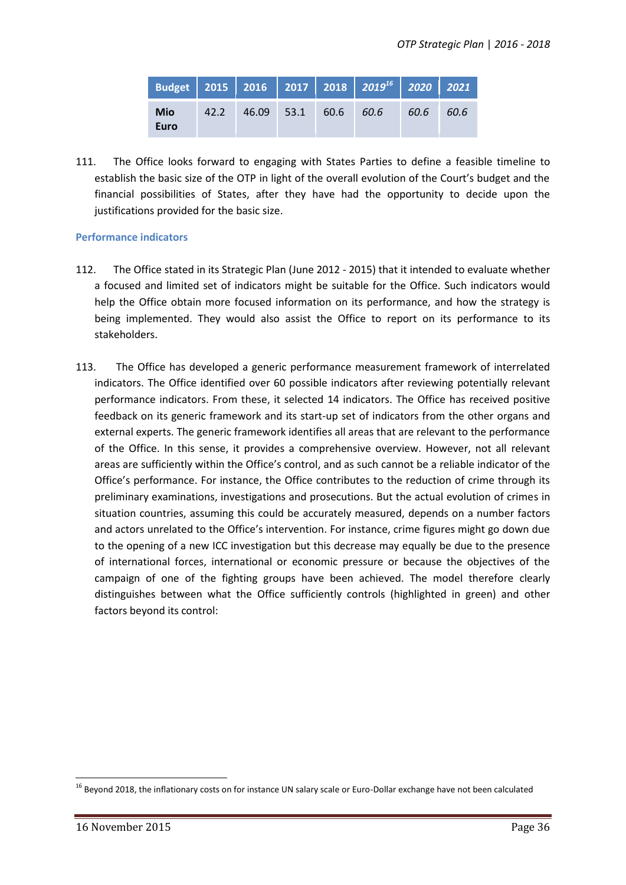| Budget | 2015 | 2016 | 2017 | 2018 | *2019*[16] | *2020* | *2021* |
|---|---|---|---|---|---|---|---|
| **Mio Euro** | 42.2 | 46.09 | 53.1 | 60.6 | *60.6* | *60.6* | *60.6* |

111. The Office looks forward to engaging with States Parties to define a feasible timeline to establish the basic size of the OTP in light of the overall evolution of the Court's budget and the financial possibilities of States, after they have had the opportunity to decide upon the justifications provided for the basic size.

### Performance indicators

112. The Office stated in its Strategic Plan (June 2012 - 2015) that it intended to evaluate whether a focused and limited set of indicators might be suitable for the Office. Such indicators would help the Office obtain more focused information on its performance, and how the strategy is being implemented. They would also assist the Office to report on its performance to its stakeholders.

113. The Office has developed a generic performance measurement framework of interrelated indicators. The Office identified over 60 possible indicators after reviewing potentially relevant performance indicators. From these, it selected 14 indicators. The Office has received positive feedback on its generic framework and its start-up set of indicators from the other organs and external experts. The generic framework identifies all areas that are relevant to the performance of the Office. In this sense, it provides a comprehensive overview. However, not all relevant areas are sufficiently within the Office's control, and as such cannot be a reliable indicator of the Office's performance. For instance, the Office contributes to the reduction of crime through its preliminary examinations, investigations and prosecutions. But the actual evolution of crimes in situation countries, assuming this could be accurately measured, depends on a number factors and actors unrelated to the Office's intervention. For instance, crime figures might go down due to the opening of a new ICC investigation but this decrease may equally be due to the presence of international forces, international or economic pressure or because the objectives of the campaign of one of the fighting groups have been achieved. The model therefore clearly distinguishes between what the Office sufficiently controls (highlighted in green) and other factors beyond its control:

[16] Beyond 2018, the inflationary costs on for instance UN salary scale or Euro-Dollar exchange have not been calculated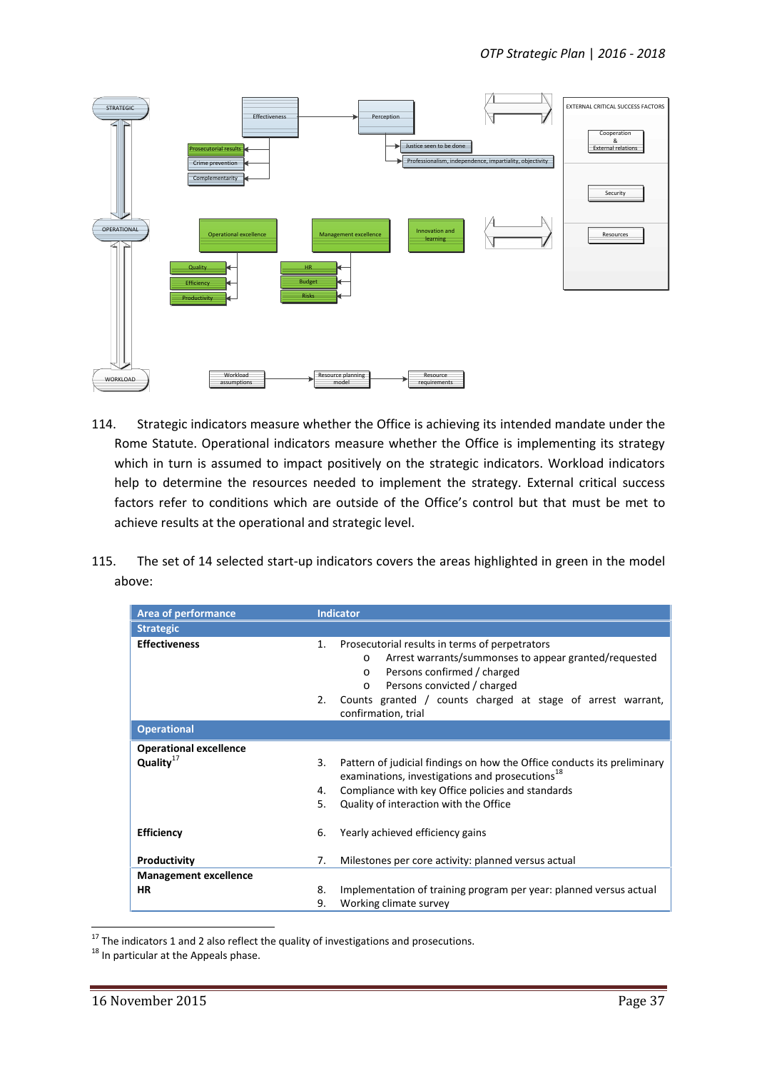STRATEGIC

Effectiveness

Perception

EXTERNAL CRITICAL SUCCESS FACTORS

Prosecutorial results

Crime prevention

Complementarity

Justice seen to be done

Professionalism, independence, impartiality, objectivity

Cooperation & External relations

Security

Resources

OPERATIONAL

Operational excellence

Management excellence

Innovation and learning

Quality

Efficiency

Productivity

HR

Budget

Risks

WORKLOAD

Workload assumptions

Resource planning model

Resource requirements

114. Strategic indicators measure whether the Office is achieving its intended mandate under the Rome Statute. Operational indicators measure whether the Office is implementing its strategy which in turn is assumed to impact positively on the strategic indicators. Workload indicators help to determine the resources needed to implement the strategy. External critical success factors refer to conditions which are outside of the Office's control but that must be met to achieve results at the operational and strategic level.

115. The set of 14 selected start-up indicators covers the areas highlighted in green in the model above:

| Area of performance | Indicator |
| --- | --- |
| **Strategic** | |
| **Effectiveness** | 1. Prosecutorial results in terms of perpetrators<br>o Arrest warrants/summonses to appear granted/requested<br>o Persons confirmed / charged<br>o Persons convicted / charged<br>2. Counts granted / counts charged at stage of arrest warrant, confirmation, trial |
| **Operational** | |
| **Operational excellence** | |
| **Quality**[17] | 3. Pattern of judicial findings on how the Office conducts its preliminary examinations, investigations and prosecutions[18]<br>4. Compliance with key Office policies and standards<br>5. Quality of interaction with the Office |
| **Efficiency** | 6. Yearly achieved efficiency gains |
| **Productivity** | 7. Milestones per core activity: planned versus actual |
| **Management excellence** | |
| **HR** | 8. Implementation of training program per year: planned versus actual<br>9. Working climate survey |

[17] The indicators 1 and 2 also reflect the quality of investigations and prosecutions.

[18] In particular at the Appeals phase.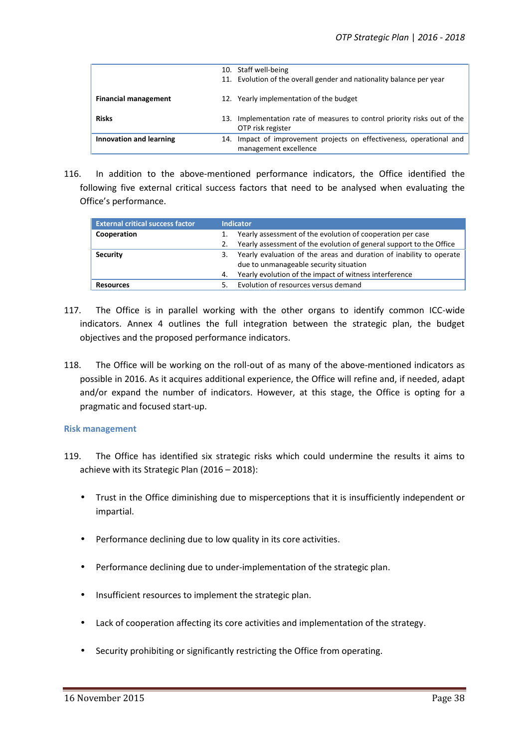| | |
|---|---|
| | 10. Staff well-being<br>11. Evolution of the overall gender and nationality balance per year |
| **Financial management** | 12. Yearly implementation of the budget |
| **Risks** | 13. Implementation rate of measures to control priority risks out of the OTP risk register |
| **Innovation and learning** | 14. Impact of improvement projects on effectiveness, operational and management excellence |

116. In addition to the above-mentioned performance indicators, the Office identified the following five external critical success factors that need to be analysed when evaluating the Office's performance.

| External critical success factor | Indicator |
|---|---|
| **Cooperation** | 1. Yearly assessment of the evolution of cooperation per case<br>2. Yearly assessment of the evolution of general support to the Office |
| **Security** | 3. Yearly evaluation of the areas and duration of inability to operate due to unmanageable security situation<br>4. Yearly evolution of the impact of witness interference |
| **Resources** | 5. Evolution of resources versus demand |

117. The Office is in parallel working with the other organs to identify common ICC-wide indicators. Annex 4 outlines the full integration between the strategic plan, the budget objectives and the proposed performance indicators.

118. The Office will be working on the roll-out of as many of the above-mentioned indicators as possible in 2016. As it acquires additional experience, the Office will refine and, if needed, adapt and/or expand the number of indicators. However, at this stage, the Office is opting for a pragmatic and focused start-up.

### Risk management

119. The Office has identified six strategic risks which could undermine the results it aims to achieve with its Strategic Plan (2016 – 2018):

- Trust in the Office diminishing due to misperceptions that it is insufficiently independent or impartial.
- Performance declining due to low quality in its core activities.
- Performance declining due to under-implementation of the strategic plan.
- Insufficient resources to implement the strategic plan.
- Lack of cooperation affecting its core activities and implementation of the strategy.
- Security prohibiting or significantly restricting the Office from operating.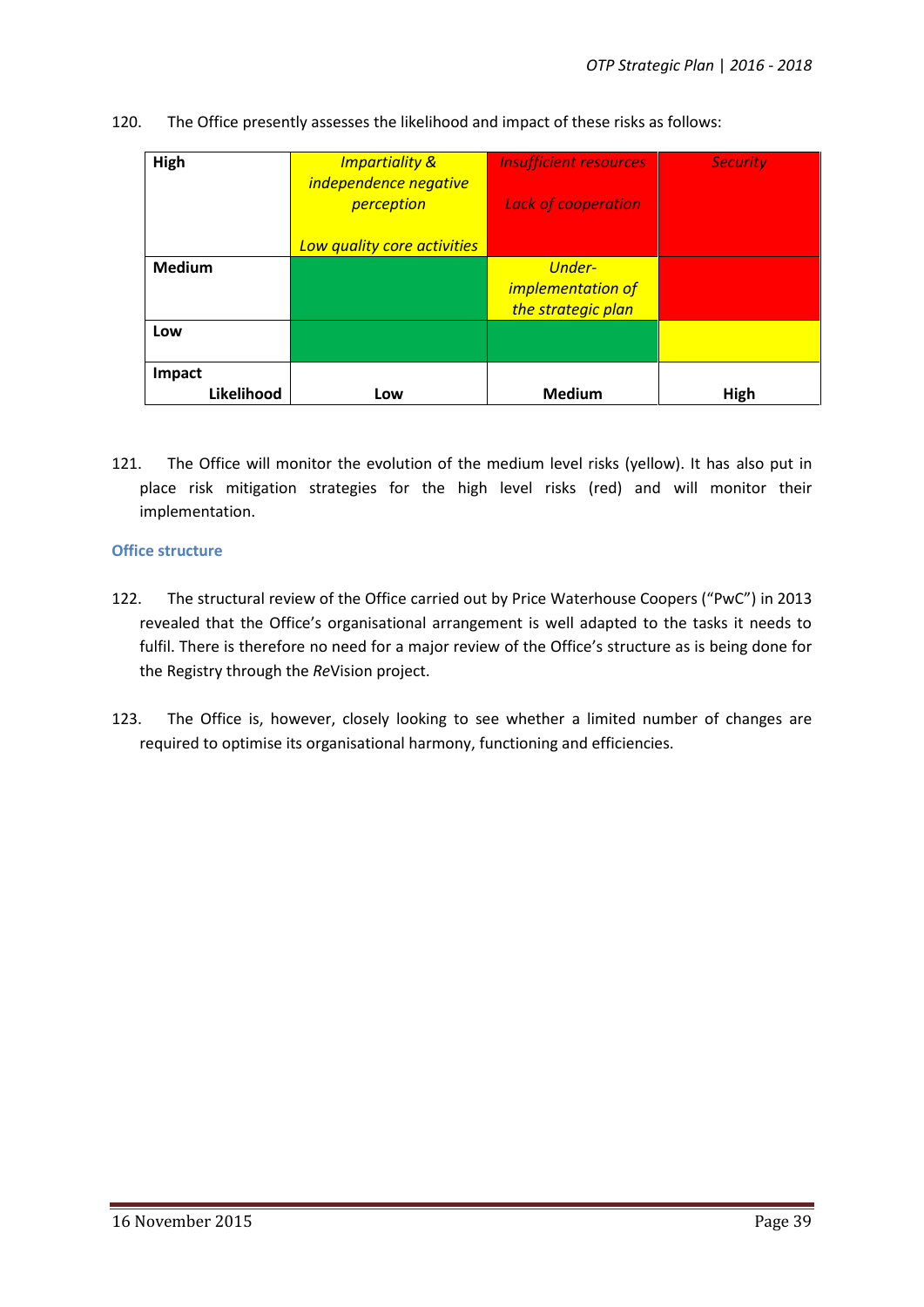120. The Office presently assesses the likelihood and impact of these risks as follows:

| **High** | *Impartiality & independence negative perception*<br><br>*Low quality core activities* | *Insufficient resources*<br><br>*Lack of cooperation* | *Security* |
|---|---|---|---|
| **Medium** | | *Under-implementation of the strategic plan* | |
| **Low** | | | |
| **Impact**<br>**Likelihood** | **Low** | **Medium** | **High** |

121. The Office will monitor the evolution of the medium level risks (yellow). It has also put in place risk mitigation strategies for the high level risks (red) and will monitor their implementation.

### Office structure

122. The structural review of the Office carried out by Price Waterhouse Coopers ("PwC") in 2013 revealed that the Office's organisational arrangement is well adapted to the tasks it needs to fulfil. There is therefore no need for a major review of the Office's structure as is being done for the Registry through the *Re*Vision project.

123. The Office is, however, closely looking to see whether a limited number of changes are required to optimise its organisational harmony, functioning and efficiencies.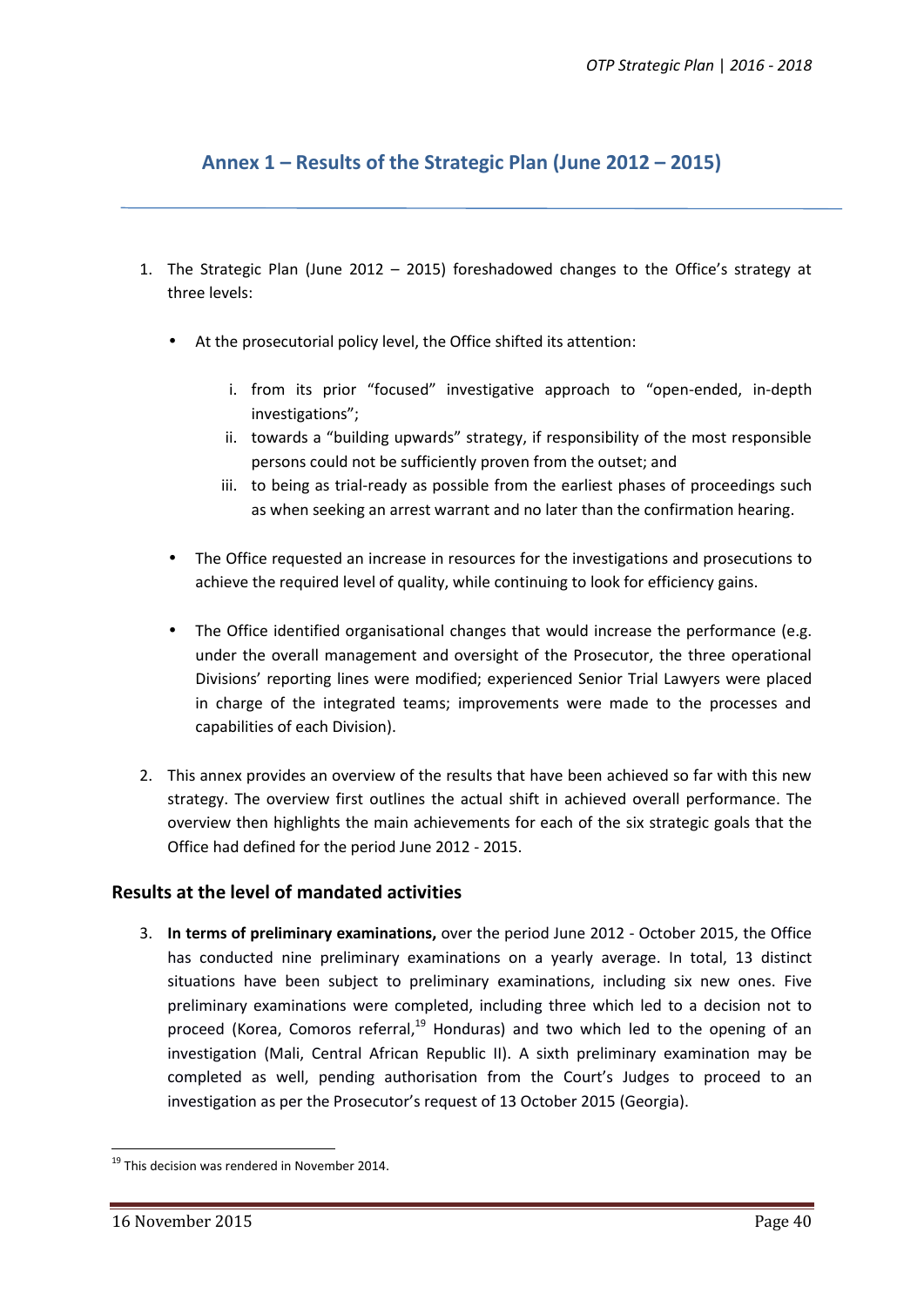# Annex 1 – Results of the Strategic Plan (June 2012 – 2015)

1. The Strategic Plan (June 2012 – 2015) foreshadowed changes to the Office's strategy at three levels:

   - At the prosecutorial policy level, the Office shifted its attention:

     i. from its prior "focused" investigative approach to "open-ended, in-depth investigations";
     ii. towards a "building upwards" strategy, if responsibility of the most responsible persons could not be sufficiently proven from the outset; and
     iii. to being as trial-ready as possible from the earliest phases of proceedings such as when seeking an arrest warrant and no later than the confirmation hearing.

   - The Office requested an increase in resources for the investigations and prosecutions to achieve the required level of quality, while continuing to look for efficiency gains.

   - The Office identified organisational changes that would increase the performance (e.g. under the overall management and oversight of the Prosecutor, the three operational Divisions' reporting lines were modified; experienced Senior Trial Lawyers were placed in charge of the integrated teams; improvements were made to the processes and capabilities of each Division).

2. This annex provides an overview of the results that have been achieved so far with this new strategy. The overview first outlines the actual shift in achieved overall performance. The overview then highlights the main achievements for each of the six strategic goals that the Office had defined for the period June 2012 - 2015.

## Results at the level of mandated activities

3. **In terms of preliminary examinations,** over the period June 2012 - October 2015, the Office has conducted nine preliminary examinations on a yearly average. In total, 13 distinct situations have been subject to preliminary examinations, including six new ones. Five preliminary examinations were completed, including three which led to a decision not to proceed (Korea, Comoros referral,[19] Honduras) and two which led to the opening of an investigation (Mali, Central African Republic II). A sixth preliminary examination may be completed as well, pending authorisation from the Court's Judges to proceed to an investigation as per the Prosecutor's request of 13 October 2015 (Georgia).

[19] This decision was rendered in November 2014.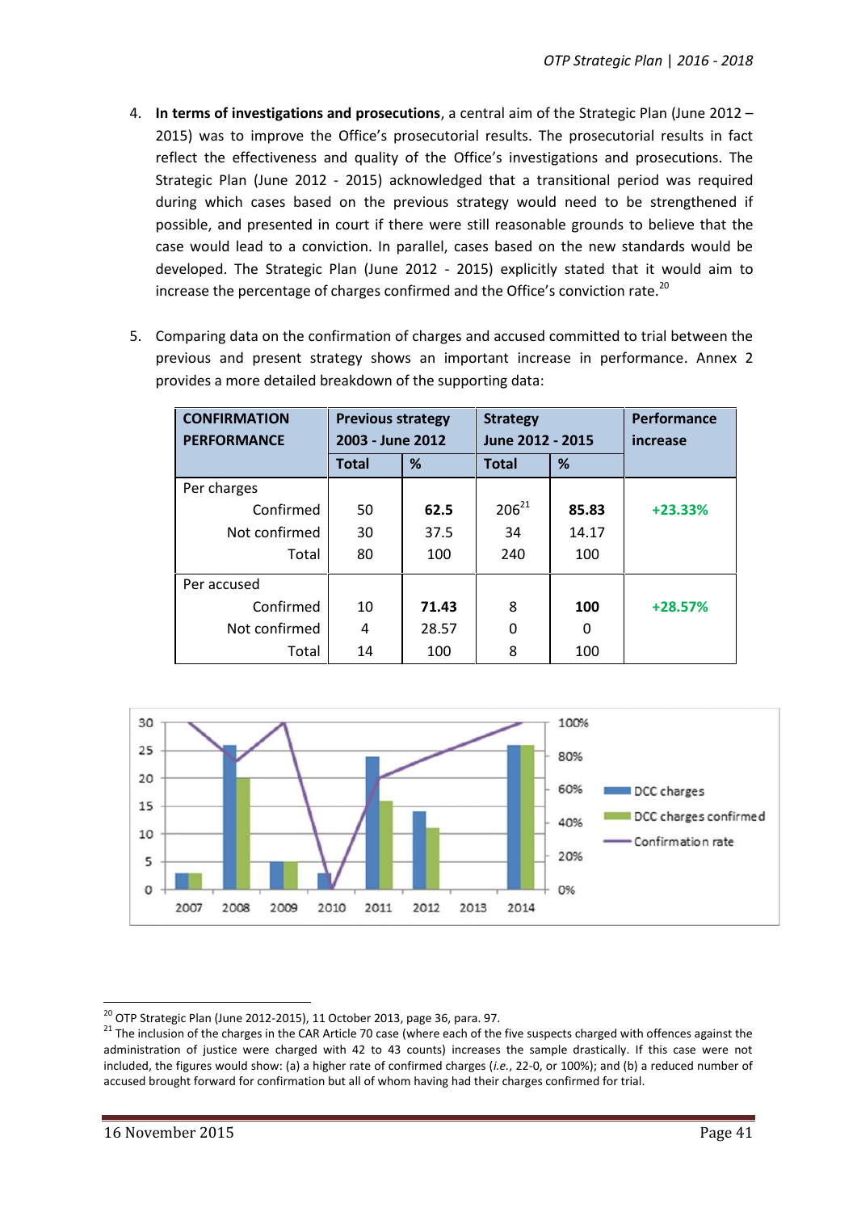4. **In terms of investigations and prosecutions**, a central aim of the Strategic Plan (June 2012 – 2015) was to improve the Office's prosecutorial results. The prosecutorial results in fact reflect the effectiveness and quality of the Office's investigations and prosecutions. The Strategic Plan (June 2012 - 2015) acknowledged that a transitional period was required during which cases based on the previous strategy would need to be strengthened if possible, and presented in court if there were still reasonable grounds to believe that the case would lead to a conviction. In parallel, cases based on the new standards would be developed. The Strategic Plan (June 2012 - 2015) explicitly stated that it would aim to increase the percentage of charges confirmed and the Office's conviction rate.[20]

5. Comparing data on the confirmation of charges and accused committed to trial between the previous and present strategy shows an important increase in performance. Annex 2 provides a more detailed breakdown of the supporting data:

| **CONFIRMATION PERFORMANCE** | **Previous strategy 2003 - June 2012** | | **Strategy June 2012 - 2015** | | **Performance increase** |
|---|---|---|---|---|---|
| | **Total** | **%** | **Total** | **%** | |
| Per charges | | | | | |
| Confirmed | 50 | **62.5** | 206[21] | **85.83** | **+23.33%** |
| Not confirmed | 30 | 37.5 | 34 | 14.17 | |
| Total | 80 | 100 | 240 | 100 | |
| Per accused | | | | | |
| Confirmed | 10 | **71.43** | 8 | **100** | **+28.57%** |
| Not confirmed | 4 | 28.57 | 0 | 0 | |
| Total | 14 | 100 | 8 | 100 | |

[20] OTP Strategic Plan (June 2012-2015), 11 October 2013, page 36, para. 97.

[21] The inclusion of the charges in the CAR Article 70 case (where each of the five suspects charged with offences against the administration of justice were charged with 42 to 43 counts) increases the sample drastically. If this case were not included, the figures would show: (a) a higher rate of confirmed charges (*i.e.*, 22-0, or 100%); and (b) a reduced number of accused brought forward for confirmation but all of whom having had their charges confirmed for trial.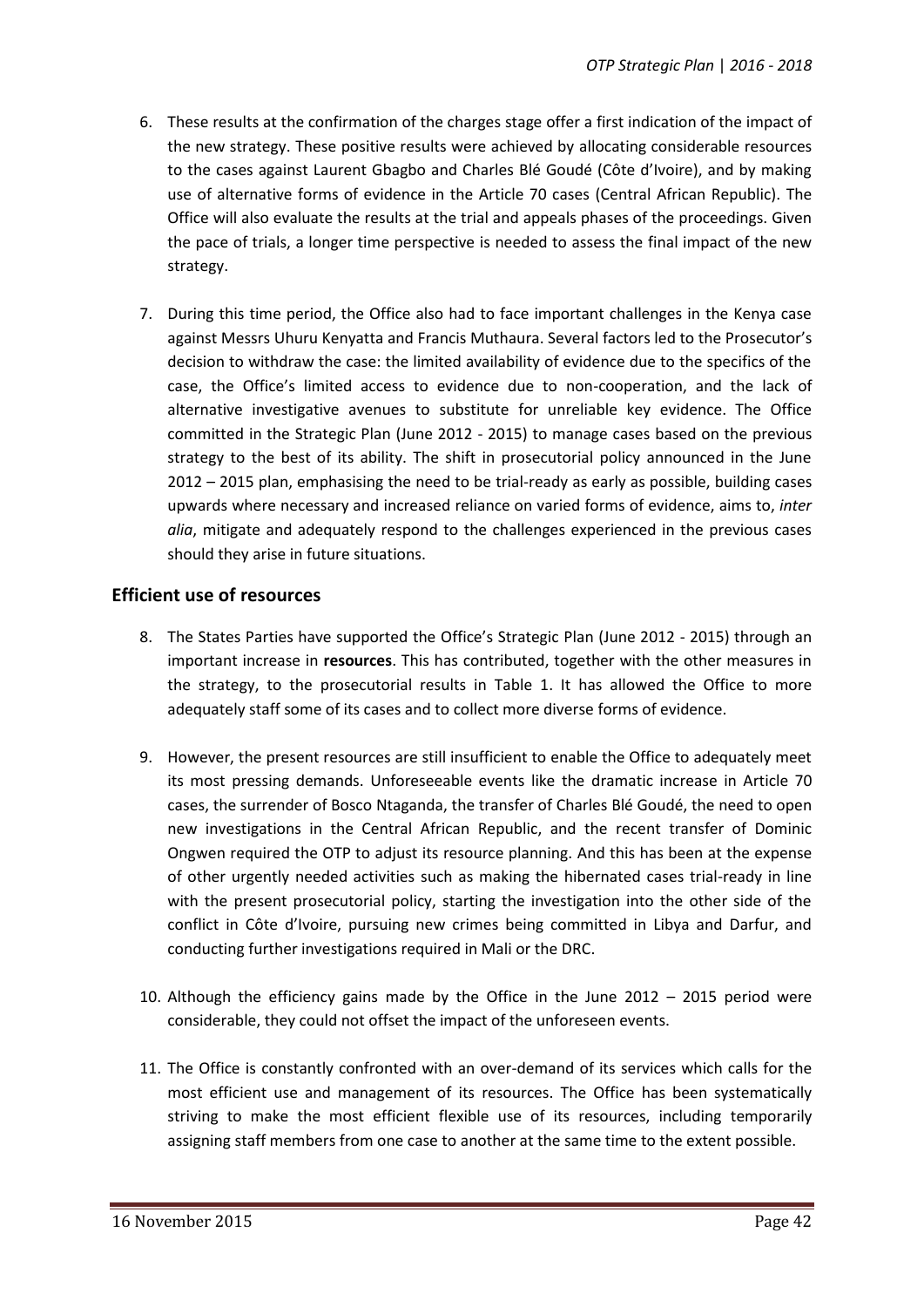6. These results at the confirmation of the charges stage offer a first indication of the impact of the new strategy. These positive results were achieved by allocating considerable resources to the cases against Laurent Gbagbo and Charles Blé Goudé (Côte d'Ivoire), and by making use of alternative forms of evidence in the Article 70 cases (Central African Republic). The Office will also evaluate the results at the trial and appeals phases of the proceedings. Given the pace of trials, a longer time perspective is needed to assess the final impact of the new strategy.

7. During this time period, the Office also had to face important challenges in the Kenya case against Messrs Uhuru Kenyatta and Francis Muthaura. Several factors led to the Prosecutor's decision to withdraw the case: the limited availability of evidence due to the specifics of the case, the Office's limited access to evidence due to non-cooperation, and the lack of alternative investigative avenues to substitute for unreliable key evidence. The Office committed in the Strategic Plan (June 2012 - 2015) to manage cases based on the previous strategy to the best of its ability. The shift in prosecutorial policy announced in the June 2012 – 2015 plan, emphasising the need to be trial-ready as early as possible, building cases upwards where necessary and increased reliance on varied forms of evidence, aims to, *inter alia*, mitigate and adequately respond to the challenges experienced in the previous cases should they arise in future situations.

## Efficient use of resources

8. The States Parties have supported the Office's Strategic Plan (June 2012 - 2015) through an important increase in **resources**. This has contributed, together with the other measures in the strategy, to the prosecutorial results in Table 1. It has allowed the Office to more adequately staff some of its cases and to collect more diverse forms of evidence.

9. However, the present resources are still insufficient to enable the Office to adequately meet its most pressing demands. Unforeseeable events like the dramatic increase in Article 70 cases, the surrender of Bosco Ntaganda, the transfer of Charles Blé Goudé, the need to open new investigations in the Central African Republic, and the recent transfer of Dominic Ongwen required the OTP to adjust its resource planning. And this has been at the expense of other urgently needed activities such as making the hibernated cases trial-ready in line with the present prosecutorial policy, starting the investigation into the other side of the conflict in Côte d'Ivoire, pursuing new crimes being committed in Libya and Darfur, and conducting further investigations required in Mali or the DRC.

10. Although the efficiency gains made by the Office in the June 2012 – 2015 period were considerable, they could not offset the impact of the unforeseen events.

11. The Office is constantly confronted with an over-demand of its services which calls for the most efficient use and management of its resources. The Office has been systematically striving to make the most efficient flexible use of its resources, including temporarily assigning staff members from one case to another at the same time to the extent possible.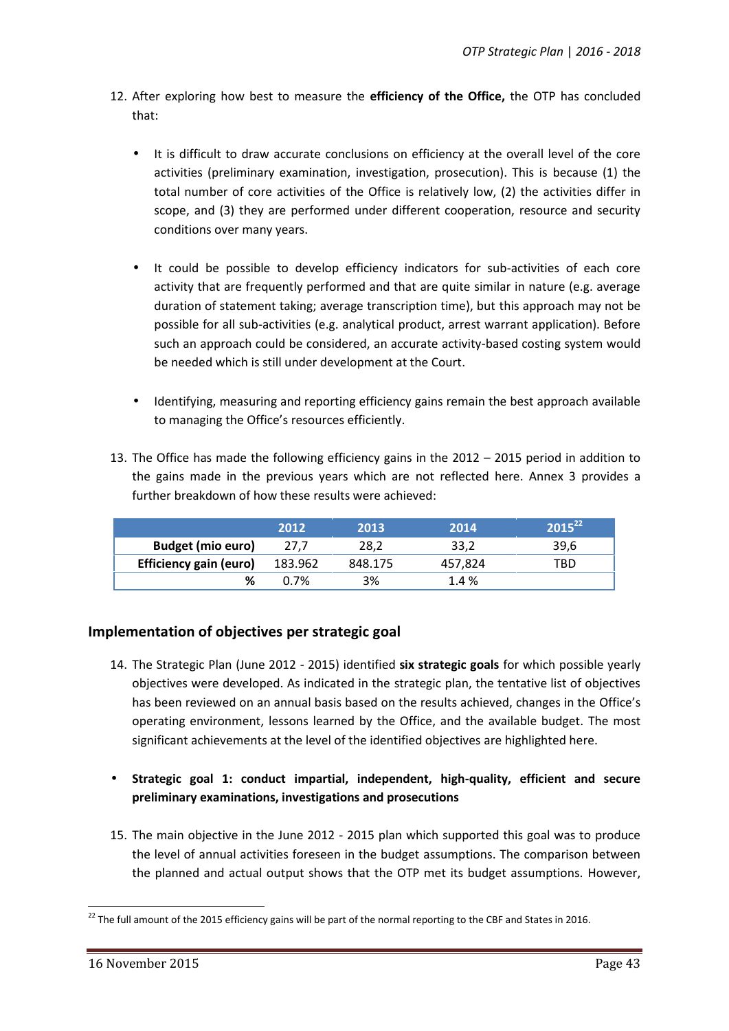12. After exploring how best to measure the **efficiency of the Office,** the OTP has concluded that:

    - It is difficult to draw accurate conclusions on efficiency at the overall level of the core activities (preliminary examination, investigation, prosecution). This is because (1) the total number of core activities of the Office is relatively low, (2) the activities differ in scope, and (3) they are performed under different cooperation, resource and security conditions over many years.

    - It could be possible to develop efficiency indicators for sub-activities of each core activity that are frequently performed and that are quite similar in nature (e.g. average duration of statement taking; average transcription time), but this approach may not be possible for all sub-activities (e.g. analytical product, arrest warrant application). Before such an approach could be considered, an accurate activity-based costing system would be needed which is still under development at the Court.

    - Identifying, measuring and reporting efficiency gains remain the best approach available to managing the Office's resources efficiently.

13. The Office has made the following efficiency gains in the 2012 – 2015 period in addition to the gains made in the previous years which are not reflected here. Annex 3 provides a further breakdown of how these results were achieved:

| | 2012 | 2013 | 2014 | 2015[22] |
|---|---|---|---|---|
| **Budget (mio euro)** | 27,7 | 28,2 | 33,2 | 39,6 |
| **Efficiency gain (euro)** | 183.962 | 848.175 | 457,824 | TBD |
| **%** | 0.7% | 3% | 1.4 % | |

## Implementation of objectives per strategic goal

14. The Strategic Plan (June 2012 - 2015) identified **six strategic goals** for which possible yearly objectives were developed. As indicated in the strategic plan, the tentative list of objectives has been reviewed on an annual basis based on the results achieved, changes in the Office's operating environment, lessons learned by the Office, and the available budget. The most significant achievements at the level of the identified objectives are highlighted here.

- **Strategic goal 1: conduct impartial, independent, high-quality, efficient and secure preliminary examinations, investigations and prosecutions**

15. The main objective in the June 2012 - 2015 plan which supported this goal was to produce the level of annual activities foreseen in the budget assumptions. The comparison between the planned and actual output shows that the OTP met its budget assumptions. However,

[22] The full amount of the 2015 efficiency gains will be part of the normal reporting to the CBF and States in 2016.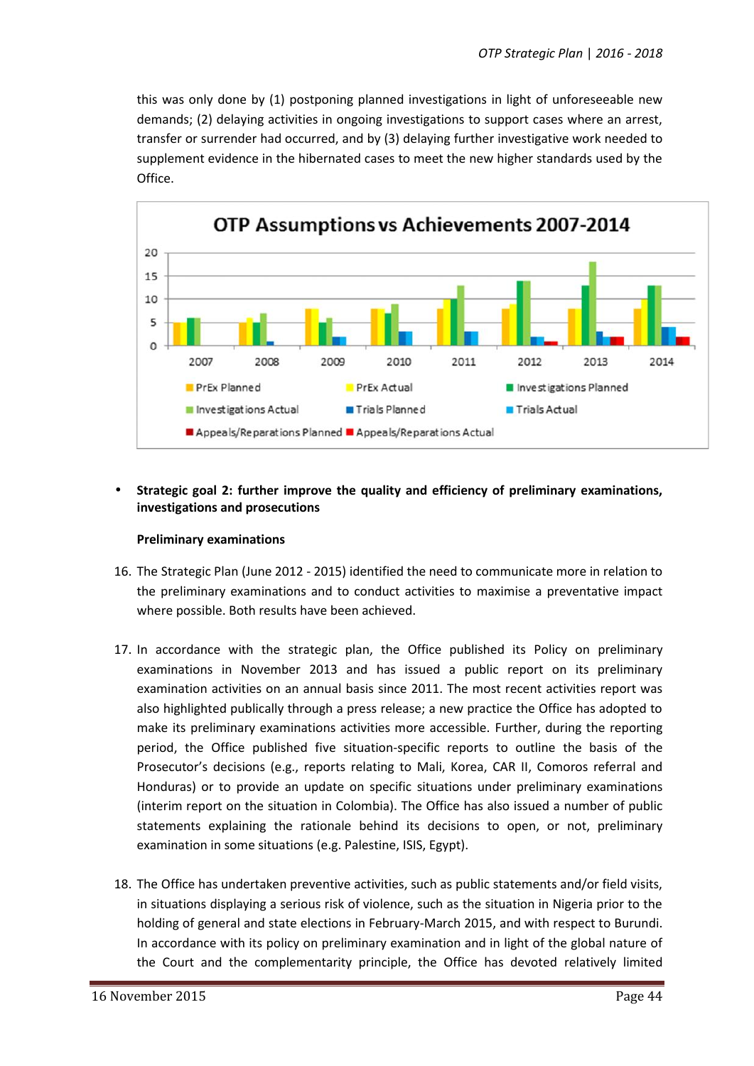this was only done by (1) postponing planned investigations in light of unforeseeable new demands; (2) delaying activities in ongoing investigations to support cases where an arrest, transfer or surrender had occurred, and by (3) delaying further investigative work needed to supplement evidence in the hibernated cases to meet the new higher standards used by the Office.

OTP Assumptions vs Achievements 2007-2014

- **Strategic goal 2: further improve the quality and efficiency of preliminary examinations, investigations and prosecutions**

**Preliminary examinations**

16. The Strategic Plan (June 2012 - 2015) identified the need to communicate more in relation to the preliminary examinations and to conduct activities to maximise a preventative impact where possible. Both results have been achieved.

17. In accordance with the strategic plan, the Office published its Policy on preliminary examinations in November 2013 and has issued a public report on its preliminary examination activities on an annual basis since 2011. The most recent activities report was also highlighted publically through a press release; a new practice the Office has adopted to make its preliminary examinations activities more accessible. Further, during the reporting period, the Office published five situation-specific reports to outline the basis of the Prosecutor's decisions (e.g., reports relating to Mali, Korea, CAR II, Comoros referral and Honduras) or to provide an update on specific situations under preliminary examinations (interim report on the situation in Colombia). The Office has also issued a number of public statements explaining the rationale behind its decisions to open, or not, preliminary examination in some situations (e.g. Palestine, ISIS, Egypt).

18. The Office has undertaken preventive activities, such as public statements and/or field visits, in situations displaying a serious risk of violence, such as the situation in Nigeria prior to the holding of general and state elections in February-March 2015, and with respect to Burundi. In accordance with its policy on preliminary examination and in light of the global nature of the Court and the complementarity principle, the Office has devoted relatively limited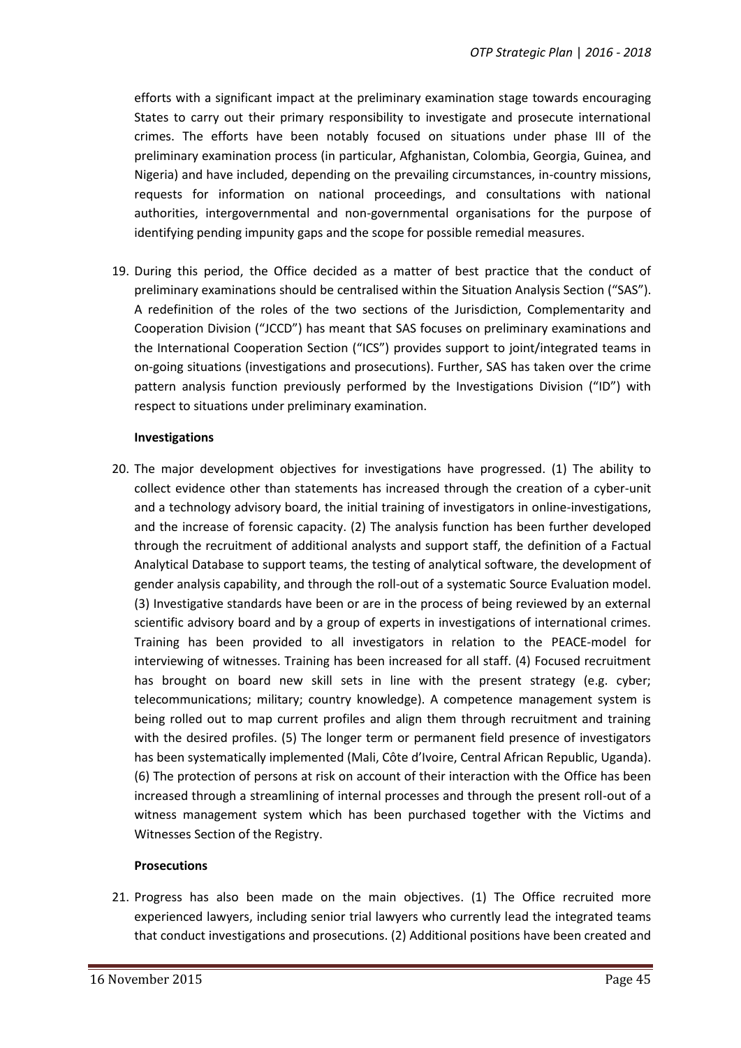efforts with a significant impact at the preliminary examination stage towards encouraging States to carry out their primary responsibility to investigate and prosecute international crimes. The efforts have been notably focused on situations under phase III of the preliminary examination process (in particular, Afghanistan, Colombia, Georgia, Guinea, and Nigeria) and have included, depending on the prevailing circumstances, in-country missions, requests for information on national proceedings, and consultations with national authorities, intergovernmental and non-governmental organisations for the purpose of identifying pending impunity gaps and the scope for possible remedial measures.

19. During this period, the Office decided as a matter of best practice that the conduct of preliminary examinations should be centralised within the Situation Analysis Section ("SAS"). A redefinition of the roles of the two sections of the Jurisdiction, Complementarity and Cooperation Division ("JCCD") has meant that SAS focuses on preliminary examinations and the International Cooperation Section ("ICS") provides support to joint/integrated teams in on-going situations (investigations and prosecutions). Further, SAS has taken over the crime pattern analysis function previously performed by the Investigations Division ("ID") with respect to situations under preliminary examination.

**Investigations**

20. The major development objectives for investigations have progressed. (1) The ability to collect evidence other than statements has increased through the creation of a cyber-unit and a technology advisory board, the initial training of investigators in online-investigations, and the increase of forensic capacity. (2) The analysis function has been further developed through the recruitment of additional analysts and support staff, the definition of a Factual Analytical Database to support teams, the testing of analytical software, the development of gender analysis capability, and through the roll-out of a systematic Source Evaluation model. (3) Investigative standards have been or are in the process of being reviewed by an external scientific advisory board and by a group of experts in investigations of international crimes. Training has been provided to all investigators in relation to the PEACE-model for interviewing of witnesses. Training has been increased for all staff. (4) Focused recruitment has brought on board new skill sets in line with the present strategy (e.g. cyber; telecommunications; military; country knowledge). A competence management system is being rolled out to map current profiles and align them through recruitment and training with the desired profiles. (5) The longer term or permanent field presence of investigators has been systematically implemented (Mali, Côte d'Ivoire, Central African Republic, Uganda). (6) The protection of persons at risk on account of their interaction with the Office has been increased through a streamlining of internal processes and through the present roll-out of a witness management system which has been purchased together with the Victims and Witnesses Section of the Registry.

**Prosecutions**

21. Progress has also been made on the main objectives. (1) The Office recruited more experienced lawyers, including senior trial lawyers who currently lead the integrated teams that conduct investigations and prosecutions. (2) Additional positions have been created and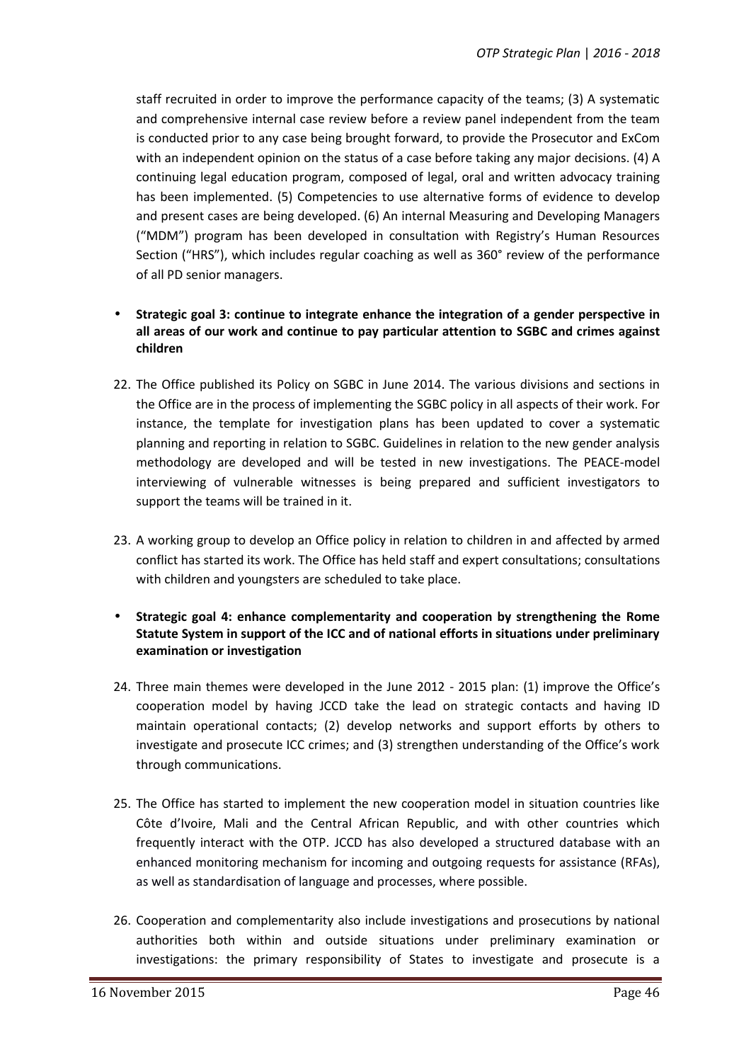staff recruited in order to improve the performance capacity of the teams; (3) A systematic and comprehensive internal case review before a review panel independent from the team is conducted prior to any case being brought forward, to provide the Prosecutor and ExCom with an independent opinion on the status of a case before taking any major decisions. (4) A continuing legal education program, composed of legal, oral and written advocacy training has been implemented. (5) Competencies to use alternative forms of evidence to develop and present cases are being developed. (6) An internal Measuring and Developing Managers ("MDM") program has been developed in consultation with Registry's Human Resources Section ("HRS"), which includes regular coaching as well as 360° review of the performance of all PD senior managers.

- **Strategic goal 3: continue to integrate enhance the integration of a gender perspective in all areas of our work and continue to pay particular attention to SGBC and crimes against children**

22. The Office published its Policy on SGBC in June 2014. The various divisions and sections in the Office are in the process of implementing the SGBC policy in all aspects of their work. For instance, the template for investigation plans has been updated to cover a systematic planning and reporting in relation to SGBC. Guidelines in relation to the new gender analysis methodology are developed and will be tested in new investigations. The PEACE-model interviewing of vulnerable witnesses is being prepared and sufficient investigators to support the teams will be trained in it.

23. A working group to develop an Office policy in relation to children in and affected by armed conflict has started its work. The Office has held staff and expert consultations; consultations with children and youngsters are scheduled to take place.

- **Strategic goal 4: enhance complementarity and cooperation by strengthening the Rome Statute System in support of the ICC and of national efforts in situations under preliminary examination or investigation**

24. Three main themes were developed in the June 2012 - 2015 plan: (1) improve the Office's cooperation model by having JCCD take the lead on strategic contacts and having ID maintain operational contacts; (2) develop networks and support efforts by others to investigate and prosecute ICC crimes; and (3) strengthen understanding of the Office's work through communications.

25. The Office has started to implement the new cooperation model in situation countries like Côte d'Ivoire, Mali and the Central African Republic, and with other countries which frequently interact with the OTP. JCCD has also developed a structured database with an enhanced monitoring mechanism for incoming and outgoing requests for assistance (RFAs), as well as standardisation of language and processes, where possible.

26. Cooperation and complementarity also include investigations and prosecutions by national authorities both within and outside situations under preliminary examination or investigations: the primary responsibility of States to investigate and prosecute is a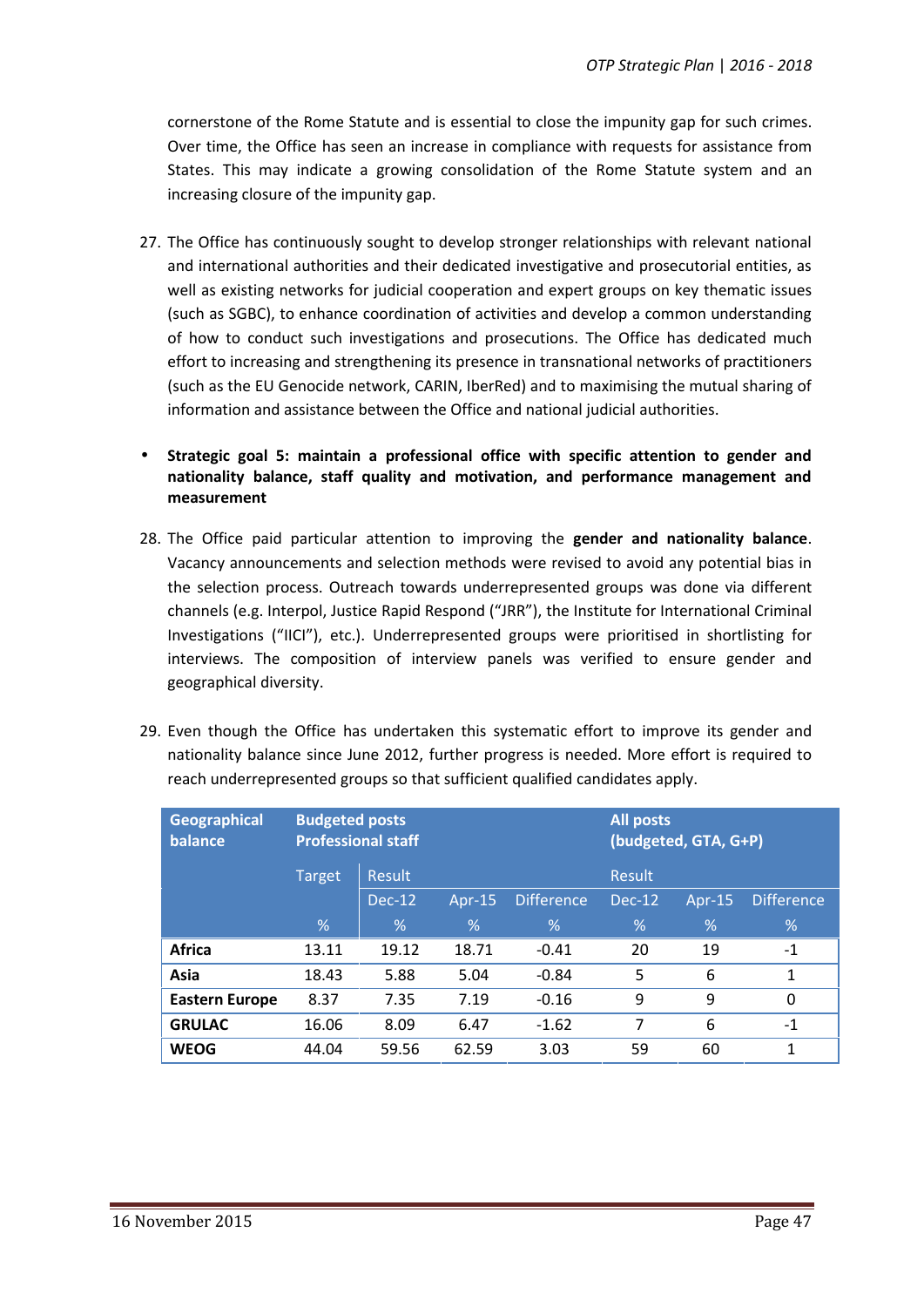cornerstone of the Rome Statute and is essential to close the impunity gap for such crimes. Over time, the Office has seen an increase in compliance with requests for assistance from States. This may indicate a growing consolidation of the Rome Statute system and an increasing closure of the impunity gap.

27. The Office has continuously sought to develop stronger relationships with relevant national and international authorities and their dedicated investigative and prosecutorial entities, as well as existing networks for judicial cooperation and expert groups on key thematic issues (such as SGBC), to enhance coordination of activities and develop a common understanding of how to conduct such investigations and prosecutions. The Office has dedicated much effort to increasing and strengthening its presence in transnational networks of practitioners (such as the EU Genocide network, CARIN, IberRed) and to maximising the mutual sharing of information and assistance between the Office and national judicial authorities.

- **Strategic goal 5: maintain a professional office with specific attention to gender and nationality balance, staff quality and motivation, and performance management and measurement**

28. The Office paid particular attention to improving the **gender and nationality balance**. Vacancy announcements and selection methods were revised to avoid any potential bias in the selection process. Outreach towards underrepresented groups was done via different channels (e.g. Interpol, Justice Rapid Respond ("JRR"), the Institute for International Criminal Investigations ("IICI"), etc.). Underrepresented groups were prioritised in shortlisting for interviews. The composition of interview panels was verified to ensure gender and geographical diversity.

29. Even though the Office has undertaken this systematic effort to improve its gender and nationality balance since June 2012, further progress is needed. More effort is required to reach underrepresented groups so that sufficient qualified candidates apply.

| Geographical balance | Budgeted posts Professional staff | | | | All posts (budgeted, GTA, G+P) | | |
|---|---|---|---|---|---|---|---|
| | Target | Result | | | Result | | |
| | | Dec-12 | Apr-15 | Difference | Dec-12 | Apr-15 | Difference |
| | % | % | % | % | % | % | % |
| **Africa** | 13.11 | 19.12 | 18.71 | -0.41 | 20 | 19 | -1 |
| **Asia** | 18.43 | 5.88 | 5.04 | -0.84 | 5 | 6 | 1 |
| **Eastern Europe** | 8.37 | 7.35 | 7.19 | -0.16 | 9 | 9 | 0 |
| **GRULAC** | 16.06 | 8.09 | 6.47 | -1.62 | 7 | 6 | -1 |
| **WEOG** | 44.04 | 59.56 | 62.59 | 3.03 | 59 | 60 | 1 |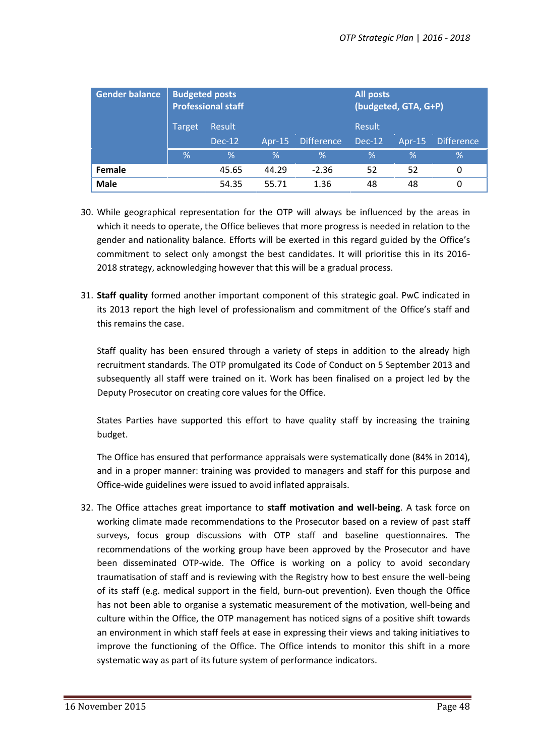| Gender balance | Budgeted posts Professional staff | | | | All posts (budgeted, GTA, G+P) | | |
|---|---|---|---|---|---|---|---|
| | Target | Result | | | Result | | |
| | | Dec-12 | Apr-15 | Difference | Dec-12 | Apr-15 | Difference |
| | % | % | % | % | % | % | % |
| **Female** | | 45.65 | 44.29 | -2.36 | 52 | 52 | 0 |
| **Male** | | 54.35 | 55.71 | 1.36 | 48 | 48 | 0 |

30. While geographical representation for the OTP will always be influenced by the areas in which it needs to operate, the Office believes that more progress is needed in relation to the gender and nationality balance. Efforts will be exerted in this regard guided by the Office's commitment to select only amongst the best candidates. It will prioritise this in its 2016-2018 strategy, acknowledging however that this will be a gradual process.

31. **Staff quality** formed another important component of this strategic goal. PwC indicated in its 2013 report the high level of professionalism and commitment of the Office's staff and this remains the case.

    Staff quality has been ensured through a variety of steps in addition to the already high recruitment standards. The OTP promulgated its Code of Conduct on 5 September 2013 and subsequently all staff were trained on it. Work has been finalised on a project led by the Deputy Prosecutor on creating core values for the Office.

    States Parties have supported this effort to have quality staff by increasing the training budget.

    The Office has ensured that performance appraisals were systematically done (84% in 2014), and in a proper manner: training was provided to managers and staff for this purpose and Office-wide guidelines were issued to avoid inflated appraisals.

32. The Office attaches great importance to **staff motivation and well-being**. A task force on working climate made recommendations to the Prosecutor based on a review of past staff surveys, focus group discussions with OTP staff and baseline questionnaires. The recommendations of the working group have been approved by the Prosecutor and have been disseminated OTP-wide. The Office is working on a policy to avoid secondary traumatisation of staff and is reviewing with the Registry how to best ensure the well-being of its staff (e.g. medical support in the field, burn-out prevention). Even though the Office has not been able to organise a systematic measurement of the motivation, well-being and culture within the Office, the OTP management has noticed signs of a positive shift towards an environment in which staff feels at ease in expressing their views and taking initiatives to improve the functioning of the Office. The Office intends to monitor this shift in a more systematic way as part of its future system of performance indicators.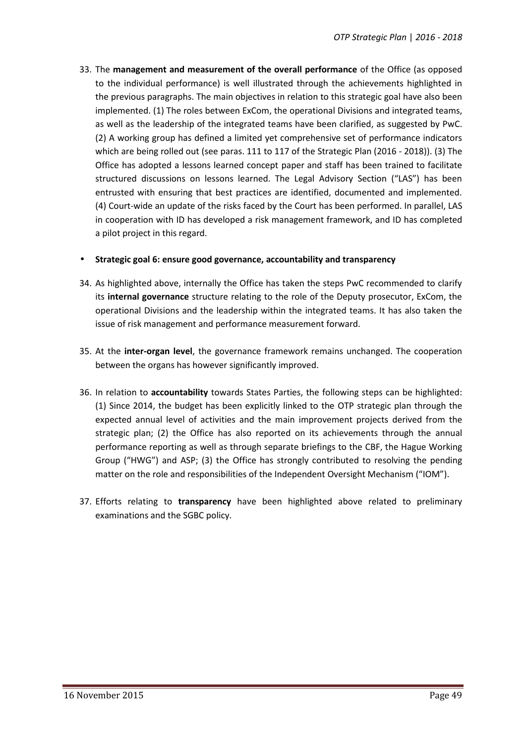33. The **management and measurement of the overall performance** of the Office (as opposed to the individual performance) is well illustrated through the achievements highlighted in the previous paragraphs. The main objectives in relation to this strategic goal have also been implemented. (1) The roles between ExCom, the operational Divisions and integrated teams, as well as the leadership of the integrated teams have been clarified, as suggested by PwC. (2) A working group has defined a limited yet comprehensive set of performance indicators which are being rolled out (see paras. 111 to 117 of the Strategic Plan (2016 - 2018)). (3) The Office has adopted a lessons learned concept paper and staff has been trained to facilitate structured discussions on lessons learned. The Legal Advisory Section ("LAS") has been entrusted with ensuring that best practices are identified, documented and implemented. (4) Court-wide an update of the risks faced by the Court has been performed. In parallel, LAS in cooperation with ID has developed a risk management framework, and ID has completed a pilot project in this regard.

- **Strategic goal 6: ensure good governance, accountability and transparency**

34. As highlighted above, internally the Office has taken the steps PwC recommended to clarify its **internal governance** structure relating to the role of the Deputy prosecutor, ExCom, the operational Divisions and the leadership within the integrated teams. It has also taken the issue of risk management and performance measurement forward.

35. At the **inter-organ level**, the governance framework remains unchanged. The cooperation between the organs has however significantly improved.

36. In relation to **accountability** towards States Parties, the following steps can be highlighted: (1) Since 2014, the budget has been explicitly linked to the OTP strategic plan through the expected annual level of activities and the main improvement projects derived from the strategic plan; (2) the Office has also reported on its achievements through the annual performance reporting as well as through separate briefings to the CBF, the Hague Working Group ("HWG") and ASP; (3) the Office has strongly contributed to resolving the pending matter on the role and responsibilities of the Independent Oversight Mechanism ("IOM").

37. Efforts relating to **transparency** have been highlighted above related to preliminary examinations and the SGBC policy.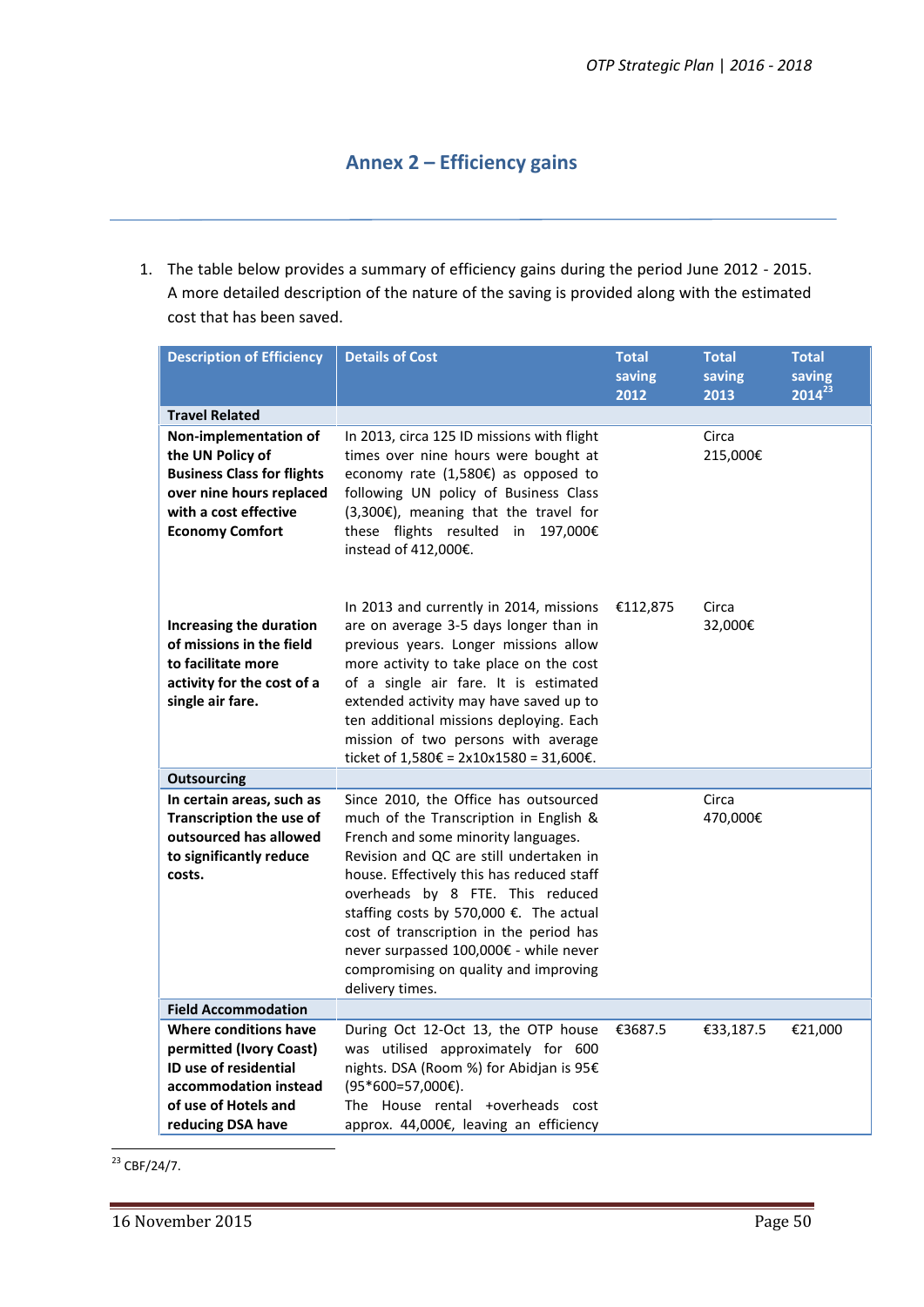# Annex 2 – Efficiency gains

1. The table below provides a summary of efficiency gains during the period June 2012 - 2015. A more detailed description of the nature of the saving is provided along with the estimated cost that has been saved.

| Description of Efficiency | Details of Cost | Total saving 2012 | Total saving 2013 | Total saving 2014[23] |
|---|---|---|---|---|
| **Travel Related** | | | | |
| **Non-implementation of the UN Policy of Business Class for flights over nine hours replaced with a cost effective Economy Comfort** | In 2013, circa 125 ID missions with flight times over nine hours were bought at economy rate (1,580€) as opposed to following UN policy of Business Class (3,300€), meaning that the travel for these flights resulted in 197,000€ instead of 412,000€. | | Circa 215,000€ | |
| **Increasing the duration of missions in the field to facilitate more activity for the cost of a single air fare.** | In 2013 and currently in 2014, missions are on average 3-5 days longer than in previous years. Longer missions allow more activity to take place on the cost of a single air fare. It is estimated extended activity may have saved up to ten additional missions deploying. Each mission of two persons with average ticket of 1,580€ = 2x10x1580 = 31,600€. | €112,875 | Circa 32,000€ | |
| **Outsourcing** | | | | |
| **In certain areas, such as Transcription the use of outsourced has allowed to significantly reduce costs.** | Since 2010, the Office has outsourced much of the Transcription in English & French and some minority languages. Revision and QC are still undertaken in house. Effectively this has reduced staff overheads by 8 FTE. This reduced staffing costs by 570,000 €. The actual cost of transcription in the period has never surpassed 100,000€ - while never compromising on quality and improving delivery times. | | Circa 470,000€ | |
| **Field Accommodation** | | | | |
| **Where conditions have permitted (Ivory Coast) ID use of residential accommodation instead of use of Hotels and reducing DSA have** | During Oct 12-Oct 13, the OTP house was utilised approximately for 600 nights. DSA (Room %) for Abidjan is 95€ (95*600=57,000€). The House rental +overheads cost approx. 44,000€, leaving an efficiency | €3687.5 | €33,187.5 | €21,000 |

[23] CBF/24/7.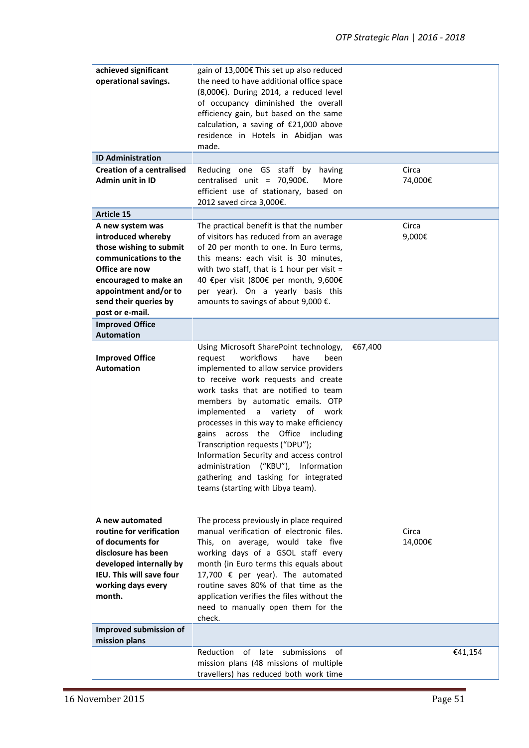| | | | |
|---|---|---|---|
| **achieved significant operational savings.** | gain of 13,000€ This set up also reduced the need to have additional office space (8,000€). During 2014, a reduced level of occupancy diminished the overall efficiency gain, but based on the same calculation, a saving of €21,000 above residence in Hotels in Abidjan was made. | | |
| **ID Administration** | | | |
| **Creation of a centralised Admin unit in ID** | Reducing one GS staff by having centralised unit = 70,900€. More efficient use of stationary, based on 2012 saved circa 3,000€. | | Circa 74,000€ |
| **Article 15** | | | |
| **A new system was introduced whereby those wishing to submit communications to the Office are now encouraged to make an appointment and/or to send their queries by post or e-mail.** | The practical benefit is that the number of visitors has reduced from an average of 20 per month to one. In Euro terms, this means: each visit is 30 minutes, with two staff, that is 1 hour per visit = 40 €per visit (800€ per month, 9,600€ per year). On a yearly basis this amounts to savings of about 9,000 €. | | Circa 9,000€ |
| **Improved Office Automation** | | | |
| **Improved Office Automation** | Using Microsoft SharePoint technology, request workflows have been implemented to allow service providers to receive work requests and create work tasks that are notified to team members by automatic emails. OTP implemented a variety of work processes in this way to make efficiency gains across the Office including Transcription requests ("DPU"); Information Security and access control administration ("KBU"), Information gathering and tasking for integrated teams (starting with Libya team). | €67,400 | |
| **A new automated routine for verification of documents for disclosure has been developed internally by IEU. This will save four working days every month.** | The process previously in place required manual verification of electronic files. This, on average, would take five working days of a GSOL staff every month (in Euro terms this equals about 17,700 € per year). The automated routine saves 80% of that time as the application verifies the files without the need to manually open them for the check. | | Circa 14,000€ |
| **Improved submission of mission plans** | | | |
| | Reduction of late submissions of mission plans (48 missions of multiple travellers) has reduced both work time | | €41,154 |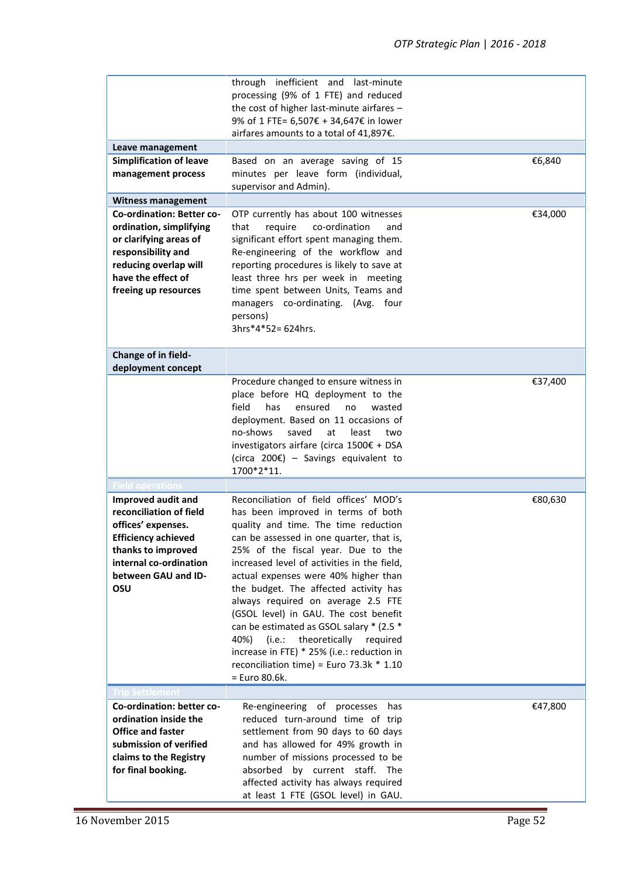| | | |
|---|---|---|
| | through inefficient and last-minute processing (9% of 1 FTE) and reduced the cost of higher last-minute airfares – 9% of 1 FTE= 6,507€ + 34,647€ in lower airfares amounts to a total of 41,897€. | |
| **Leave management** | | |
| **Simplification of leave management process** | Based on an average saving of 15 minutes per leave form (individual, supervisor and Admin). | €6,840 |
| **Witness management** | | |
| **Co-ordination: Better co-ordination, simplifying or clarifying areas of responsibility and reducing overlap will have the effect of freeing up resources** | OTP currently has about 100 witnesses that require co-ordination and significant effort spent managing them. Re-engineering of the workflow and reporting procedures is likely to save at least three hrs per week in meeting time spent between Units, Teams and managers co-ordinating. (Avg. four persons) 3hrs*4*52= 624hrs. | €34,000 |
| **Change of in field-deployment concept** | | |
| | Procedure changed to ensure witness in place before HQ deployment to the field has ensured no wasted deployment. Based on 11 occasions of no-shows saved at least two investigators airfare (circa 1500€ + DSA (circa 200€) – Savings equivalent to 1700*2*11. | €37,400 |
| **Field operations** | | |
| **Improved audit and reconciliation of field offices' expenses. Efficiency achieved thanks to improved internal co-ordination between GAU and ID-OSU** | Reconciliation of field offices' MOD's has been improved in terms of both quality and time. The time reduction can be assessed in one quarter, that is, 25% of the fiscal year. Due to the increased level of activities in the field, actual expenses were 40% higher than the budget. The affected activity has always required on average 2.5 FTE (GSOL level) in GAU. The cost benefit can be estimated as GSOL salary * (2.5 * 40%) (i.e.: theoretically required increase in FTE) * 25% (i.e.: reduction in reconciliation time) = Euro 73.3k * 1.10 = Euro 80.6k. | €80,630 |
| **Trip Settlement** | | |
| **Co-ordination: better co-ordination inside the Office and faster submission of verified claims to the Registry for final booking.** | Re-engineering of processes has reduced turn-around time of trip settlement from 90 days to 60 days and has allowed for 49% growth in number of missions processed to be absorbed by current staff. The affected activity has always required at least 1 FTE (GSOL level) in GAU. | €47,800 |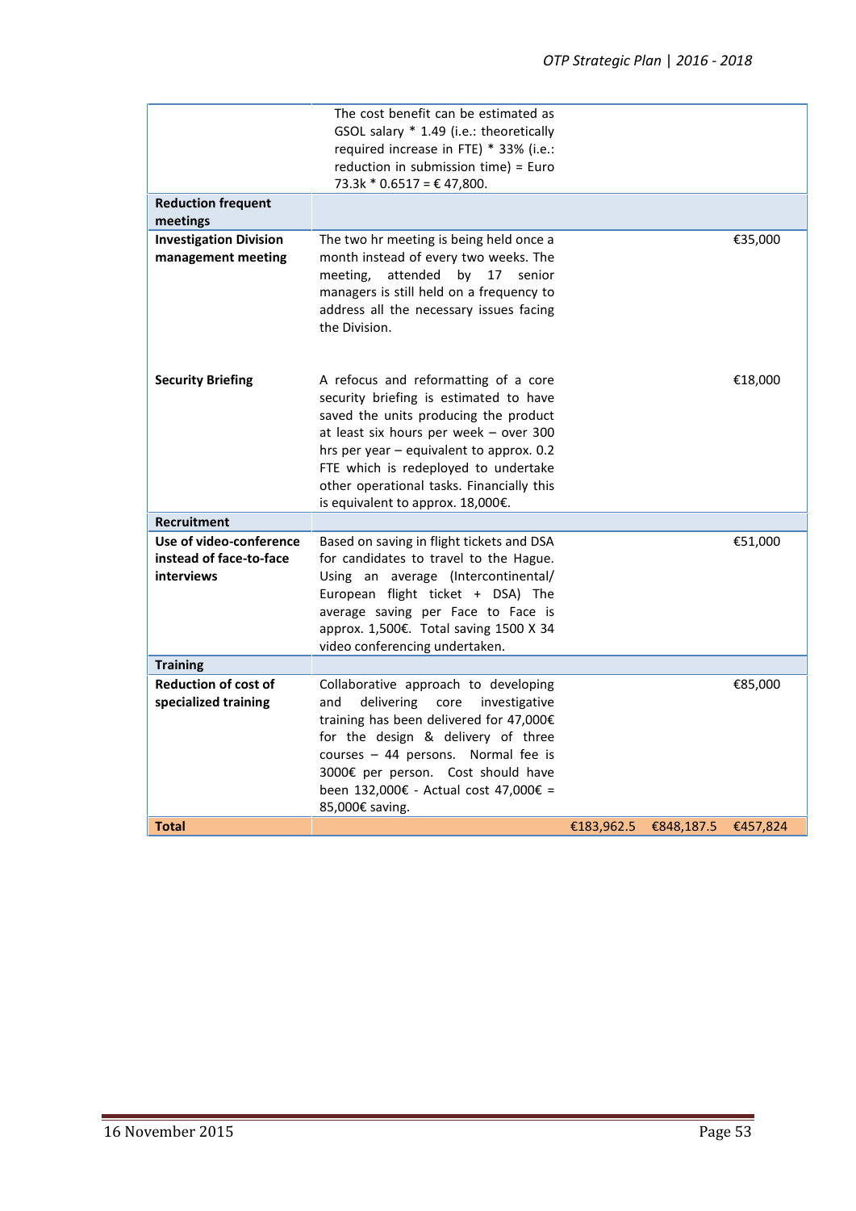| | | | | |
|---|---|---|---|---|
| | The cost benefit can be estimated as GSOL salary * 1.49 (i.e.: theoretically required increase in FTE) * 33% (i.e.: reduction in submission time) = Euro 73.3k * 0.6517 = € 47,800. | | | |
| **Reduction frequent meetings** | | | | |
| **Investigation Division management meeting** | The two hr meeting is being held once a month instead of every two weeks. The meeting, attended by 17 senior managers is still held on a frequency to address all the necessary issues facing the Division. | | | €35,000 |
| **Security Briefing** | A refocus and reformatting of a core security briefing is estimated to have saved the units producing the product at least six hours per week – over 300 hrs per year – equivalent to approx. 0.2 FTE which is redeployed to undertake other operational tasks. Financially this is equivalent to approx. 18,000€. | | | €18,000 |
| **Recruitment** | | | | |
| **Use of video-conference instead of face-to-face interviews** | Based on saving in flight tickets and DSA for candidates to travel to the Hague. Using an average (Intercontinental/ European flight ticket + DSA) The average saving per Face to Face is approx. 1,500€. Total saving 1500 X 34 video conferencing undertaken. | | | €51,000 |
| **Training** | | | | |
| **Reduction of cost of specialized training** | Collaborative approach to developing and delivering core investigative training has been delivered for 47,000€ for the design & delivery of three courses – 44 persons. Normal fee is 3000€ per person. Cost should have been 132,000€ - Actual cost 47,000€ = 85,000€ saving. | | | €85,000 |
| **Total** | | €183,962.5 | €848,187.5 | €457,824 |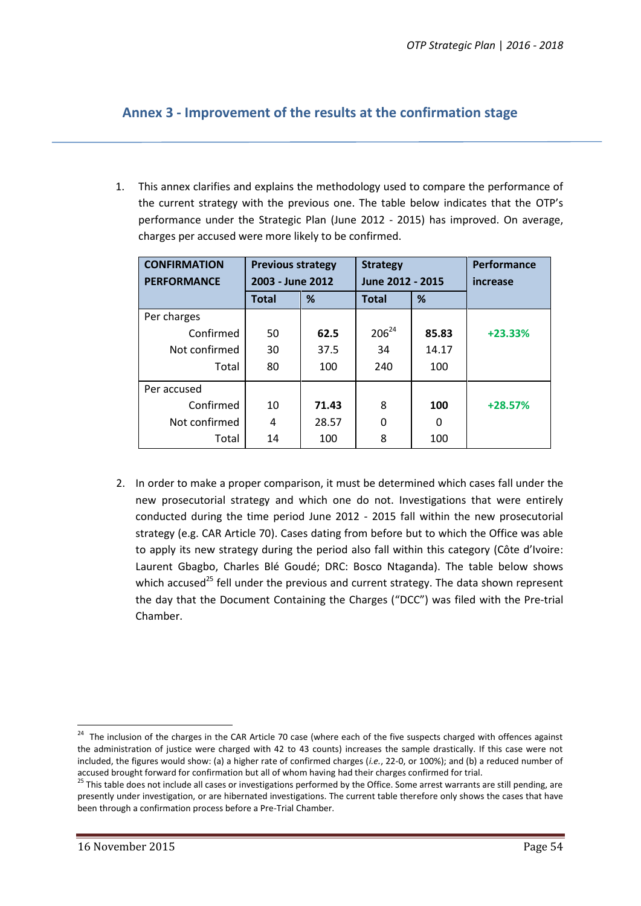## Annex 3 - Improvement of the results at the confirmation stage

1. This annex clarifies and explains the methodology used to compare the performance of the current strategy with the previous one. The table below indicates that the OTP's performance under the Strategic Plan (June 2012 - 2015) has improved. On average, charges per accused were more likely to be confirmed.

| CONFIRMATION PERFORMANCE | Previous strategy 2003 - June 2012 | | Strategy June 2012 - 2015 | | Performance increase |
|---|---|---|---|---|---|
| | Total | % | Total | % | |
| Per charges | | | | | |
| Confirmed | 50 | **62.5** | 206[24] | **85.83** | **+23.33%** |
| Not confirmed | 30 | 37.5 | 34 | 14.17 | |
| Total | 80 | 100 | 240 | 100 | |
| Per accused | | | | | |
| Confirmed | 10 | **71.43** | 8 | **100** | **+28.57%** |
| Not confirmed | 4 | 28.57 | 0 | 0 | |
| Total | 14 | 100 | 8 | 100 | |

2. In order to make a proper comparison, it must be determined which cases fall under the new prosecutorial strategy and which one do not. Investigations that were entirely conducted during the time period June 2012 - 2015 fall within the new prosecutorial strategy (e.g. CAR Article 70). Cases dating from before but to which the Office was able to apply its new strategy during the period also fall within this category (Côte d'Ivoire: Laurent Gbagbo, Charles Blé Goudé; DRC: Bosco Ntaganda). The table below shows which accused[25] fell under the previous and current strategy. The data shown represent the day that the Document Containing the Charges ("DCC") was filed with the Pre-trial Chamber.

---

[24] The inclusion of the charges in the CAR Article 70 case (where each of the five suspects charged with offences against the administration of justice were charged with 42 to 43 counts) increases the sample drastically. If this case were not included, the figures would show: (a) a higher rate of confirmed charges (*i.e.*, 22-0, or 100%); and (b) a reduced number of accused brought forward for confirmation but all of whom having had their charges confirmed for trial.

[25] This table does not include all cases or investigations performed by the Office. Some arrest warrants are still pending, are presently under investigation, or are hibernated investigations. The current table therefore only shows the cases that have been through a confirmation process before a Pre-Trial Chamber.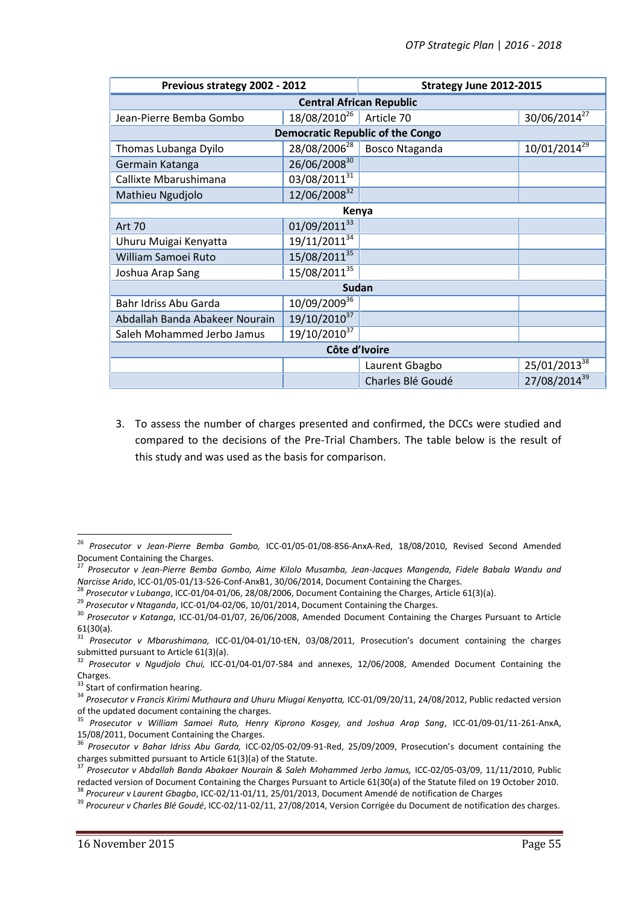| Previous strategy 2002 - 2012 | | Strategy June 2012-2015 | |
|---|---|---|---|
| **Central African Republic** | | | |
| Jean-Pierre Bemba Gombo | 18/08/2010[26] | Article 70 | 30/06/2014[27] |
| **Democratic Republic of the Congo** | | | |
| Thomas Lubanga Dyilo | 28/08/2006[28] | Bosco Ntaganda | 10/01/2014[29] |
| Germain Katanga | 26/06/2008[30] | | |
| Callixte Mbarushimana | 03/08/2011[31] | | |
| Mathieu Ngudjolo | 12/06/2008[32] | | |
| **Kenya** | | | |
| Art 70 | 01/09/2011[33] | | |
| Uhuru Muigai Kenyatta | 19/11/2011[34] | | |
| William Samoei Ruto | 15/08/2011[35] | | |
| Joshua Arap Sang | 15/08/2011[35] | | |
| **Sudan** | | | |
| Bahr Idriss Abu Garda | 10/09/2009[36] | | |
| Abdallah Banda Abakeer Nourain | 19/10/2010[37] | | |
| Saleh Mohammed Jerbo Jamus | 19/10/2010[37] | | |
| **Côte d'Ivoire** | | | |
| | | Laurent Gbagbo | 25/01/2013[38] |
| | | Charles Blé Goudé | 27/08/2014[39] |

3. To assess the number of charges presented and confirmed, the DCCs were studied and compared to the decisions of the Pre-Trial Chambers. The table below is the result of this study and was used as the basis for comparison.

---

[26] *Prosecutor v Jean-Pierre Bemba Gombo,* ICC-01/05-01/08-856-AnxA-Red, 18/08/2010, Revised Second Amended Document Containing the Charges.

[27] *Prosecutor v Jean-Pierre Bemba Gombo, Aime Kilolo Musamba, Jean-Jacques Mangenda, Fidele Babala Wandu and Narcisse Arido*, ICC-01/05-01/13-526-Conf-AnxB1, 30/06/2014, Document Containing the Charges.

[28] *Prosecutor v Lubanga*, ICC-01/04-01/06, 28/08/2006, Document Containing the Charges, Article 61(3)(a).

[29] *Prosecutor v Ntaganda*, ICC-01/04-02/06, 10/01/2014, Document Containing the Charges.

[30] *Prosecutor v Katanga*, ICC-01/04-01/07, 26/06/2008, Amended Document Containing the Charges Pursuant to Article 61(30(a).

[31] *Prosecutor v Mbarushimana,* ICC-01/04-01/10-tEN, 03/08/2011, Prosecution's document containing the charges submitted pursuant to Article 61(3)(a).

[32] *Prosecutor v Ngudjolo Chui,* ICC-01/04-01/07-584 and annexes, 12/06/2008, Amended Document Containing the Charges.

[33] Start of confirmation hearing.

[34] *Prosecutor v Francis Kirimi Muthaura and Uhuru Miugai Kenyatta,* ICC-01/09/20/11, 24/08/2012, Public redacted version of the updated document containing the charges.

[35] *Prosecutor v William Samoei Ruto, Henry Kiprono Kosgey, and Joshua Arap Sang*, ICC-01/09-01/11-261-AnxA, 15/08/2011, Document Containing the Charges.

[36] *Prosecutor v Bahar Idriss Abu Garda,* ICC-02/05-02/09-91-Red, 25/09/2009, Prosecution's document containing the charges submitted pursuant to Article 61(3)(a) of the Statute.

[37] *Prosecutor v Abdallah Banda Abakaer Nourain & Saleh Mohammed Jerbo Jamus,* ICC-02/05-03/09, 11/11/2010, Public redacted version of Document Containing the Charges Pursuant to Article 61(30(a) of the Statute filed on 19 October 2010.

[38] *Procureur v Laurent Gbagbo*, ICC-02/11-01/11, 25/01/2013, Document Amendé de notification de Charges

[39] *Procureur v Charles Blé Goudé*, ICC-02/11-02/11, 27/08/2014, Version Corrigée du Document de notification des charges.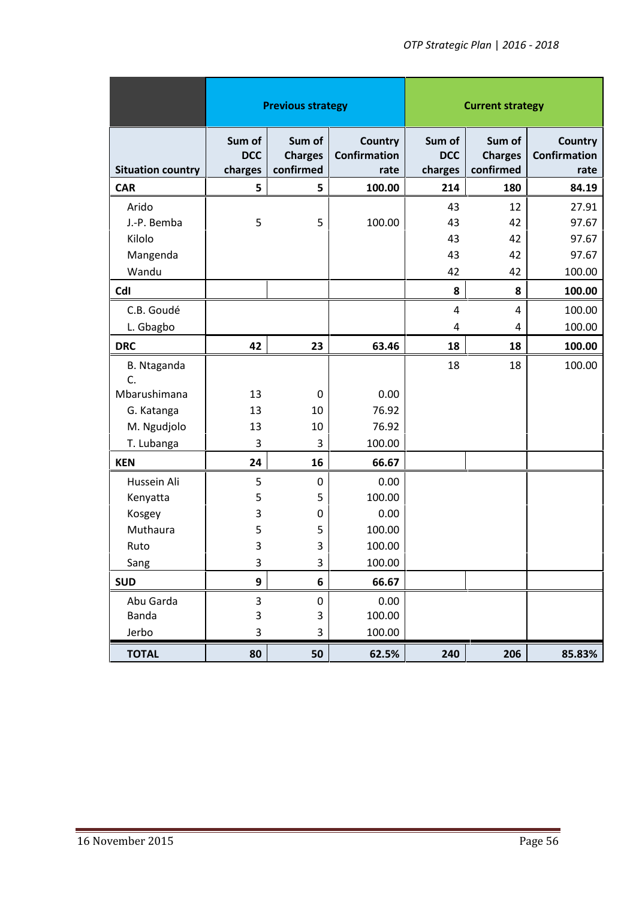| | Previous strategy | | | Current strategy | | |
|---|---|---|---|---|---|---|
| **Situation country** | **Sum of DCC charges** | **Sum of Charges confirmed** | **Country Confirmation rate** | **Sum of DCC charges** | **Sum of Charges confirmed** | **Country Confirmation rate** |
| **CAR** | **5** | **5** | **100.00** | **214** | **180** | **84.19** |
| Arido | | | | 43 | 12 | 27.91 |
| J.-P. Bemba | 5 | 5 | 100.00 | 43 | 42 | 97.67 |
| Kilolo | | | | 43 | 42 | 97.67 |
| Mangenda | | | | 43 | 42 | 97.67 |
| Wandu | | | | 42 | 42 | 100.00 |
| **CdI** | | | | **8** | **8** | **100.00** |
| C.B. Goudé | | | | 4 | 4 | 100.00 |
| L. Gbagbo | | | | 4 | 4 | 100.00 |
| **DRC** | **42** | **23** | **63.46** | **18** | **18** | **100.00** |
| B. Ntaganda | | | | 18 | 18 | 100.00 |
| C. Mbarushimana | 13 | 0 | 0.00 | | | |
| G. Katanga | 13 | 10 | 76.92 | | | |
| M. Ngudjolo | 13 | 10 | 76.92 | | | |
| T. Lubanga | 3 | 3 | 100.00 | | | |
| **KEN** | **24** | **16** | **66.67** | | | |
| Hussein Ali | 5 | 0 | 0.00 | | | |
| Kenyatta | 5 | 5 | 100.00 | | | |
| Kosgey | 3 | 0 | 0.00 | | | |
| Muthaura | 5 | 5 | 100.00 | | | |
| Ruto | 3 | 3 | 100.00 | | | |
| Sang | 3 | 3 | 100.00 | | | |
| **SUD** | **9** | **6** | **66.67** | | | |
| Abu Garda | 3 | 0 | 0.00 | | | |
| Banda | 3 | 3 | 100.00 | | | |
| Jerbo | 3 | 3 | 100.00 | | | |
| **TOTAL** | **80** | **50** | **62.5%** | **240** | **206** | **85.83%** |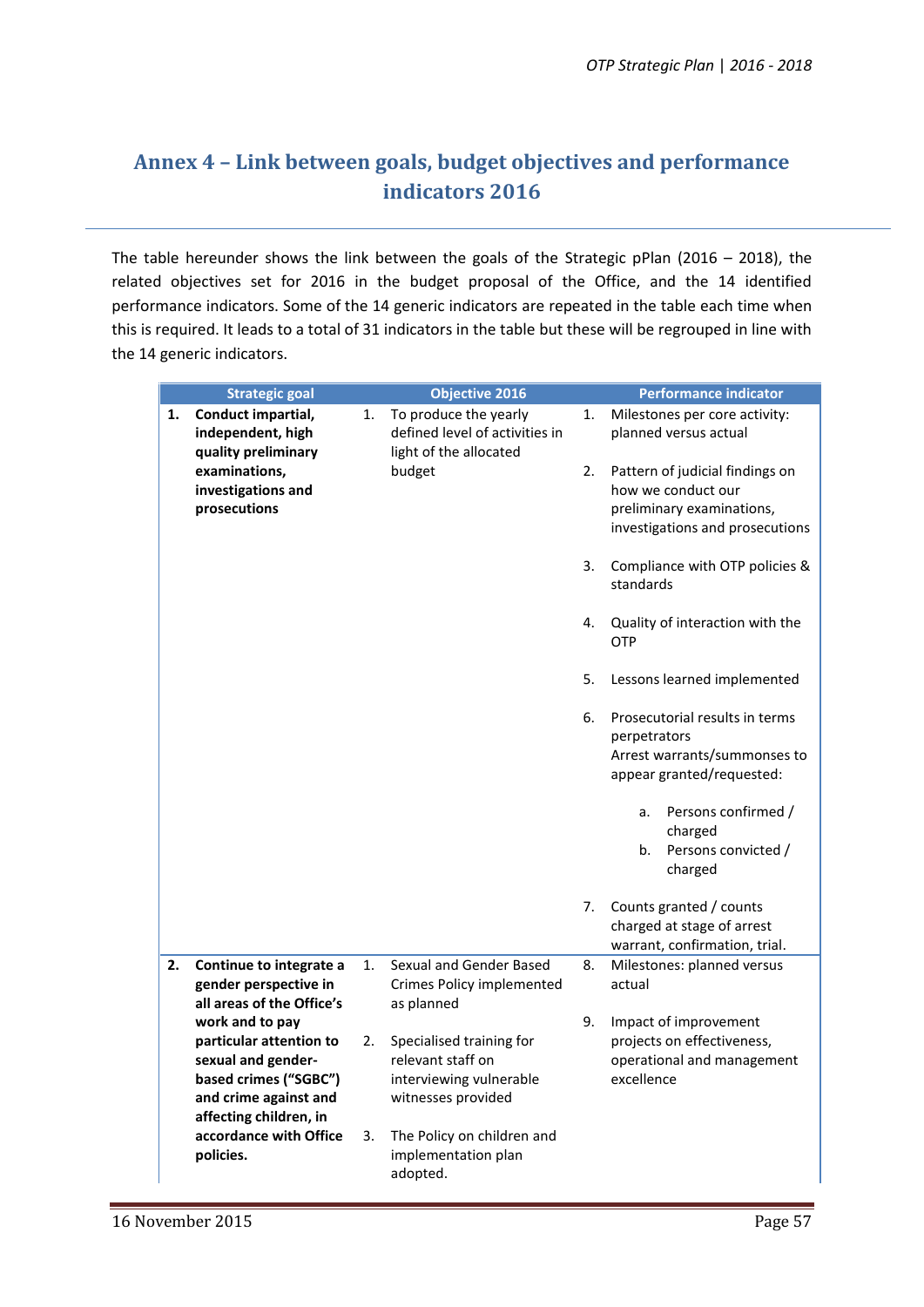# Annex 4 – Link between goals, budget objectives and performance indicators 2016

The table hereunder shows the link between the goals of the Strategic pPlan (2016 – 2018), the related objectives set for 2016 in the budget proposal of the Office, and the 14 identified performance indicators. Some of the 14 generic indicators are repeated in the table each time when this is required. It leads to a total of 31 indicators in the table but these will be regrouped in line with the 14 generic indicators.

| Strategic goal | Objective 2016 | Performance indicator |
|---|---|---|
| 1. **Conduct impartial, independent, high quality preliminary examinations, investigations and prosecutions** | 1. To produce the yearly defined level of activities in light of the allocated budget | 1. Milestones per core activity: planned versus actual<br>2. Pattern of judicial findings on how we conduct our preliminary examinations, investigations and prosecutions<br>3. Compliance with OTP policies & standards<br>4. Quality of interaction with the OTP<br>5. Lessons learned implemented<br>6. Prosecutorial results in terms perpetrators<br>Arrest warrants/summonses to appear granted/requested:<br>a. Persons confirmed / charged<br>b. Persons convicted / charged<br>7. Counts granted / counts charged at stage of arrest warrant, confirmation, trial. |
| 2. **Continue to integrate a gender perspective in all areas of the Office's work and to pay particular attention to sexual and gender-based crimes ("SGBC") and crime against and affecting children, in accordance with Office policies.** | 1. Sexual and Gender Based Crimes Policy implemented as planned<br>2. Specialised training for relevant staff on interviewing vulnerable witnesses provided<br>3. The Policy on children and implementation plan adopted. | 8. Milestones: planned versus actual<br>9. Impact of improvement projects on effectiveness, operational and management excellence |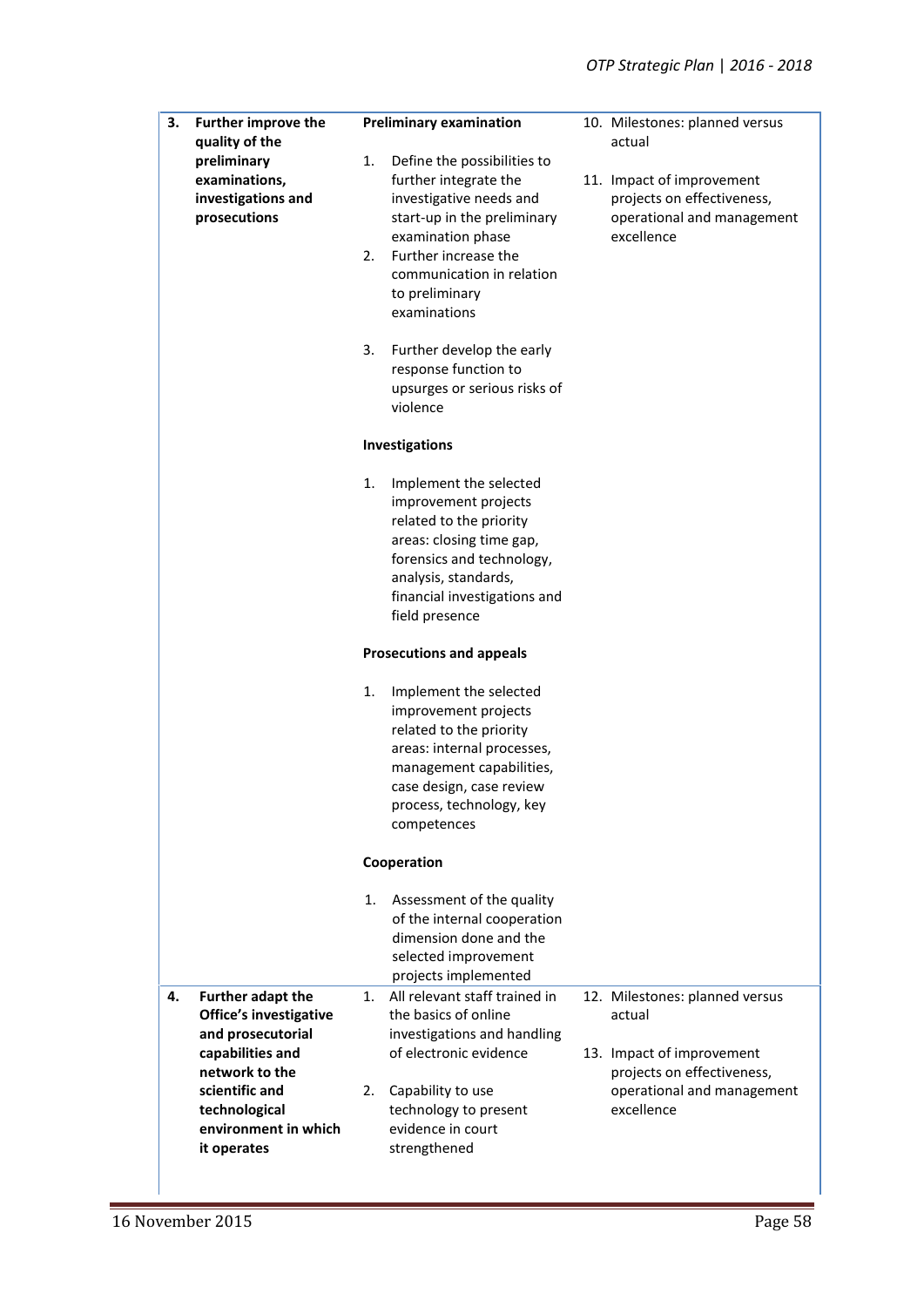| | | | |
|---|---|---|---|
| 3. | **Further improve the quality of the preliminary examinations, investigations and prosecutions** | **Preliminary examination**<br><br>1. Define the possibilities to further integrate the investigative needs and start-up in the preliminary examination phase<br>2. Further increase the communication in relation to preliminary examinations<br>3. Further develop the early response function to upsurges or serious risks of violence<br><br>**Investigations**<br><br>1. Implement the selected improvement projects related to the priority areas: closing time gap, forensics and technology, analysis, standards, financial investigations and field presence<br><br>**Prosecutions and appeals**<br><br>1. Implement the selected improvement projects related to the priority areas: internal processes, management capabilities, case design, case review process, technology, key competences<br><br>**Cooperation**<br><br>1. Assessment of the quality of the internal cooperation dimension done and the selected improvement projects implemented | 10. Milestones: planned versus actual<br><br>11. Impact of improvement projects on effectiveness, operational and management excellence |
| 4. | **Further adapt the Office's investigative and prosecutorial capabilities and network to the scientific and technological environment in which it operates** | 1. All relevant staff trained in the basics of online investigations and handling of electronic evidence<br><br>2. Capability to use technology to present evidence in court strengthened | 12. Milestones: planned versus actual<br><br>13. Impact of improvement projects on effectiveness, operational and management excellence |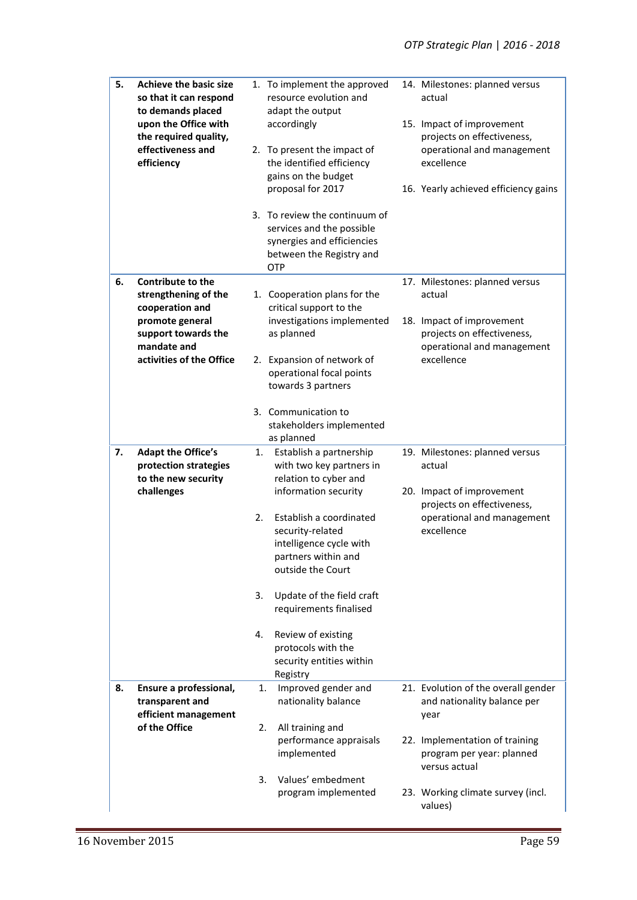| | | | |
|---|---|---|---|
| **5.** | **Achieve the basic size so that it can respond to demands placed upon the Office with the required quality, effectiveness and efficiency** | 1. To implement the approved resource evolution and adapt the output accordingly<br><br>2. To present the impact of the identified efficiency gains on the budget proposal for 2017<br><br>3. To review the continuum of services and the possible synergies and efficiencies between the Registry and OTP | 14. Milestones: planned versus actual<br><br>15. Impact of improvement projects on effectiveness, operational and management excellence<br><br>16. Yearly achieved efficiency gains |
| **6.** | **Contribute to the strengthening of the cooperation and promote general support towards the mandate and activities of the Office** | 1. Cooperation plans for the critical support to the investigations implemented as planned<br><br>2. Expansion of network of operational focal points towards 3 partners<br><br>3. Communication to stakeholders implemented as planned | 17. Milestones: planned versus actual<br><br>18. Impact of improvement projects on effectiveness, operational and management excellence |
| **7.** | **Adapt the Office's protection strategies to the new security challenges** | 1. Establish a partnership with two key partners in relation to cyber and information security<br><br>2. Establish a coordinated security-related intelligence cycle with partners within and outside the Court<br><br>3. Update of the field craft requirements finalised<br><br>4. Review of existing protocols with the security entities within Registry | 19. Milestones: planned versus actual<br><br>20. Impact of improvement projects on effectiveness, operational and management excellence |
| **8.** | **Ensure a professional, transparent and efficient management of the Office** | 1. Improved gender and nationality balance<br><br>2. All training and performance appraisals implemented<br><br>3. Values' embedment program implemented | 21. Evolution of the overall gender and nationality balance per year<br><br>22. Implementation of training program per year: planned versus actual<br><br>23. Working climate survey (incl. values) |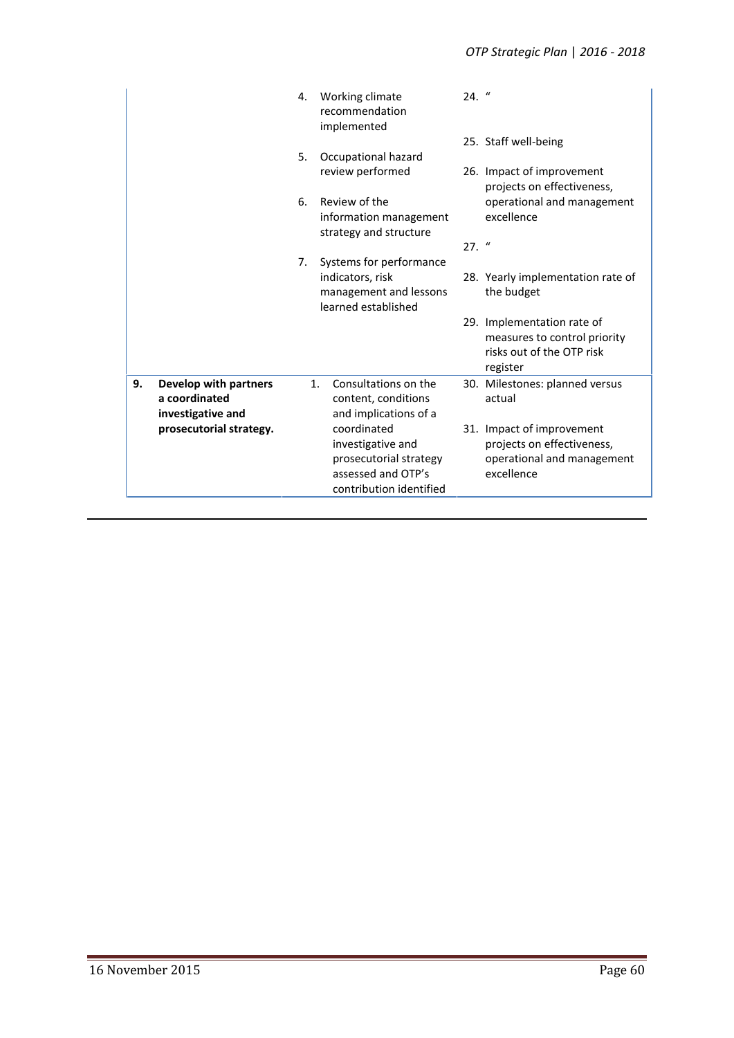| | | | |
|---|---|---|---|
| | | 4. Working climate recommendation implemented<br><br>5. Occupational hazard review performed<br><br>6. Review of the information management strategy and structure<br><br>7. Systems for performance indicators, risk management and lessons learned established | 24. "<br><br>25. Staff well-being<br><br>26. Impact of improvement projects on effectiveness, operational and management excellence<br><br>27. "<br><br>28. Yearly implementation rate of the budget<br><br>29. Implementation rate of measures to control priority risks out of the OTP risk register |
| **9.** | **Develop with partners a coordinated investigative and prosecutorial strategy.** | 1. Consultations on the content, conditions and implications of a coordinated investigative and prosecutorial strategy assessed and OTP's contribution identified | 30. Milestones: planned versus actual<br><br>31. Impact of improvement projects on effectiveness, operational and management excellence |